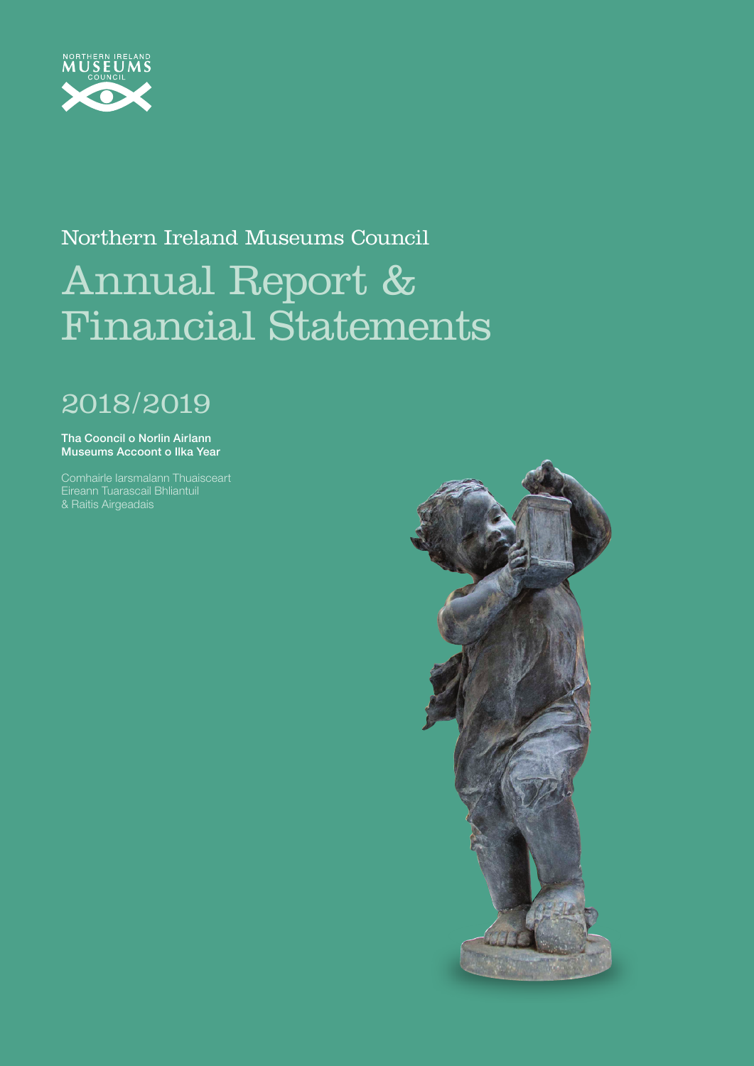NORTHERN IRELAND MUSEUMS COUNCIL

## Northern Ireland Museums Council

# Annual Report & Financial Statements

## 2018/2019

**Tha Cooncil o Norlin Airlann Museums Accoont o Ilka Year**

Comhairle Iarsmalann Thuaisceart Eireann Tuarascail Bhliantuil & Raitis Airgeadais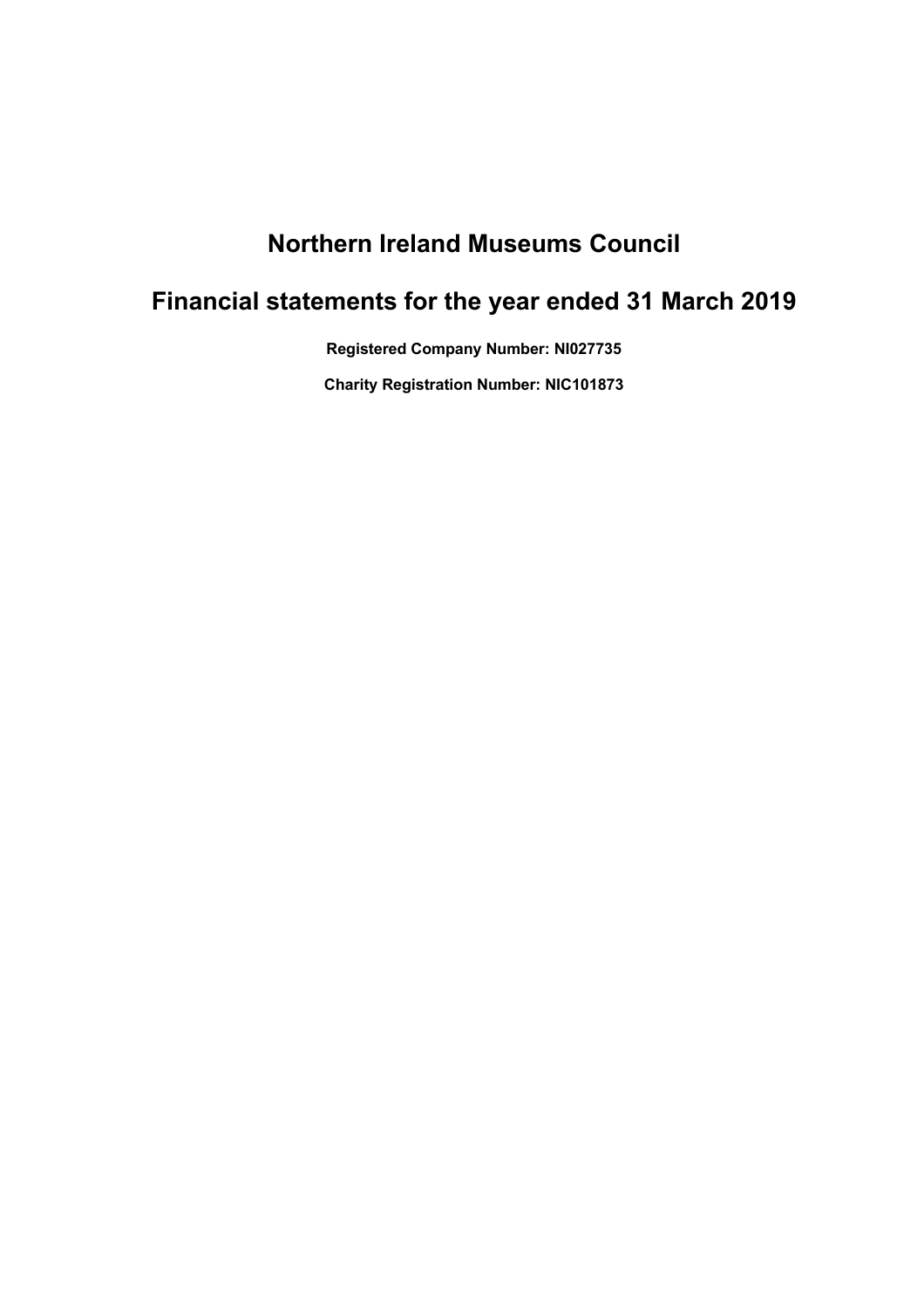# Northern Ireland Museums Council

# Financial statements for the year ended 31 March 2019

**Registered Company Number: NI027735**

**Charity Registration Number: NIC101873**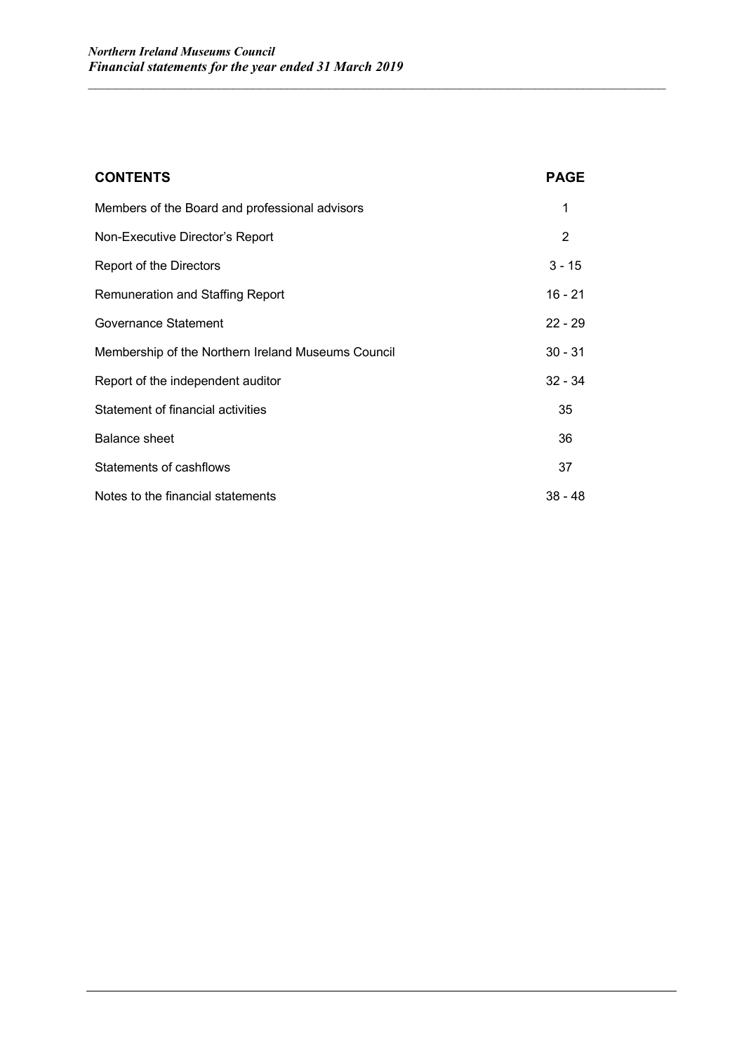| CONTENTS | PAGE |
|---|---|
| Members of the Board and professional advisors | 1 |
| Non-Executive Director's Report | 2 |
| Report of the Directors | 3 - 15 |
| Remuneration and Staffing Report | 16 - 21 |
| Governance Statement | 22 - 29 |
| Membership of the Northern Ireland Museums Council | 30 - 31 |
| Report of the independent auditor | 32 - 34 |
| Statement of financial activities | 35 |
| Balance sheet | 36 |
| Statements of cashflows | 37 |
| Notes to the financial statements | 38 - 48 |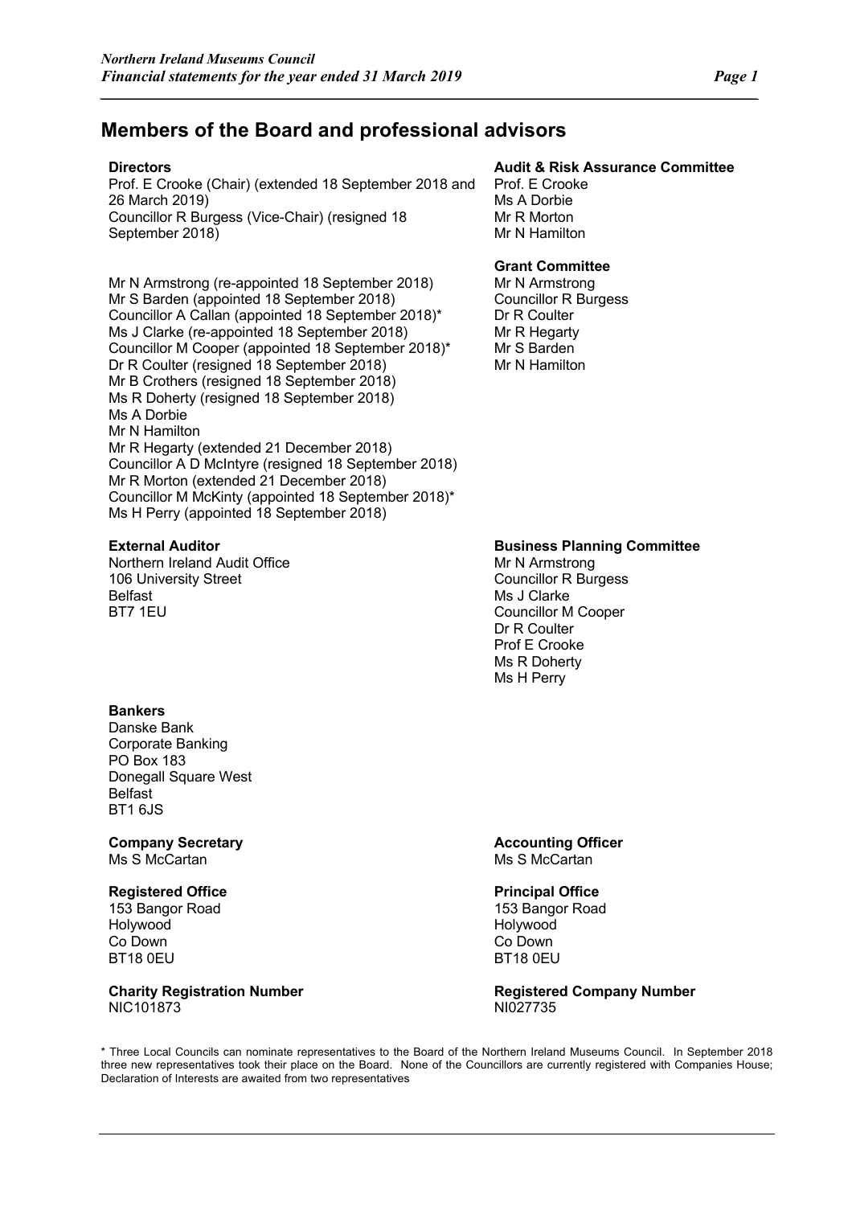# Members of the Board and professional advisors

**Directors**

Prof. E Crooke (Chair) (extended 18 September 2018 and 26 March 2019)
Councillor R Burgess (Vice-Chair) (resigned 18 September 2018)

Mr N Armstrong (re-appointed 18 September 2018)
Mr S Barden (appointed 18 September 2018)
Councillor A Callan (appointed 18 September 2018)*
Ms J Clarke (re-appointed 18 September 2018)
Councillor M Cooper (appointed 18 September 2018)*
Dr R Coulter (resigned 18 September 2018)
Mr B Crothers (resigned 18 September 2018)
Ms R Doherty (resigned 18 September 2018)
Ms A Dorbie
Mr N Hamilton
Mr R Hegarty (extended 21 December 2018)
Councillor A D McIntyre (resigned 18 September 2018)
Mr R Morton (extended 21 December 2018)
Councillor M McKinty (appointed 18 September 2018)*
Ms H Perry (appointed 18 September 2018)

**Audit & Risk Assurance Committee**

Prof. E Crooke
Ms A Dorbie
Mr R Morton
Mr N Hamilton

**Grant Committee**

Mr N Armstrong
Councillor R Burgess
Dr R Coulter
Mr R Hegarty
Mr S Barden
Mr N Hamilton

**External Auditor**

Northern Ireland Audit Office
106 University Street
Belfast
BT7 1EU

**Business Planning Committee**

Mr N Armstrong
Councillor R Burgess
Ms J Clarke
Councillor M Cooper
Dr R Coulter
Prof E Crooke
Ms R Doherty
Ms H Perry

**Bankers**

Danske Bank
Corporate Banking
PO Box 183
Donegall Square West
Belfast
BT1 6JS

**Company Secretary**

Ms S McCartan

**Accounting Officer**

Ms S McCartan

**Registered Office**

153 Bangor Road
Holywood
Co Down
BT18 0EU

**Principal Office**

153 Bangor Road
Holywood
Co Down
BT18 0EU

**Charity Registration Number**

NIC101873

**Registered Company Number**

NI027735

\* Three Local Councils can nominate representatives to the Board of the Northern Ireland Museums Council. In September 2018 three new representatives took their place on the Board. None of the Councillors are currently registered with Companies House; Declaration of Interests are awaited from two representatives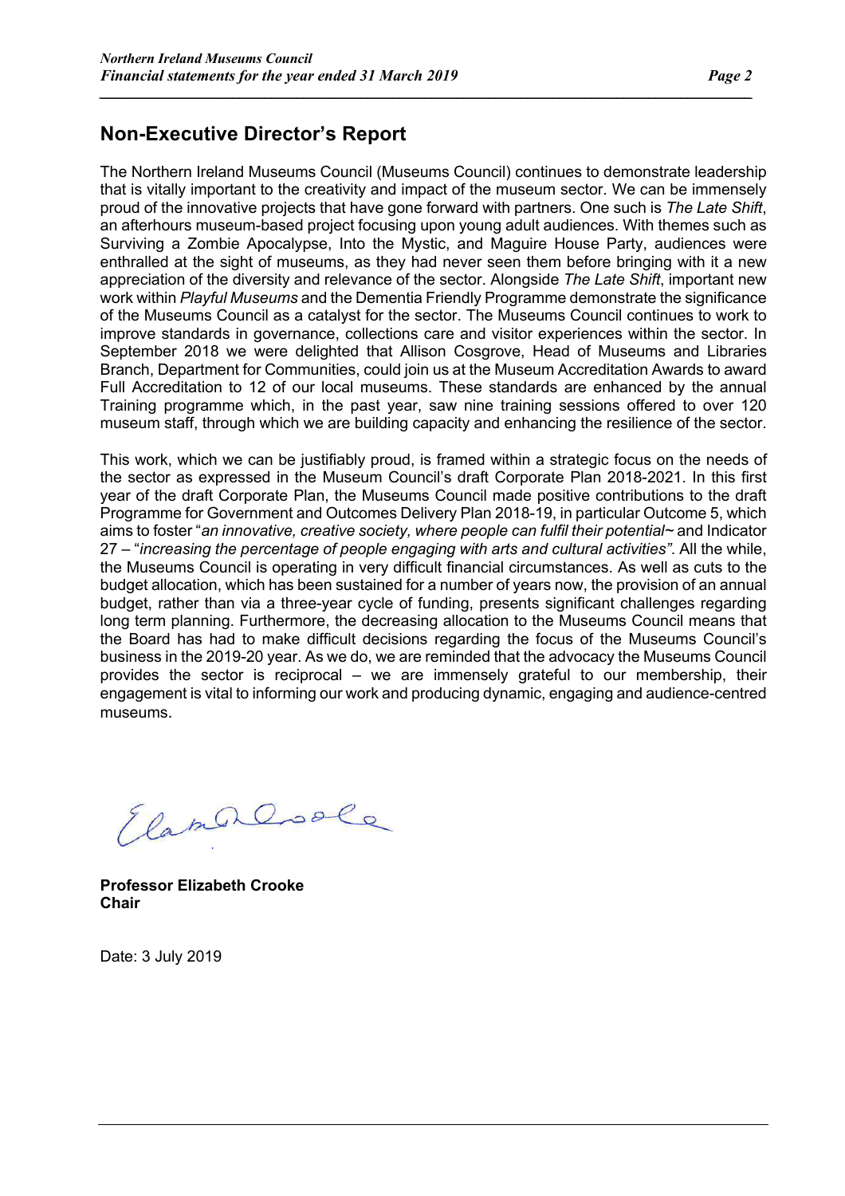## Non-Executive Director's Report

The Northern Ireland Museums Council (Museums Council) continues to demonstrate leadership that is vitally important to the creativity and impact of the museum sector. We can be immensely proud of the innovative projects that have gone forward with partners. One such is *The Late Shift*, an afterhours museum-based project focusing upon young adult audiences. With themes such as Surviving a Zombie Apocalypse, Into the Mystic, and Maguire House Party, audiences were enthralled at the sight of museums, as they had never seen them before bringing with it a new appreciation of the diversity and relevance of the sector. Alongside *The Late Shift*, important new work within *Playful Museums* and the Dementia Friendly Programme demonstrate the significance of the Museums Council as a catalyst for the sector. The Museums Council continues to work to improve standards in governance, collections care and visitor experiences within the sector. In September 2018 we were delighted that Allison Cosgrove, Head of Museums and Libraries Branch, Department for Communities, could join us at the Museum Accreditation Awards to award Full Accreditation to 12 of our local museums. These standards are enhanced by the annual Training programme which, in the past year, saw nine training sessions offered to over 120 museum staff, through which we are building capacity and enhancing the resilience of the sector.

This work, which we can be justifiably proud, is framed within a strategic focus on the needs of the sector as expressed in the Museum Council's draft Corporate Plan 2018-2021. In this first year of the draft Corporate Plan, the Museums Council made positive contributions to the draft Programme for Government and Outcomes Delivery Plan 2018-19, in particular Outcome 5, which aims to foster "*an innovative, creative society, where people can fulfil their potential*~ and Indicator 27 – "*increasing the percentage of people engaging with arts and cultural activities*". All the while, the Museums Council is operating in very difficult financial circumstances. As well as cuts to the budget allocation, which has been sustained for a number of years now, the provision of an annual budget, rather than via a three-year cycle of funding, presents significant challenges regarding long term planning. Furthermore, the decreasing allocation to the Museums Council means that the Board has had to make difficult decisions regarding the focus of the Museums Council's business in the 2019-20 year. As we do, we are reminded that the advocacy the Museums Council provides the sector is reciprocal – we are immensely grateful to our membership, their engagement is vital to informing our work and producing dynamic, engaging and audience-centred museums.

**Professor Elizabeth Crooke**
**Chair**

Date: 3 July 2019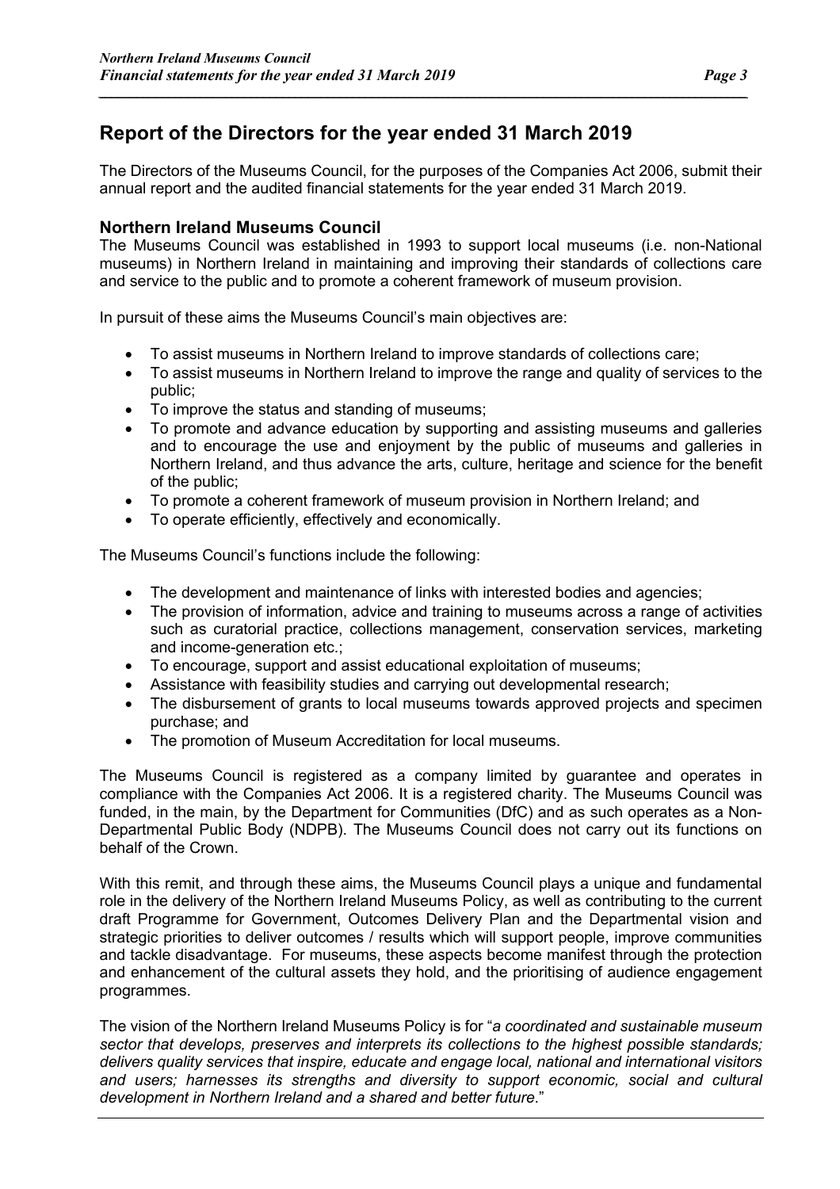# Report of the Directors for the year ended 31 March 2019

The Directors of the Museums Council, for the purposes of the Companies Act 2006, submit their annual report and the audited financial statements for the year ended 31 March 2019.

## Northern Ireland Museums Council

The Museums Council was established in 1993 to support local museums (i.e. non-National museums) in Northern Ireland in maintaining and improving their standards of collections care and service to the public and to promote a coherent framework of museum provision.

In pursuit of these aims the Museums Council's main objectives are:

- To assist museums in Northern Ireland to improve standards of collections care;
- To assist museums in Northern Ireland to improve the range and quality of services to the public;
- To improve the status and standing of museums;
- To promote and advance education by supporting and assisting museums and galleries and to encourage the use and enjoyment by the public of museums and galleries in Northern Ireland, and thus advance the arts, culture, heritage and science for the benefit of the public;
- To promote a coherent framework of museum provision in Northern Ireland; and
- To operate efficiently, effectively and economically.

The Museums Council's functions include the following:

- The development and maintenance of links with interested bodies and agencies;
- The provision of information, advice and training to museums across a range of activities such as curatorial practice, collections management, conservation services, marketing and income-generation etc.;
- To encourage, support and assist educational exploitation of museums;
- Assistance with feasibility studies and carrying out developmental research;
- The disbursement of grants to local museums towards approved projects and specimen purchase; and
- The promotion of Museum Accreditation for local museums.

The Museums Council is registered as a company limited by guarantee and operates in compliance with the Companies Act 2006. It is a registered charity. The Museums Council was funded, in the main, by the Department for Communities (DfC) and as such operates as a Non-Departmental Public Body (NDPB). The Museums Council does not carry out its functions on behalf of the Crown.

With this remit, and through these aims, the Museums Council plays a unique and fundamental role in the delivery of the Northern Ireland Museums Policy, as well as contributing to the current draft Programme for Government, Outcomes Delivery Plan and the Departmental vision and strategic priorities to deliver outcomes / results which will support people, improve communities and tackle disadvantage. For museums, these aspects become manifest through the protection and enhancement of the cultural assets they hold, and the prioritising of audience engagement programmes.

The vision of the Northern Ireland Museums Policy is for "*a coordinated and sustainable museum sector that develops, preserves and interprets its collections to the highest possible standards; delivers quality services that inspire, educate and engage local, national and international visitors and users; harnesses its strengths and diversity to support economic, social and cultural development in Northern Ireland and a shared and better future*."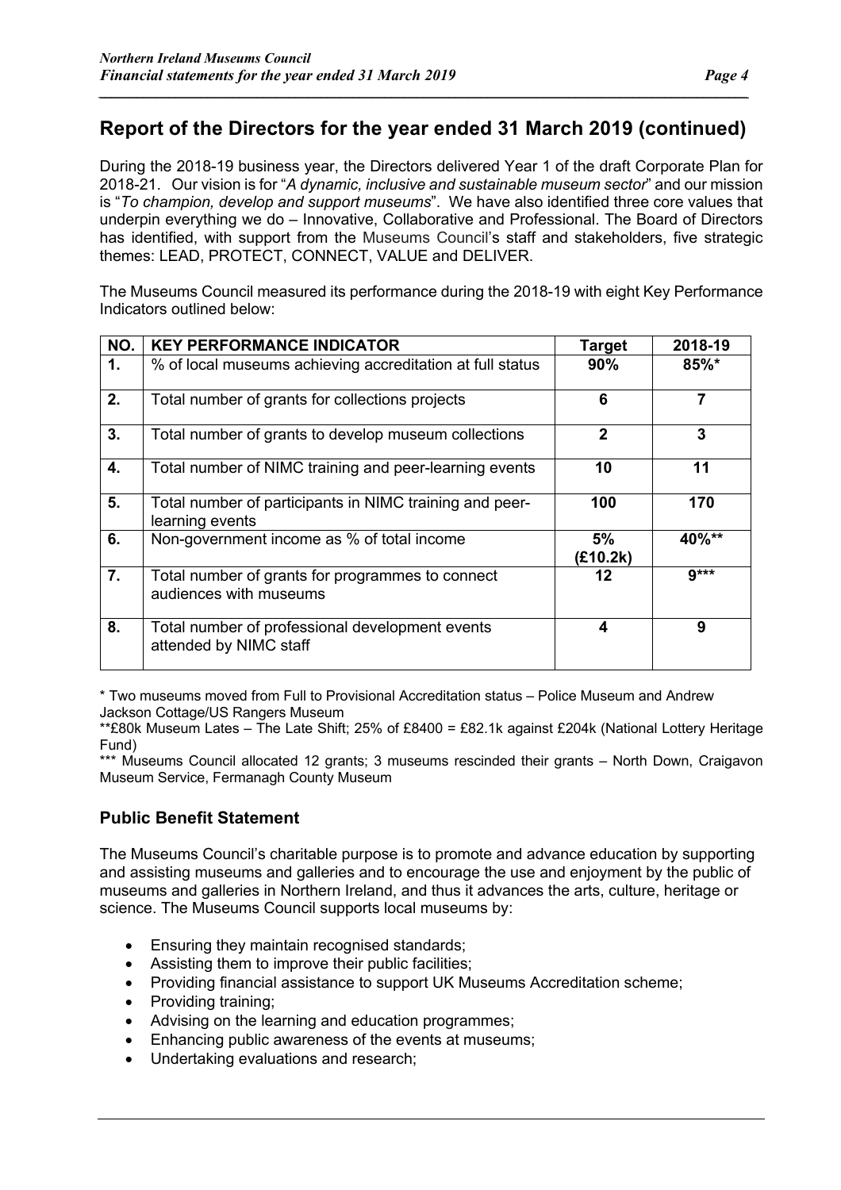## Report of the Directors for the year ended 31 March 2019 (continued)

During the 2018-19 business year, the Directors delivered Year 1 of the draft Corporate Plan for 2018-21. Our vision is for "*A dynamic, inclusive and sustainable museum sector*" and our mission is "*To champion, develop and support museums*". We have also identified three core values that underpin everything we do – Innovative, Collaborative and Professional. The Board of Directors has identified, with support from the Museums Council's staff and stakeholders, five strategic themes: LEAD, PROTECT, CONNECT, VALUE and DELIVER.

The Museums Council measured its performance during the 2018-19 with eight Key Performance Indicators outlined below:

| NO. | KEY PERFORMANCE INDICATOR | Target | 2018-19 |
|---|---|---|---|
| **1.** | % of local museums achieving accreditation at full status | **90%** | **85%*** |
| **2.** | Total number of grants for collections projects | **6** | **7** |
| **3.** | Total number of grants to develop museum collections | **2** | **3** |
| **4.** | Total number of NIMC training and peer-learning events | **10** | **11** |
| **5.** | Total number of participants in NIMC training and peer-learning events | **100** | **170** |
| **6.** | Non-government income as % of total income | **5% (£10.2k)** | **40%**** |
| **7.** | Total number of grants for programmes to connect audiences with museums | **12** | **9***** |
| **8.** | Total number of professional development events attended by NIMC staff | **4** | **9** |

* Two museums moved from Full to Provisional Accreditation status – Police Museum and Andrew Jackson Cottage/US Rangers Museum

**£80k Museum Lates – The Late Shift; 25% of £8400 = £82.1k against £204k (National Lottery Heritage Fund)

*** Museums Council allocated 12 grants; 3 museums rescinded their grants – North Down, Craigavon Museum Service, Fermanagh County Museum

### Public Benefit Statement

The Museums Council's charitable purpose is to promote and advance education by supporting and assisting museums and galleries and to encourage the use and enjoyment by the public of museums and galleries in Northern Ireland, and thus it advances the arts, culture, heritage or science. The Museums Council supports local museums by:

- Ensuring they maintain recognised standards;
- Assisting them to improve their public facilities;
- Providing financial assistance to support UK Museums Accreditation scheme;
- Providing training;
- Advising on the learning and education programmes;
- Enhancing public awareness of the events at museums;
- Undertaking evaluations and research;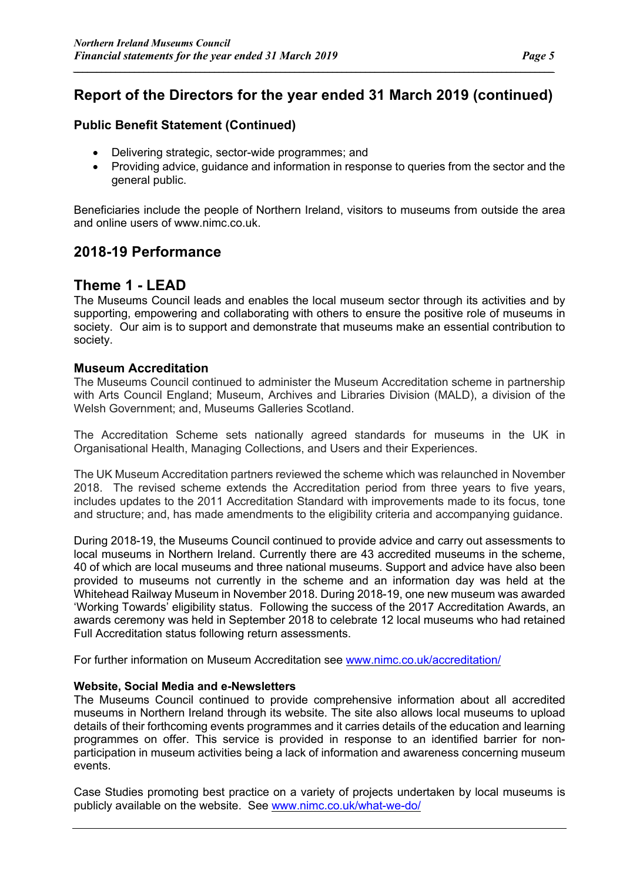## Report of the Directors for the year ended 31 March 2019 (continued)

### Public Benefit Statement (Continued)

- Delivering strategic, sector-wide programmes; and
- Providing advice, guidance and information in response to queries from the sector and the general public.

Beneficiaries include the people of Northern Ireland, visitors to museums from outside the area and online users of www.nimc.co.uk.

## 2018-19 Performance

## Theme 1 - LEAD

The Museums Council leads and enables the local museum sector through its activities and by supporting, empowering and collaborating with others to ensure the positive role of museums in society. Our aim is to support and demonstrate that museums make an essential contribution to society.

### Museum Accreditation

The Museums Council continued to administer the Museum Accreditation scheme in partnership with Arts Council England; Museum, Archives and Libraries Division (MALD), a division of the Welsh Government; and, Museums Galleries Scotland.

The Accreditation Scheme sets nationally agreed standards for museums in the UK in Organisational Health, Managing Collections, and Users and their Experiences.

The UK Museum Accreditation partners reviewed the scheme which was relaunched in November 2018. The revised scheme extends the Accreditation period from three years to five years, includes updates to the 2011 Accreditation Standard with improvements made to its focus, tone and structure; and, has made amendments to the eligibility criteria and accompanying guidance.

During 2018-19, the Museums Council continued to provide advice and carry out assessments to local museums in Northern Ireland. Currently there are 43 accredited museums in the scheme, 40 of which are local museums and three national museums. Support and advice have also been provided to museums not currently in the scheme and an information day was held at the Whitehead Railway Museum in November 2018. During 2018-19, one new museum was awarded 'Working Towards' eligibility status. Following the success of the 2017 Accreditation Awards, an awards ceremony was held in September 2018 to celebrate 12 local museums who had retained Full Accreditation status following return assessments.

For further information on Museum Accreditation see www.nimc.co.uk/accreditation/

#### Website, Social Media and e-Newsletters

The Museums Council continued to provide comprehensive information about all accredited museums in Northern Ireland through its website. The site also allows local museums to upload details of their forthcoming events programmes and it carries details of the education and learning programmes on offer. This service is provided in response to an identified barrier for non-participation in museum activities being a lack of information and awareness concerning museum events.

Case Studies promoting best practice on a variety of projects undertaken by local museums is publicly available on the website. See www.nimc.co.uk/what-we-do/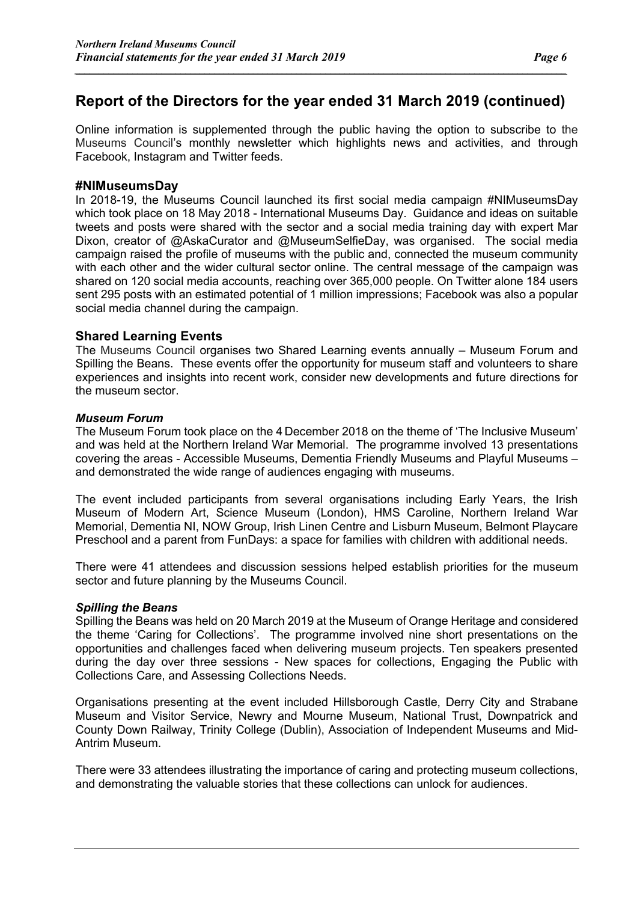## Report of the Directors for the year ended 31 March 2019 (continued)

Online information is supplemented through the public having the option to subscribe to the Museums Council's monthly newsletter which highlights news and activities, and through Facebook, Instagram and Twitter feeds.

### #NIMuseumsDay

In 2018-19, the Museums Council launched its first social media campaign #NIMuseumsDay which took place on 18 May 2018 - International Museums Day. Guidance and ideas on suitable tweets and posts were shared with the sector and a social media training day with expert Mar Dixon, creator of @AskaCurator and @MuseumSelfieDay, was organised. The social media campaign raised the profile of museums with the public and, connected the museum community with each other and the wider cultural sector online. The central message of the campaign was shared on 120 social media accounts, reaching over 365,000 people. On Twitter alone 184 users sent 295 posts with an estimated potential of 1 million impressions; Facebook was also a popular social media channel during the campaign.

### Shared Learning Events

The Museums Council organises two Shared Learning events annually – Museum Forum and Spilling the Beans. These events offer the opportunity for museum staff and volunteers to share experiences and insights into recent work, consider new developments and future directions for the museum sector.

#### *Museum Forum*

The Museum Forum took place on the 4 December 2018 on the theme of 'The Inclusive Museum' and was held at the Northern Ireland War Memorial. The programme involved 13 presentations covering the areas - Accessible Museums, Dementia Friendly Museums and Playful Museums – and demonstrated the wide range of audiences engaging with museums.

The event included participants from several organisations including Early Years, the Irish Museum of Modern Art, Science Museum (London), HMS Caroline, Northern Ireland War Memorial, Dementia NI, NOW Group, Irish Linen Centre and Lisburn Museum, Belmont Playcare Preschool and a parent from FunDays: a space for families with children with additional needs.

There were 41 attendees and discussion sessions helped establish priorities for the museum sector and future planning by the Museums Council.

#### *Spilling the Beans*

Spilling the Beans was held on 20 March 2019 at the Museum of Orange Heritage and considered the theme 'Caring for Collections'. The programme involved nine short presentations on the opportunities and challenges faced when delivering museum projects. Ten speakers presented during the day over three sessions - New spaces for collections, Engaging the Public with Collections Care, and Assessing Collections Needs.

Organisations presenting at the event included Hillsborough Castle, Derry City and Strabane Museum and Visitor Service, Newry and Mourne Museum, National Trust, Downpatrick and County Down Railway, Trinity College (Dublin), Association of Independent Museums and Mid-Antrim Museum.

There were 33 attendees illustrating the importance of caring and protecting museum collections, and demonstrating the valuable stories that these collections can unlock for audiences.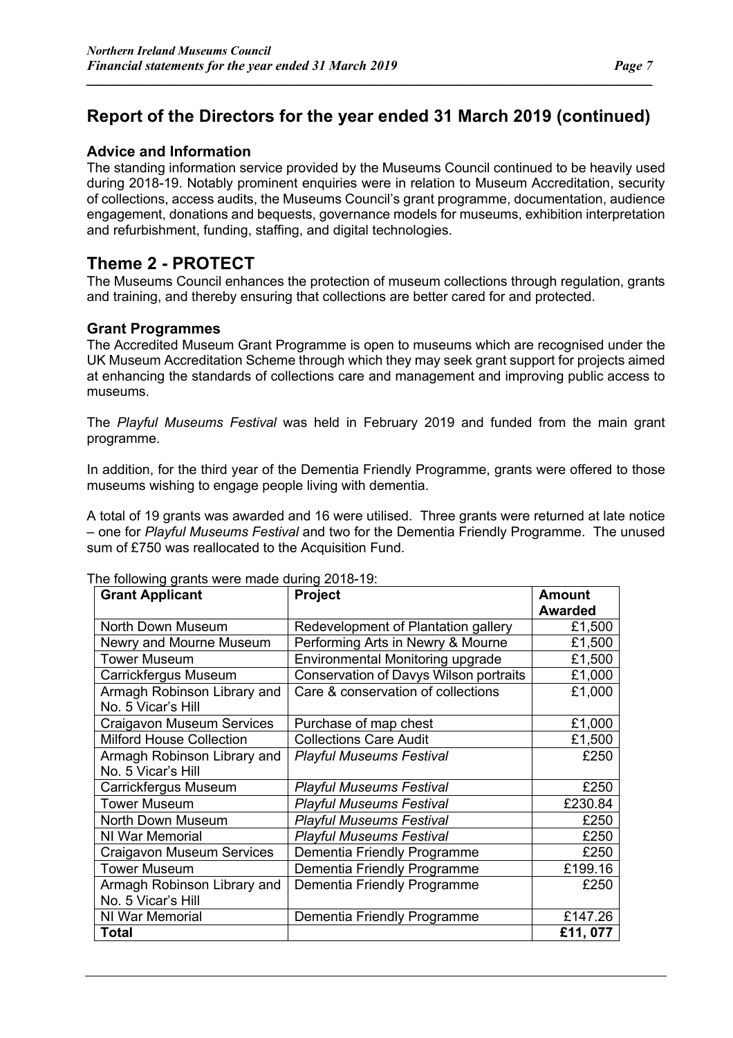## Report of the Directors for the year ended 31 March 2019 (continued)

### Advice and Information

The standing information service provided by the Museums Council continued to be heavily used during 2018-19. Notably prominent enquiries were in relation to Museum Accreditation, security of collections, access audits, the Museums Council's grant programme, documentation, audience engagement, donations and bequests, governance models for museums, exhibition interpretation and refurbishment, funding, staffing, and digital technologies.

## Theme 2 - PROTECT

The Museums Council enhances the protection of museum collections through regulation, grants and training, and thereby ensuring that collections are better cared for and protected.

### Grant Programmes

The Accredited Museum Grant Programme is open to museums which are recognised under the UK Museum Accreditation Scheme through which they may seek grant support for projects aimed at enhancing the standards of collections care and management and improving public access to museums.

The *Playful Museums Festival* was held in February 2019 and funded from the main grant programme.

In addition, for the third year of the Dementia Friendly Programme, grants were offered to those museums wishing to engage people living with dementia.

A total of 19 grants was awarded and 16 were utilised. Three grants were returned at late notice – one for *Playful Museums Festival* and two for the Dementia Friendly Programme. The unused sum of £750 was reallocated to the Acquisition Fund.

The following grants were made during 2018-19:

| Grant Applicant | Project | Amount Awarded |
|---|---|---|
| North Down Museum | Redevelopment of Plantation gallery | £1,500 |
| Newry and Mourne Museum | Performing Arts in Newry & Mourne | £1,500 |
| Tower Museum | Environmental Monitoring upgrade | £1,500 |
| Carrickfergus Museum | Conservation of Davys Wilson portraits | £1,000 |
| Armagh Robinson Library and No. 5 Vicar's Hill | Care & conservation of collections | £1,000 |
| Craigavon Museum Services | Purchase of map chest | £1,000 |
| Milford House Collection | Collections Care Audit | £1,500 |
| Armagh Robinson Library and No. 5 Vicar's Hill | *Playful Museums Festival* | £250 |
| Carrickfergus Museum | *Playful Museums Festival* | £250 |
| Tower Museum | *Playful Museums Festival* | £230.84 |
| North Down Museum | *Playful Museums Festival* | £250 |
| NI War Memorial | *Playful Museums Festival* | £250 |
| Craigavon Museum Services | Dementia Friendly Programme | £250 |
| Tower Museum | Dementia Friendly Programme | £199.16 |
| Armagh Robinson Library and No. 5 Vicar's Hill | Dementia Friendly Programme | £250 |
| NI War Memorial | Dementia Friendly Programme | £147.26 |
| **Total** | | **£11, 077** |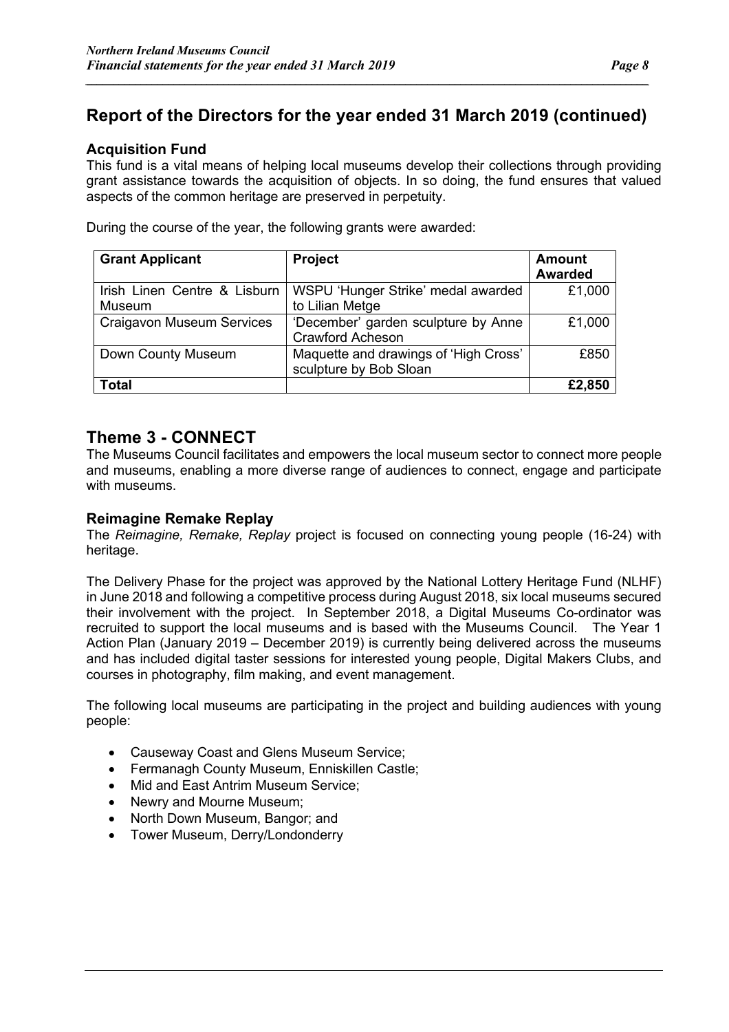## Report of the Directors for the year ended 31 March 2019 (continued)

### Acquisition Fund

This fund is a vital means of helping local museums develop their collections through providing grant assistance towards the acquisition of objects. In so doing, the fund ensures that valued aspects of the common heritage are preserved in perpetuity.

During the course of the year, the following grants were awarded:

| Grant Applicant | Project | Amount Awarded |
|---|---|---|
| Irish Linen Centre & Lisburn Museum | WSPU 'Hunger Strike' medal awarded to Lilian Metge | £1,000 |
| Craigavon Museum Services | 'December' garden sculpture by Anne Crawford Acheson | £1,000 |
| Down County Museum | Maquette and drawings of 'High Cross' sculpture by Bob Sloan | £850 |
| **Total** | | **£2,850** |

## Theme 3 - CONNECT

The Museums Council facilitates and empowers the local museum sector to connect more people and museums, enabling a more diverse range of audiences to connect, engage and participate with museums.

### Reimagine Remake Replay

The *Reimagine, Remake, Replay* project is focused on connecting young people (16-24) with heritage.

The Delivery Phase for the project was approved by the National Lottery Heritage Fund (NLHF) in June 2018 and following a competitive process during August 2018, six local museums secured their involvement with the project. In September 2018, a Digital Museums Co-ordinator was recruited to support the local museums and is based with the Museums Council. The Year 1 Action Plan (January 2019 – December 2019) is currently being delivered across the museums and has included digital taster sessions for interested young people, Digital Makers Clubs, and courses in photography, film making, and event management.

The following local museums are participating in the project and building audiences with young people:

- Causeway Coast and Glens Museum Service;
- Fermanagh County Museum, Enniskillen Castle;
- Mid and East Antrim Museum Service;
- Newry and Mourne Museum;
- North Down Museum, Bangor; and
- Tower Museum, Derry/Londonderry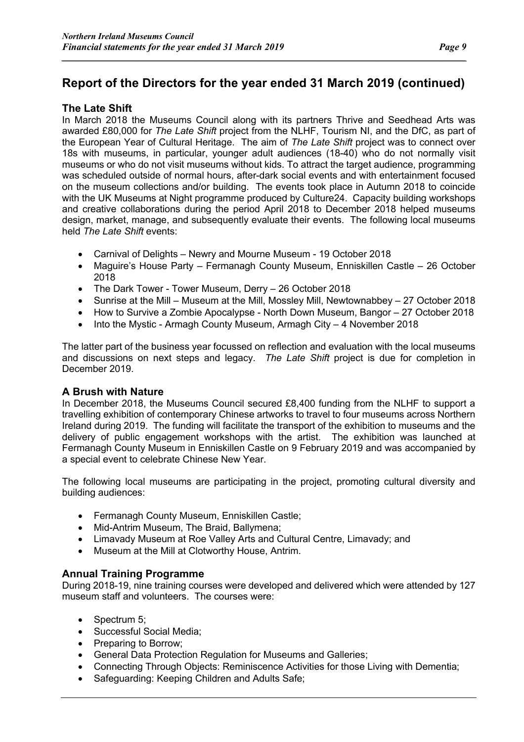## Report of the Directors for the year ended 31 March 2019 (continued)

### The Late Shift

In March 2018 the Museums Council along with its partners Thrive and Seedhead Arts was awarded £80,000 for *The Late Shift* project from the NLHF, Tourism NI, and the DfC, as part of the European Year of Cultural Heritage. The aim of *The Late Shift* project was to connect over 18s with museums, in particular, younger adult audiences (18-40) who do not normally visit museums or who do not visit museums without kids. To attract the target audience, programming was scheduled outside of normal hours, after-dark social events and with entertainment focused on the museum collections and/or building. The events took place in Autumn 2018 to coincide with the UK Museums at Night programme produced by Culture24. Capacity building workshops and creative collaborations during the period April 2018 to December 2018 helped museums design, market, manage, and subsequently evaluate their events. The following local museums held *The Late Shift* events:

- Carnival of Delights – Newry and Mourne Museum - 19 October 2018
- Maguire's House Party – Fermanagh County Museum, Enniskillen Castle – 26 October 2018
- The Dark Tower - Tower Museum, Derry – 26 October 2018
- Sunrise at the Mill – Museum at the Mill, Mossley Mill, Newtownabbey – 27 October 2018
- How to Survive a Zombie Apocalypse - North Down Museum, Bangor – 27 October 2018
- Into the Mystic - Armagh County Museum, Armagh City – 4 November 2018

The latter part of the business year focussed on reflection and evaluation with the local museums and discussions on next steps and legacy. *The Late Shift* project is due for completion in December 2019.

### A Brush with Nature

In December 2018, the Museums Council secured £8,400 funding from the NLHF to support a travelling exhibition of contemporary Chinese artworks to travel to four museums across Northern Ireland during 2019. The funding will facilitate the transport of the exhibition to museums and the delivery of public engagement workshops with the artist. The exhibition was launched at Fermanagh County Museum in Enniskillen Castle on 9 February 2019 and was accompanied by a special event to celebrate Chinese New Year.

The following local museums are participating in the project, promoting cultural diversity and building audiences:

- Fermanagh County Museum, Enniskillen Castle;
- Mid-Antrim Museum, The Braid, Ballymena;
- Limavady Museum at Roe Valley Arts and Cultural Centre, Limavady; and
- Museum at the Mill at Clotworthy House, Antrim.

### Annual Training Programme

During 2018-19, nine training courses were developed and delivered which were attended by 127 museum staff and volunteers. The courses were:

- Spectrum 5;
- Successful Social Media;
- Preparing to Borrow;
- General Data Protection Regulation for Museums and Galleries;
- Connecting Through Objects: Reminiscence Activities for those Living with Dementia;
- Safeguarding: Keeping Children and Adults Safe;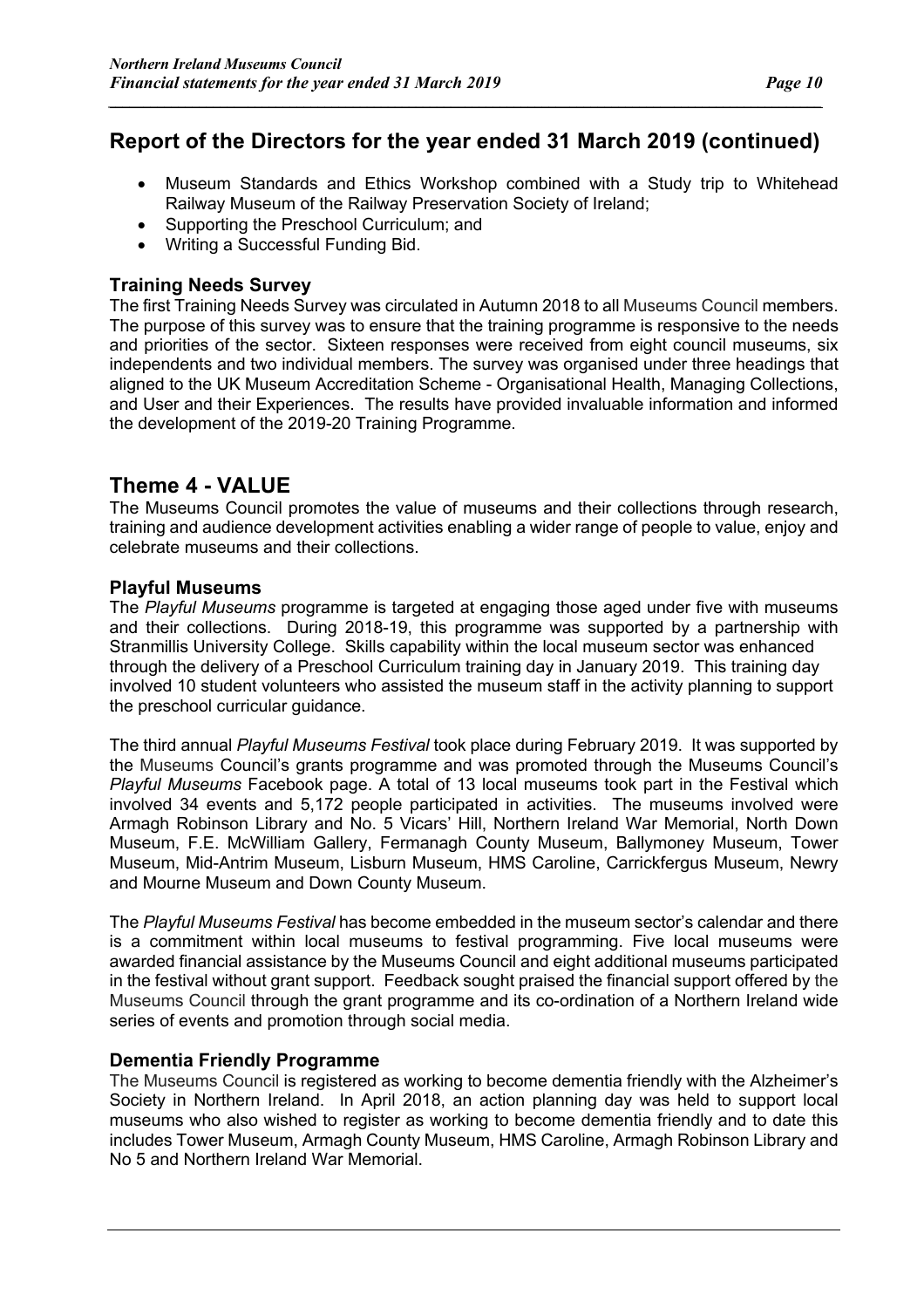## Report of the Directors for the year ended 31 March 2019 (continued)

- Museum Standards and Ethics Workshop combined with a Study trip to Whitehead Railway Museum of the Railway Preservation Society of Ireland;
- Supporting the Preschool Curriculum; and
- Writing a Successful Funding Bid.

### Training Needs Survey

The first Training Needs Survey was circulated in Autumn 2018 to all Museums Council members. The purpose of this survey was to ensure that the training programme is responsive to the needs and priorities of the sector. Sixteen responses were received from eight council museums, six independents and two individual members. The survey was organised under three headings that aligned to the UK Museum Accreditation Scheme - Organisational Health, Managing Collections, and User and their Experiences. The results have provided invaluable information and informed the development of the 2019-20 Training Programme.

## Theme 4 - VALUE

The Museums Council promotes the value of museums and their collections through research, training and audience development activities enabling a wider range of people to value, enjoy and celebrate museums and their collections.

### Playful Museums

The *Playful Museums* programme is targeted at engaging those aged under five with museums and their collections. During 2018-19, this programme was supported by a partnership with Stranmillis University College. Skills capability within the local museum sector was enhanced through the delivery of a Preschool Curriculum training day in January 2019. This training day involved 10 student volunteers who assisted the museum staff in the activity planning to support the preschool curricular guidance.

The third annual *Playful Museums Festival* took place during February 2019. It was supported by the Museums Council's grants programme and was promoted through the Museums Council's *Playful Museums* Facebook page. A total of 13 local museums took part in the Festival which involved 34 events and 5,172 people participated in activities. The museums involved were Armagh Robinson Library and No. 5 Vicars' Hill, Northern Ireland War Memorial, North Down Museum, F.E. McWilliam Gallery, Fermanagh County Museum, Ballymoney Museum, Tower Museum, Mid-Antrim Museum, Lisburn Museum, HMS Caroline, Carrickfergus Museum, Newry and Mourne Museum and Down County Museum.

The *Playful Museums Festival* has become embedded in the museum sector's calendar and there is a commitment within local museums to festival programming. Five local museums were awarded financial assistance by the Museums Council and eight additional museums participated in the festival without grant support. Feedback sought praised the financial support offered by the Museums Council through the grant programme and its co-ordination of a Northern Ireland wide series of events and promotion through social media.

### Dementia Friendly Programme

The Museums Council is registered as working to become dementia friendly with the Alzheimer's Society in Northern Ireland. In April 2018, an action planning day was held to support local museums who also wished to register as working to become dementia friendly and to date this includes Tower Museum, Armagh County Museum, HMS Caroline, Armagh Robinson Library and No 5 and Northern Ireland War Memorial.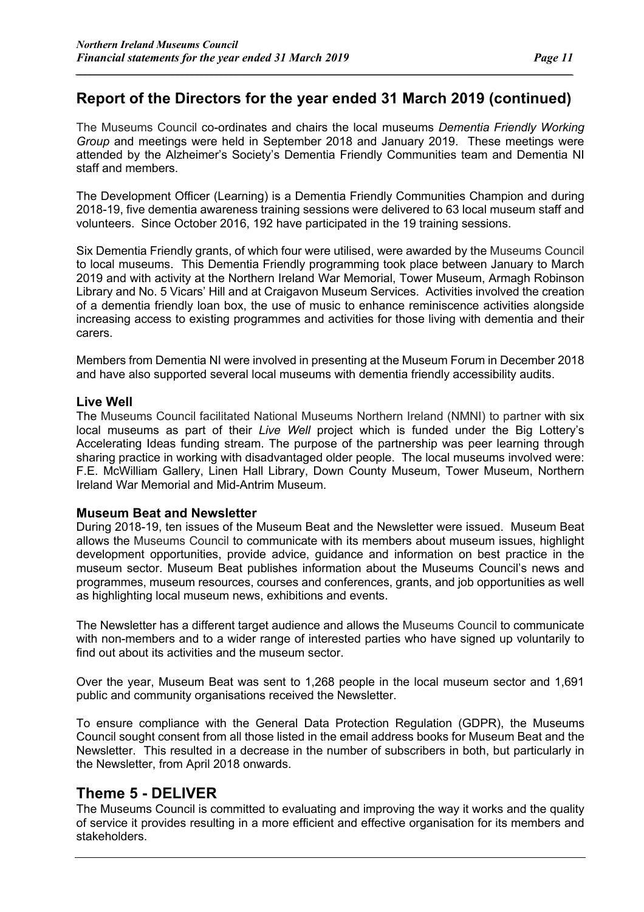## Report of the Directors for the year ended 31 March 2019 (continued)

The Museums Council co-ordinates and chairs the local museums *Dementia Friendly Working Group* and meetings were held in September 2018 and January 2019. These meetings were attended by the Alzheimer's Society's Dementia Friendly Communities team and Dementia NI staff and members.

The Development Officer (Learning) is a Dementia Friendly Communities Champion and during 2018-19, five dementia awareness training sessions were delivered to 63 local museum staff and volunteers. Since October 2016, 192 have participated in the 19 training sessions.

Six Dementia Friendly grants, of which four were utilised, were awarded by the Museums Council to local museums. This Dementia Friendly programming took place between January to March 2019 and with activity at the Northern Ireland War Memorial, Tower Museum, Armagh Robinson Library and No. 5 Vicars' Hill and at Craigavon Museum Services. Activities involved the creation of a dementia friendly loan box, the use of music to enhance reminiscence activities alongside increasing access to existing programmes and activities for those living with dementia and their carers.

Members from Dementia NI were involved in presenting at the Museum Forum in December 2018 and have also supported several local museums with dementia friendly accessibility audits.

### Live Well

The Museums Council facilitated National Museums Northern Ireland (NMNI) to partner with six local museums as part of their *Live Well* project which is funded under the Big Lottery's Accelerating Ideas funding stream. The purpose of the partnership was peer learning through sharing practice in working with disadvantaged older people. The local museums involved were: F.E. McWilliam Gallery, Linen Hall Library, Down County Museum, Tower Museum, Northern Ireland War Memorial and Mid-Antrim Museum.

### Museum Beat and Newsletter

During 2018-19, ten issues of the Museum Beat and the Newsletter were issued. Museum Beat allows the Museums Council to communicate with its members about museum issues, highlight development opportunities, provide advice, guidance and information on best practice in the museum sector. Museum Beat publishes information about the Museums Council's news and programmes, museum resources, courses and conferences, grants, and job opportunities as well as highlighting local museum news, exhibitions and events.

The Newsletter has a different target audience and allows the Museums Council to communicate with non-members and to a wider range of interested parties who have signed up voluntarily to find out about its activities and the museum sector.

Over the year, Museum Beat was sent to 1,268 people in the local museum sector and 1,691 public and community organisations received the Newsletter.

To ensure compliance with the General Data Protection Regulation (GDPR), the Museums Council sought consent from all those listed in the email address books for Museum Beat and the Newsletter. This resulted in a decrease in the number of subscribers in both, but particularly in the Newsletter, from April 2018 onwards.

## Theme 5 - DELIVER

The Museums Council is committed to evaluating and improving the way it works and the quality of service it provides resulting in a more efficient and effective organisation for its members and stakeholders.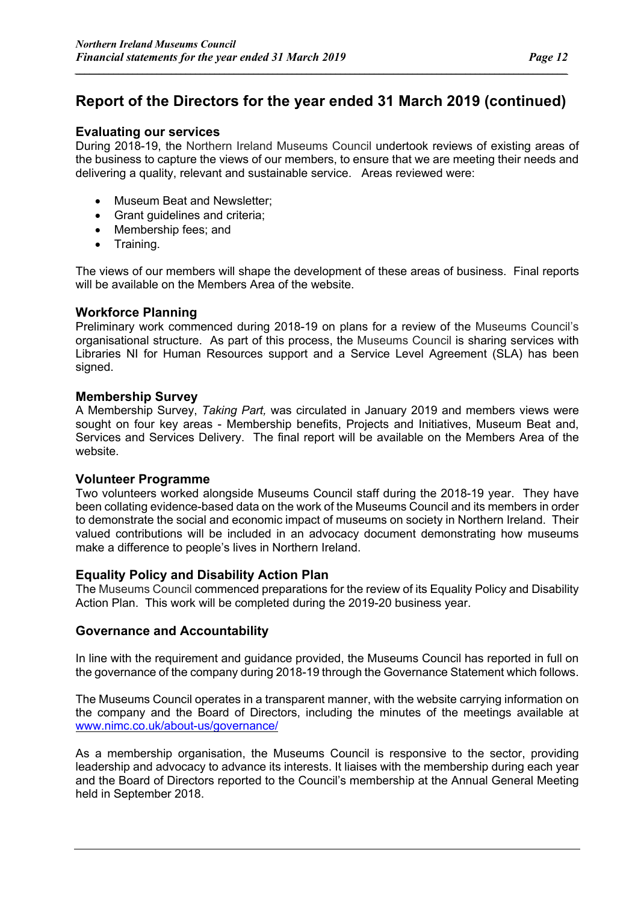## Report of the Directors for the year ended 31 March 2019 (continued)

### Evaluating our services

During 2018-19, the Northern Ireland Museums Council undertook reviews of existing areas of the business to capture the views of our members, to ensure that we are meeting their needs and delivering a quality, relevant and sustainable service. Areas reviewed were:

- Museum Beat and Newsletter;
- Grant guidelines and criteria;
- Membership fees; and
- Training.

The views of our members will shape the development of these areas of business. Final reports will be available on the Members Area of the website.

### Workforce Planning

Preliminary work commenced during 2018-19 on plans for a review of the Museums Council's organisational structure. As part of this process, the Museums Council is sharing services with Libraries NI for Human Resources support and a Service Level Agreement (SLA) has been signed.

### Membership Survey

A Membership Survey, *Taking Part,* was circulated in January 2019 and members views were sought on four key areas - Membership benefits, Projects and Initiatives, Museum Beat and, Services and Services Delivery. The final report will be available on the Members Area of the website.

### Volunteer Programme

Two volunteers worked alongside Museums Council staff during the 2018-19 year. They have been collating evidence-based data on the work of the Museums Council and its members in order to demonstrate the social and economic impact of museums on society in Northern Ireland. Their valued contributions will be included in an advocacy document demonstrating how museums make a difference to people's lives in Northern Ireland.

### Equality Policy and Disability Action Plan

The Museums Council commenced preparations for the review of its Equality Policy and Disability Action Plan. This work will be completed during the 2019-20 business year.

### Governance and Accountability

In line with the requirement and guidance provided, the Museums Council has reported in full on the governance of the company during 2018-19 through the Governance Statement which follows.

The Museums Council operates in a transparent manner, with the website carrying information on the company and the Board of Directors, including the minutes of the meetings available at www.nimc.co.uk/about-us/governance/

As a membership organisation, the Museums Council is responsive to the sector, providing leadership and advocacy to advance its interests. It liaises with the membership during each year and the Board of Directors reported to the Council's membership at the Annual General Meeting held in September 2018.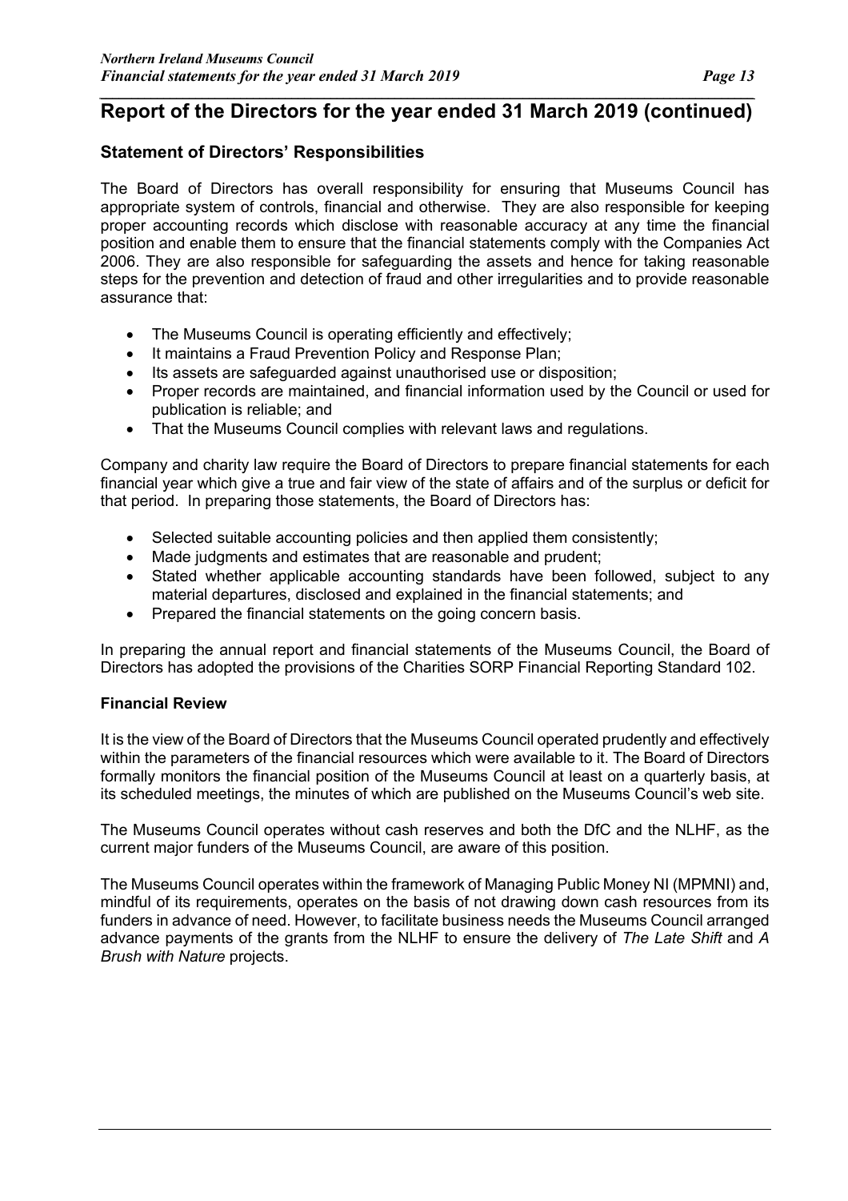## Report of the Directors for the year ended 31 March 2019 (continued)

### Statement of Directors' Responsibilities

The Board of Directors has overall responsibility for ensuring that Museums Council has appropriate system of controls, financial and otherwise. They are also responsible for keeping proper accounting records which disclose with reasonable accuracy at any time the financial position and enable them to ensure that the financial statements comply with the Companies Act 2006. They are also responsible for safeguarding the assets and hence for taking reasonable steps for the prevention and detection of fraud and other irregularities and to provide reasonable assurance that:

- The Museums Council is operating efficiently and effectively;
- It maintains a Fraud Prevention Policy and Response Plan;
- Its assets are safeguarded against unauthorised use or disposition;
- Proper records are maintained, and financial information used by the Council or used for publication is reliable; and
- That the Museums Council complies with relevant laws and regulations.

Company and charity law require the Board of Directors to prepare financial statements for each financial year which give a true and fair view of the state of affairs and of the surplus or deficit for that period. In preparing those statements, the Board of Directors has:

- Selected suitable accounting policies and then applied them consistently;
- Made judgments and estimates that are reasonable and prudent;
- Stated whether applicable accounting standards have been followed, subject to any material departures, disclosed and explained in the financial statements; and
- Prepared the financial statements on the going concern basis.

In preparing the annual report and financial statements of the Museums Council, the Board of Directors has adopted the provisions of the Charities SORP Financial Reporting Standard 102.

#### Financial Review

It is the view of the Board of Directors that the Museums Council operated prudently and effectively within the parameters of the financial resources which were available to it. The Board of Directors formally monitors the financial position of the Museums Council at least on a quarterly basis, at its scheduled meetings, the minutes of which are published on the Museums Council's web site.

The Museums Council operates without cash reserves and both the DfC and the NLHF, as the current major funders of the Museums Council, are aware of this position.

The Museums Council operates within the framework of Managing Public Money NI (MPMNI) and, mindful of its requirements, operates on the basis of not drawing down cash resources from its funders in advance of need. However, to facilitate business needs the Museums Council arranged advance payments of the grants from the NLHF to ensure the delivery of *The Late Shift* and *A Brush with Nature* projects.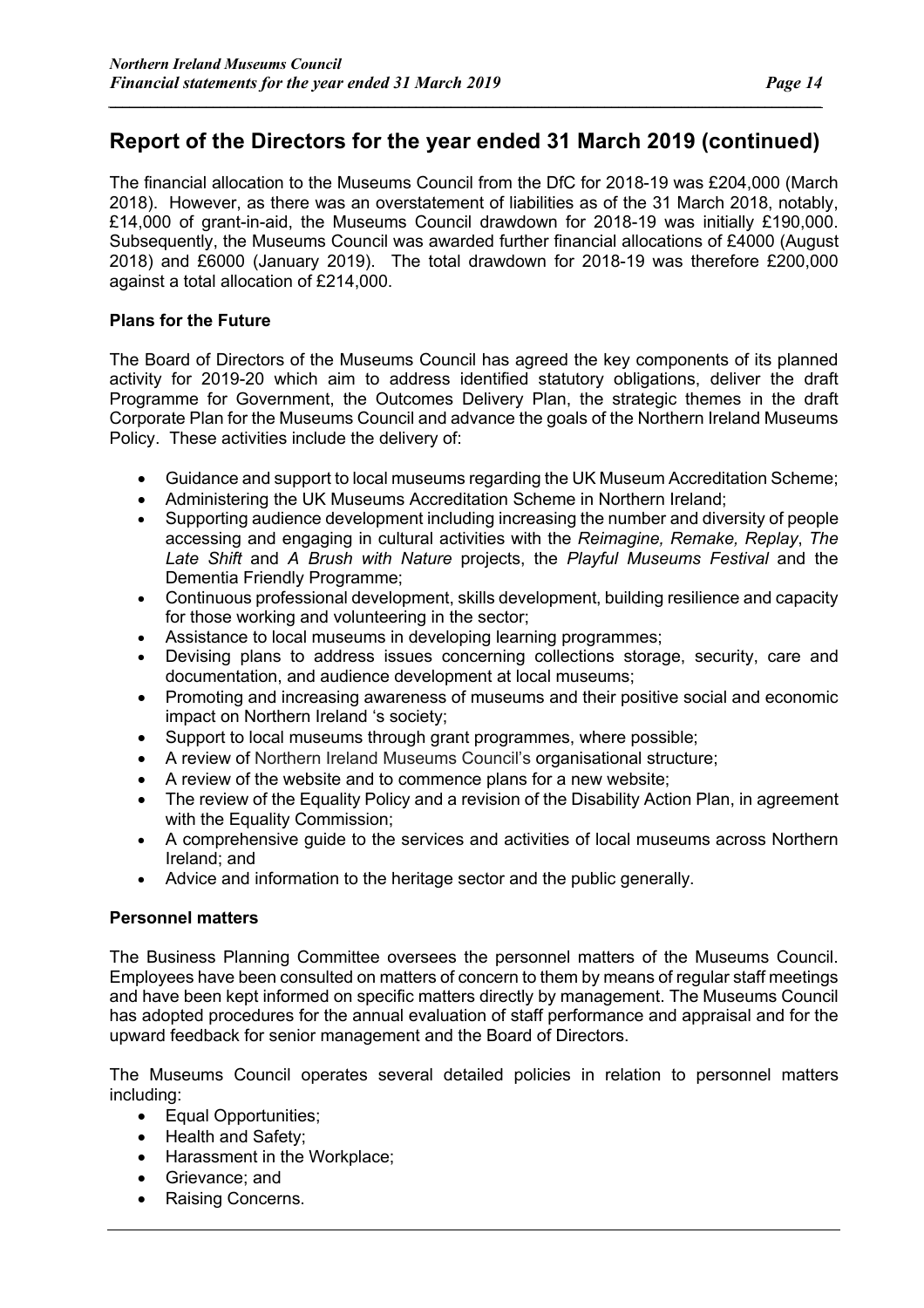## Report of the Directors for the year ended 31 March 2019 (continued)

The financial allocation to the Museums Council from the DfC for 2018-19 was £204,000 (March 2018). However, as there was an overstatement of liabilities as of the 31 March 2018, notably, £14,000 of grant-in-aid, the Museums Council drawdown for 2018-19 was initially £190,000. Subsequently, the Museums Council was awarded further financial allocations of £4000 (August 2018) and £6000 (January 2019). The total drawdown for 2018-19 was therefore £200,000 against a total allocation of £214,000.

**Plans for the Future**

The Board of Directors of the Museums Council has agreed the key components of its planned activity for 2019-20 which aim to address identified statutory obligations, deliver the draft Programme for Government, the Outcomes Delivery Plan, the strategic themes in the draft Corporate Plan for the Museums Council and advance the goals of the Northern Ireland Museums Policy. These activities include the delivery of:

- Guidance and support to local museums regarding the UK Museum Accreditation Scheme;
- Administering the UK Museums Accreditation Scheme in Northern Ireland;
- Supporting audience development including increasing the number and diversity of people accessing and engaging in cultural activities with the *Reimagine, Remake, Replay*, *The Late Shift* and *A Brush with Nature* projects, the *Playful Museums Festival* and the Dementia Friendly Programme;
- Continuous professional development, skills development, building resilience and capacity for those working and volunteering in the sector;
- Assistance to local museums in developing learning programmes;
- Devising plans to address issues concerning collections storage, security, care and documentation, and audience development at local museums;
- Promoting and increasing awareness of museums and their positive social and economic impact on Northern Ireland 's society;
- Support to local museums through grant programmes, where possible;
- A review of Northern Ireland Museums Council's organisational structure;
- A review of the website and to commence plans for a new website;
- The review of the Equality Policy and a revision of the Disability Action Plan, in agreement with the Equality Commission;
- A comprehensive guide to the services and activities of local museums across Northern Ireland; and
- Advice and information to the heritage sector and the public generally.

**Personnel matters**

The Business Planning Committee oversees the personnel matters of the Museums Council. Employees have been consulted on matters of concern to them by means of regular staff meetings and have been kept informed on specific matters directly by management. The Museums Council has adopted procedures for the annual evaluation of staff performance and appraisal and for the upward feedback for senior management and the Board of Directors.

The Museums Council operates several detailed policies in relation to personnel matters including:

- Equal Opportunities;
- Health and Safety;
- Harassment in the Workplace;
- Grievance; and
- Raising Concerns.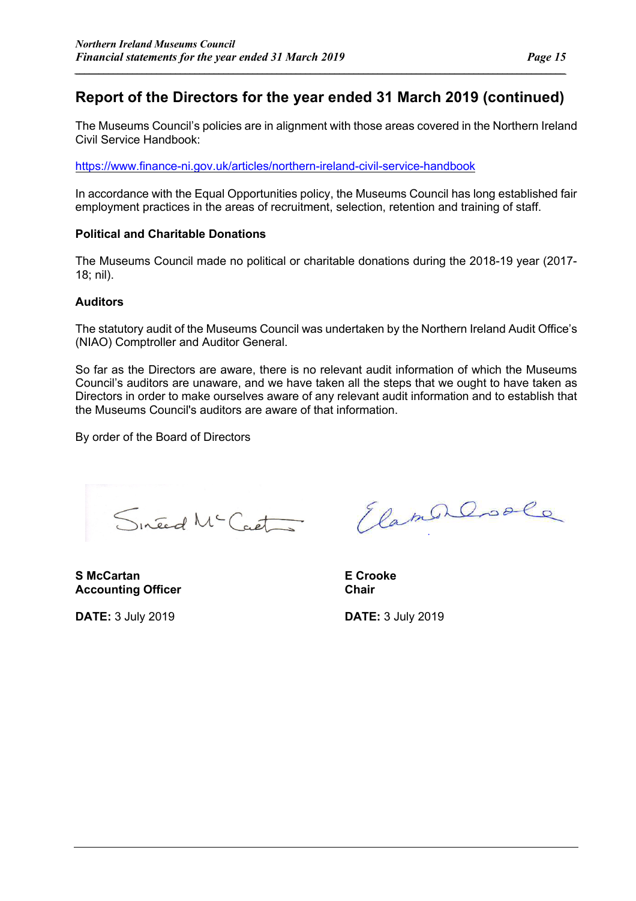## Report of the Directors for the year ended 31 March 2019 (continued)

The Museums Council's policies are in alignment with those areas covered in the Northern Ireland Civil Service Handbook:

https://www.finance-ni.gov.uk/articles/northern-ireland-civil-service-handbook

In accordance with the Equal Opportunities policy, the Museums Council has long established fair employment practices in the areas of recruitment, selection, retention and training of staff.

### Political and Charitable Donations

The Museums Council made no political or charitable donations during the 2018-19 year (2017-18; nil).

### Auditors

The statutory audit of the Museums Council was undertaken by the Northern Ireland Audit Office's (NIAO) Comptroller and Auditor General.

So far as the Directors are aware, there is no relevant audit information of which the Museums Council's auditors are unaware, and we have taken all the steps that we ought to have taken as Directors in order to make ourselves aware of any relevant audit information and to establish that the Museums Council's auditors are aware of that information.

By order of the Board of Directors

**S McCartan**
**Accounting Officer**

**DATE:** 3 July 2019

**E Crooke**
**Chair**

**DATE:** 3 July 2019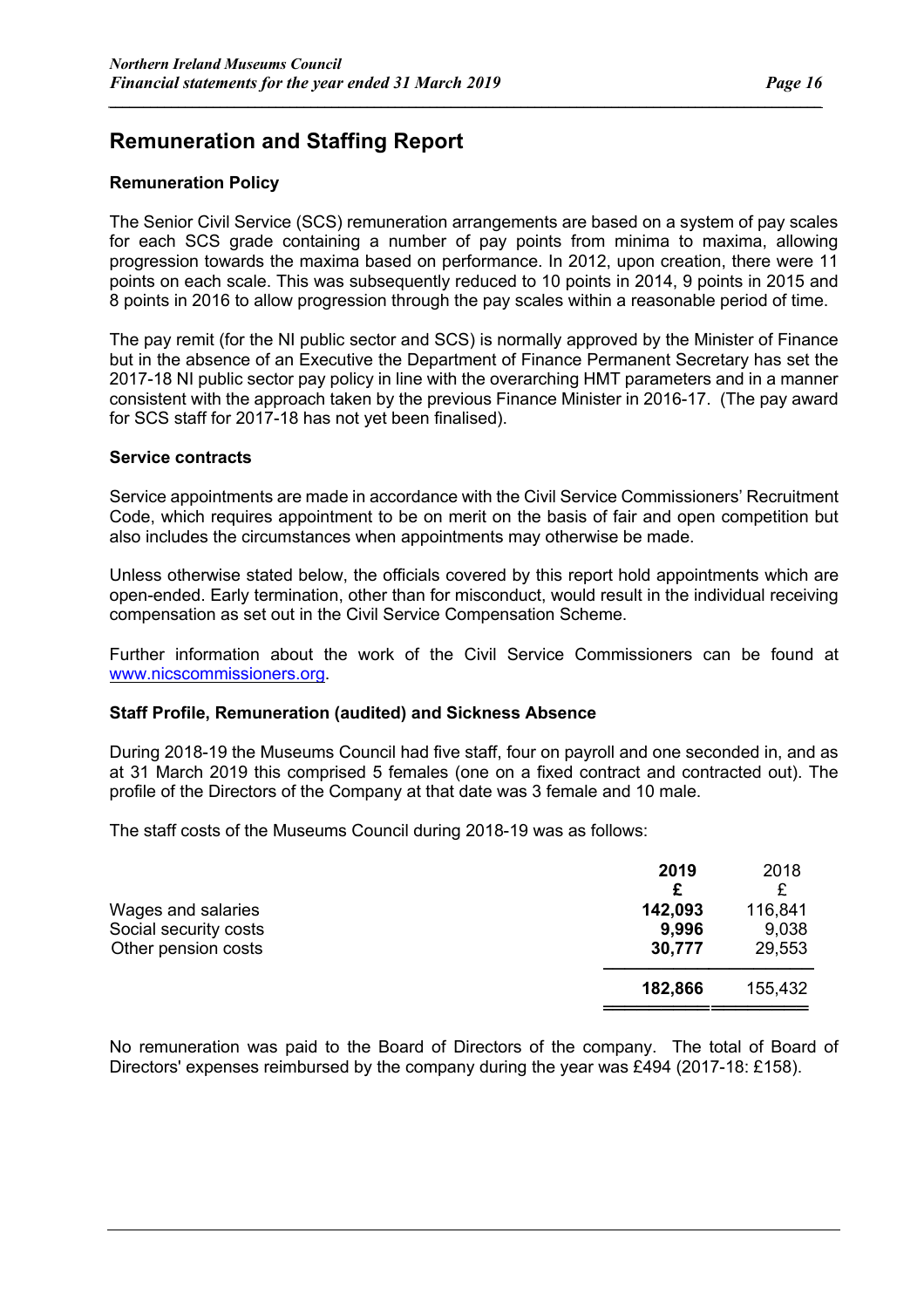## Remuneration and Staffing Report

### Remuneration Policy

The Senior Civil Service (SCS) remuneration arrangements are based on a system of pay scales for each SCS grade containing a number of pay points from minima to maxima, allowing progression towards the maxima based on performance. In 2012, upon creation, there were 11 points on each scale. This was subsequently reduced to 10 points in 2014, 9 points in 2015 and 8 points in 2016 to allow progression through the pay scales within a reasonable period of time.

The pay remit (for the NI public sector and SCS) is normally approved by the Minister of Finance but in the absence of an Executive the Department of Finance Permanent Secretary has set the 2017-18 NI public sector pay policy in line with the overarching HMT parameters and in a manner consistent with the approach taken by the previous Finance Minister in 2016-17. (The pay award for SCS staff for 2017-18 has not yet been finalised).

### Service contracts

Service appointments are made in accordance with the Civil Service Commissioners' Recruitment Code, which requires appointment to be on merit on the basis of fair and open competition but also includes the circumstances when appointments may otherwise be made.

Unless otherwise stated below, the officials covered by this report hold appointments which are open-ended. Early termination, other than for misconduct, would result in the individual receiving compensation as set out in the Civil Service Compensation Scheme.

Further information about the work of the Civil Service Commissioners can be found at www.nicscommissioners.org.

### Staff Profile, Remuneration (audited) and Sickness Absence

During 2018-19 the Museums Council had five staff, four on payroll and one seconded in, and as at 31 March 2019 this comprised 5 females (one on a fixed contract and contracted out). The profile of the Directors of the Company at that date was 3 female and 10 male.

The staff costs of the Museums Council during 2018-19 was as follows:

| | **2019** | 2018 |
|---|---|---|
| | **£** | £ |
| Wages and salaries | **142,093** | 116,841 |
| Social security costs | **9,996** | 9,038 |
| Other pension costs | **30,777** | 29,553 |
| | **182,866** | 155,432 |

No remuneration was paid to the Board of Directors of the company. The total of Board of Directors' expenses reimbursed by the company during the year was £494 (2017-18: £158).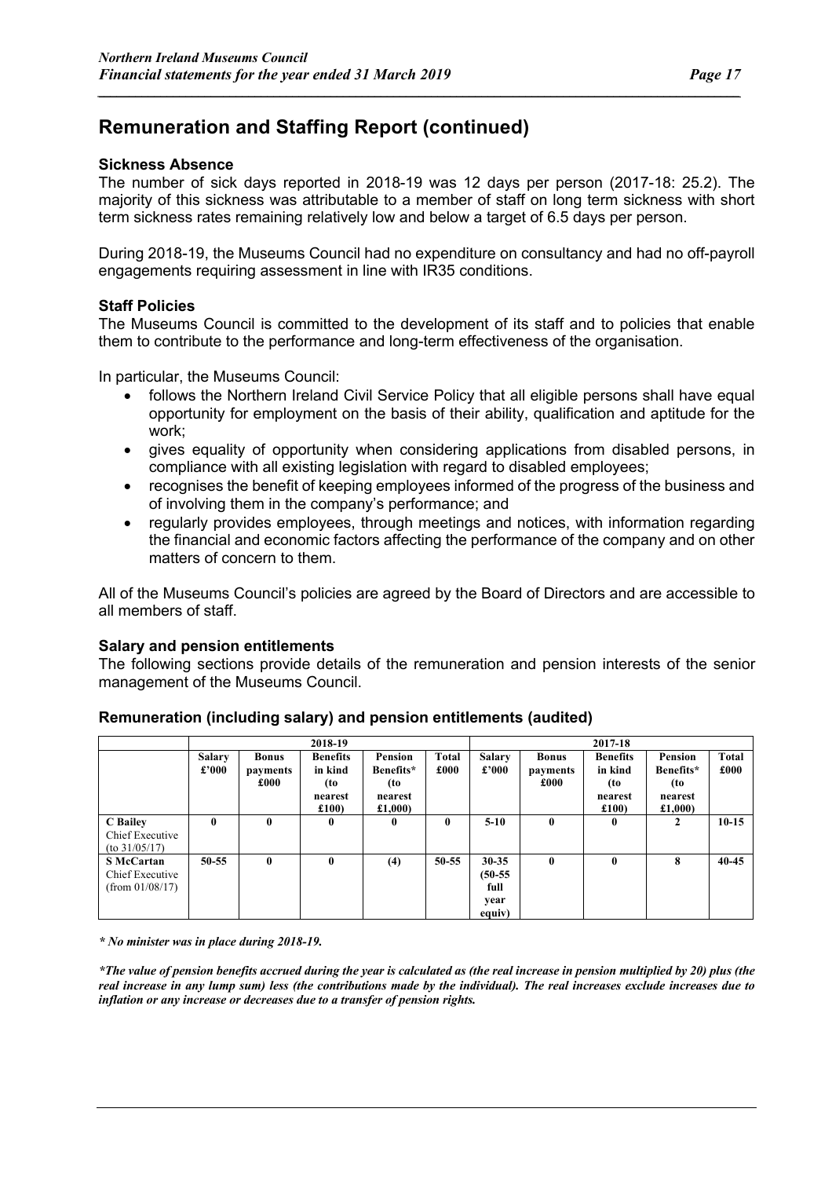# Remuneration and Staffing Report (continued)

### Sickness Absence

The number of sick days reported in 2018-19 was 12 days per person (2017-18: 25.2). The majority of this sickness was attributable to a member of staff on long term sickness with short term sickness rates remaining relatively low and below a target of 6.5 days per person.

During 2018-19, the Museums Council had no expenditure on consultancy and had no off-payroll engagements requiring assessment in line with IR35 conditions.

### Staff Policies

The Museums Council is committed to the development of its staff and to policies that enable them to contribute to the performance and long-term effectiveness of the organisation.

In particular, the Museums Council:

- follows the Northern Ireland Civil Service Policy that all eligible persons shall have equal opportunity for employment on the basis of their ability, qualification and aptitude for the work;
- gives equality of opportunity when considering applications from disabled persons, in compliance with all existing legislation with regard to disabled employees;
- recognises the benefit of keeping employees informed of the progress of the business and of involving them in the company's performance; and
- regularly provides employees, through meetings and notices, with information regarding the financial and economic factors affecting the performance of the company and on other matters of concern to them.

All of the Museums Council's policies are agreed by the Board of Directors and are accessible to all members of staff.

### Salary and pension entitlements

The following sections provide details of the remuneration and pension interests of the senior management of the Museums Council.

### Remuneration (including salary) and pension entitlements (audited)

| | 2018-19 | | | | | 2017-18 | | | | |
|---|---|---|---|---|---|---|---|---|---|---|
| | Salary £'000 | Bonus payments £000 | Benefits in kind (to nearest £100) | Pension Benefits* (to nearest £1,000) | Total £000 | Salary £'000 | Bonus payments £000 | Benefits in kind (to nearest £100) | Pension Benefits* (to nearest £1,000) | Total £000 |
| **C Bailey** Chief Executive (to 31/05/17) | 0 | 0 | 0 | 0 | 0 | 5-10 | 0 | 0 | 2 | 10-15 |
| **S McCartan** Chief Executive (from 01/08/17) | 50-55 | 0 | 0 | (4) | 50-55 | 30-35 (50-55 full year equiv) | 0 | 0 | 8 | 40-45 |

*\* No minister was in place during 2018-19.*

*\*The value of pension benefits accrued during the year is calculated as (the real increase in pension multiplied by 20) plus (the real increase in any lump sum) less (the contributions made by the individual). The real increases exclude increases due to inflation or any increase or decreases due to a transfer of pension rights.*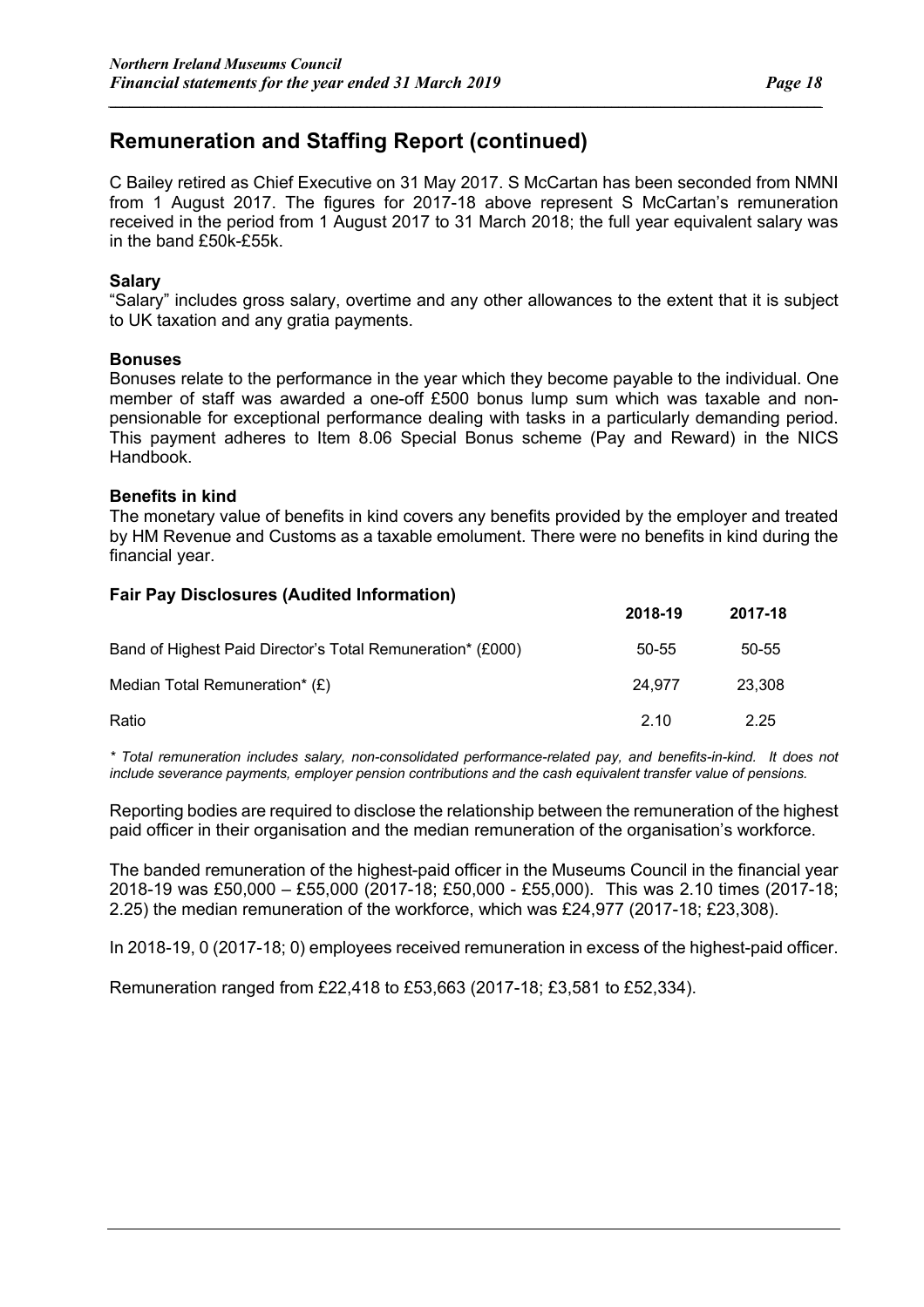## Remuneration and Staffing Report (continued)

C Bailey retired as Chief Executive on 31 May 2017. S McCartan has been seconded from NMNI from 1 August 2017. The figures for 2017-18 above represent S McCartan's remuneration received in the period from 1 August 2017 to 31 March 2018; the full year equivalent salary was in the band £50k-£55k.

### Salary

"Salary" includes gross salary, overtime and any other allowances to the extent that it is subject to UK taxation and any gratia payments.

### Bonuses

Bonuses relate to the performance in the year which they become payable to the individual. One member of staff was awarded a one-off £500 bonus lump sum which was taxable and non-pensionable for exceptional performance dealing with tasks in a particularly demanding period. This payment adheres to Item 8.06 Special Bonus scheme (Pay and Reward) in the NICS Handbook.

### Benefits in kind

The monetary value of benefits in kind covers any benefits provided by the employer and treated by HM Revenue and Customs as a taxable emolument. There were no benefits in kind during the financial year.

### Fair Pay Disclosures (Audited Information)

| | 2018-19 | 2017-18 |
|---|---|---|
| Band of Highest Paid Director's Total Remuneration* (£000) | 50-55 | 50-55 |
| Median Total Remuneration* (£) | 24,977 | 23,308 |
| Ratio | 2.10 | 2.25 |

*\* Total remuneration includes salary, non-consolidated performance-related pay, and benefits-in-kind. It does not include severance payments, employer pension contributions and the cash equivalent transfer value of pensions.*

Reporting bodies are required to disclose the relationship between the remuneration of the highest paid officer in their organisation and the median remuneration of the organisation's workforce.

The banded remuneration of the highest-paid officer in the Museums Council in the financial year 2018-19 was £50,000 – £55,000 (2017-18; £50,000 - £55,000). This was 2.10 times (2017-18; 2.25) the median remuneration of the workforce, which was £24,977 (2017-18; £23,308).

In 2018-19, 0 (2017-18; 0) employees received remuneration in excess of the highest-paid officer.

Remuneration ranged from £22,418 to £53,663 (2017-18; £3,581 to £52,334).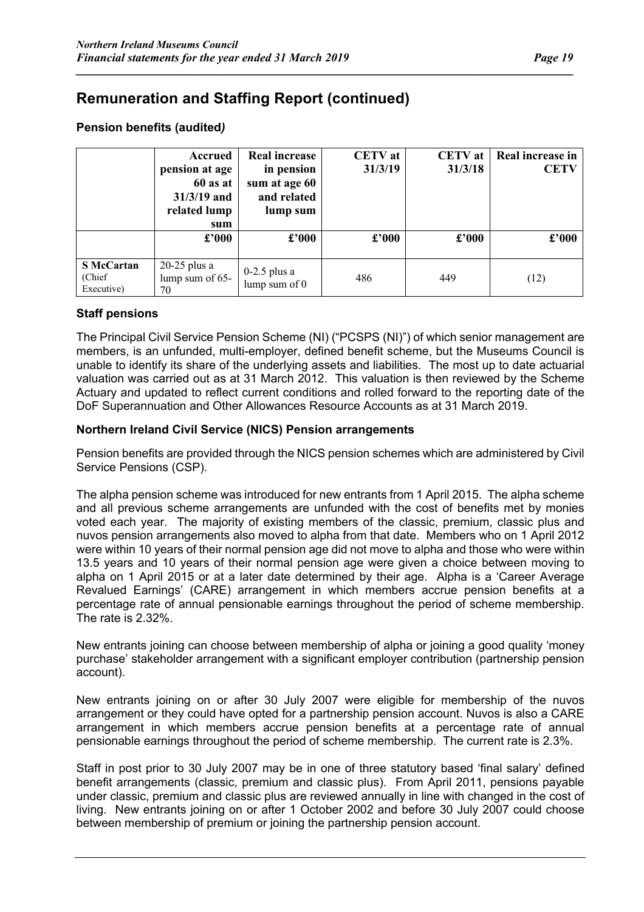# Remuneration and Staffing Report (continued)

### Pension benefits (audited)

| | Accrued pension at age 60 as at 31/3/19 and related lump sum | Real increase in pension sum at age 60 and related lump sum | CETV at 31/3/19 | CETV at 31/3/18 | Real increase in CETV |
|---|---|---|---|---|---|
| | £'000 | £'000 | £'000 | £'000 | £'000 |
| **S McCartan** (Chief Executive) | 20-25 plus a lump sum of 65-70 | 0-2.5 plus a lump sum of 0 | 486 | 449 | (12) |

### Staff pensions

The Principal Civil Service Pension Scheme (NI) ("PCSPS (NI)") of which senior management are members, is an unfunded, multi-employer, defined benefit scheme, but the Museums Council is unable to identify its share of the underlying assets and liabilities. The most up to date actuarial valuation was carried out as at 31 March 2012. This valuation is then reviewed by the Scheme Actuary and updated to reflect current conditions and rolled forward to the reporting date of the DoF Superannuation and Other Allowances Resource Accounts as at 31 March 2019.

### Northern Ireland Civil Service (NICS) Pension arrangements

Pension benefits are provided through the NICS pension schemes which are administered by Civil Service Pensions (CSP).

The alpha pension scheme was introduced for new entrants from 1 April 2015. The alpha scheme and all previous scheme arrangements are unfunded with the cost of benefits met by monies voted each year. The majority of existing members of the classic, premium, classic plus and nuvos pension arrangements also moved to alpha from that date. Members who on 1 April 2012 were within 10 years of their normal pension age did not move to alpha and those who were within 13.5 years and 10 years of their normal pension age were given a choice between moving to alpha on 1 April 2015 or at a later date determined by their age. Alpha is a 'Career Average Revalued Earnings' (CARE) arrangement in which members accrue pension benefits at a percentage rate of annual pensionable earnings throughout the period of scheme membership. The rate is 2.32%.

New entrants joining can choose between membership of alpha or joining a good quality 'money purchase' stakeholder arrangement with a significant employer contribution (partnership pension account).

New entrants joining on or after 30 July 2007 were eligible for membership of the nuvos arrangement or they could have opted for a partnership pension account. Nuvos is also a CARE arrangement in which members accrue pension benefits at a percentage rate of annual pensionable earnings throughout the period of scheme membership. The current rate is 2.3%.

Staff in post prior to 30 July 2007 may be in one of three statutory based 'final salary' defined benefit arrangements (classic, premium and classic plus). From April 2011, pensions payable under classic, premium and classic plus are reviewed annually in line with changed in the cost of living. New entrants joining on or after 1 October 2002 and before 30 July 2007 could choose between membership of premium or joining the partnership pension account.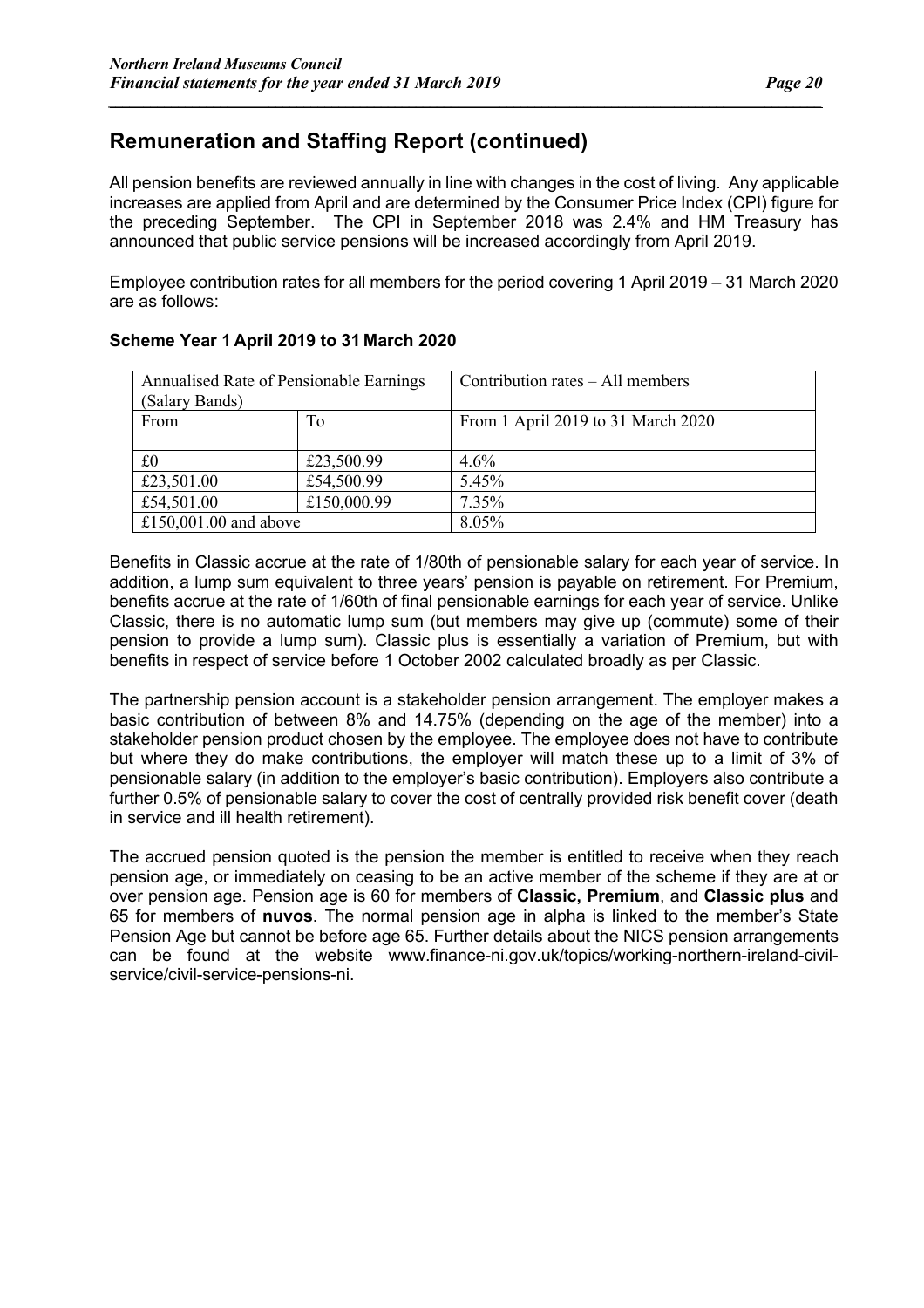## Remuneration and Staffing Report (continued)

All pension benefits are reviewed annually in line with changes in the cost of living. Any applicable increases are applied from April and are determined by the Consumer Price Index (CPI) figure for the preceding September. The CPI in September 2018 was 2.4% and HM Treasury has announced that public service pensions will be increased accordingly from April 2019.

Employee contribution rates for all members for the period covering 1 April 2019 – 31 March 2020 are as follows:

**Scheme Year 1 April 2019 to 31 March 2020**

| Annualised Rate of Pensionable Earnings (Salary Bands) | | Contribution rates – All members |
|---|---|---|
| From | To | From 1 April 2019 to 31 March 2020 |
| £0 | £23,500.99 | 4.6% |
| £23,501.00 | £54,500.99 | 5.45% |
| £54,501.00 | £150,000.99 | 7.35% |
| £150,001.00 and above | | 8.05% |

Benefits in Classic accrue at the rate of 1/80th of pensionable salary for each year of service. In addition, a lump sum equivalent to three years' pension is payable on retirement. For Premium, benefits accrue at the rate of 1/60th of final pensionable earnings for each year of service. Unlike Classic, there is no automatic lump sum (but members may give up (commute) some of their pension to provide a lump sum). Classic plus is essentially a variation of Premium, but with benefits in respect of service before 1 October 2002 calculated broadly as per Classic.

The partnership pension account is a stakeholder pension arrangement. The employer makes a basic contribution of between 8% and 14.75% (depending on the age of the member) into a stakeholder pension product chosen by the employee. The employee does not have to contribute but where they do make contributions, the employer will match these up to a limit of 3% of pensionable salary (in addition to the employer's basic contribution). Employers also contribute a further 0.5% of pensionable salary to cover the cost of centrally provided risk benefit cover (death in service and ill health retirement).

The accrued pension quoted is the pension the member is entitled to receive when they reach pension age, or immediately on ceasing to be an active member of the scheme if they are at or over pension age. Pension age is 60 for members of **Classic, Premium**, and **Classic plus** and 65 for members of **nuvos**. The normal pension age in alpha is linked to the member's State Pension Age but cannot be before age 65. Further details about the NICS pension arrangements can be found at the website www.finance-ni.gov.uk/topics/working-northern-ireland-civil-service/civil-service-pensions-ni.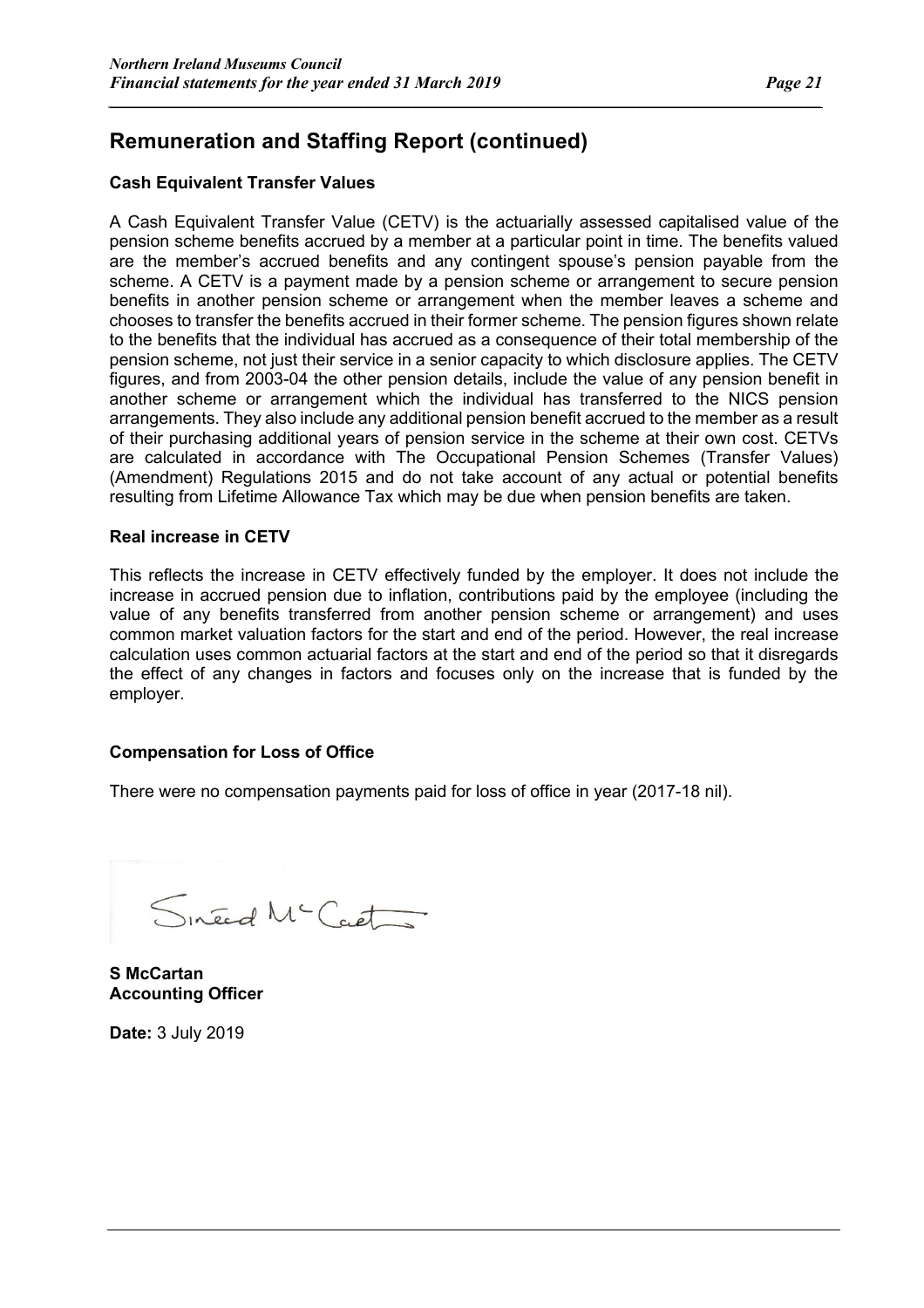## Remuneration and Staffing Report (continued)

**Cash Equivalent Transfer Values**

A Cash Equivalent Transfer Value (CETV) is the actuarially assessed capitalised value of the pension scheme benefits accrued by a member at a particular point in time. The benefits valued are the member's accrued benefits and any contingent spouse's pension payable from the scheme. A CETV is a payment made by a pension scheme or arrangement to secure pension benefits in another pension scheme or arrangement when the member leaves a scheme and chooses to transfer the benefits accrued in their former scheme. The pension figures shown relate to the benefits that the individual has accrued as a consequence of their total membership of the pension scheme, not just their service in a senior capacity to which disclosure applies. The CETV figures, and from 2003-04 the other pension details, include the value of any pension benefit in another scheme or arrangement which the individual has transferred to the NICS pension arrangements. They also include any additional pension benefit accrued to the member as a result of their purchasing additional years of pension service in the scheme at their own cost. CETVs are calculated in accordance with The Occupational Pension Schemes (Transfer Values) (Amendment) Regulations 2015 and do not take account of any actual or potential benefits resulting from Lifetime Allowance Tax which may be due when pension benefits are taken.

**Real increase in CETV**

This reflects the increase in CETV effectively funded by the employer. It does not include the increase in accrued pension due to inflation, contributions paid by the employee (including the value of any benefits transferred from another pension scheme or arrangement) and uses common market valuation factors for the start and end of the period. However, the real increase calculation uses common actuarial factors at the start and end of the period so that it disregards the effect of any changes in factors and focuses only on the increase that is funded by the employer.

**Compensation for Loss of Office**

There were no compensation payments paid for loss of office in year (2017-18 nil).

**S McCartan**
**Accounting Officer**

**Date:** 3 July 2019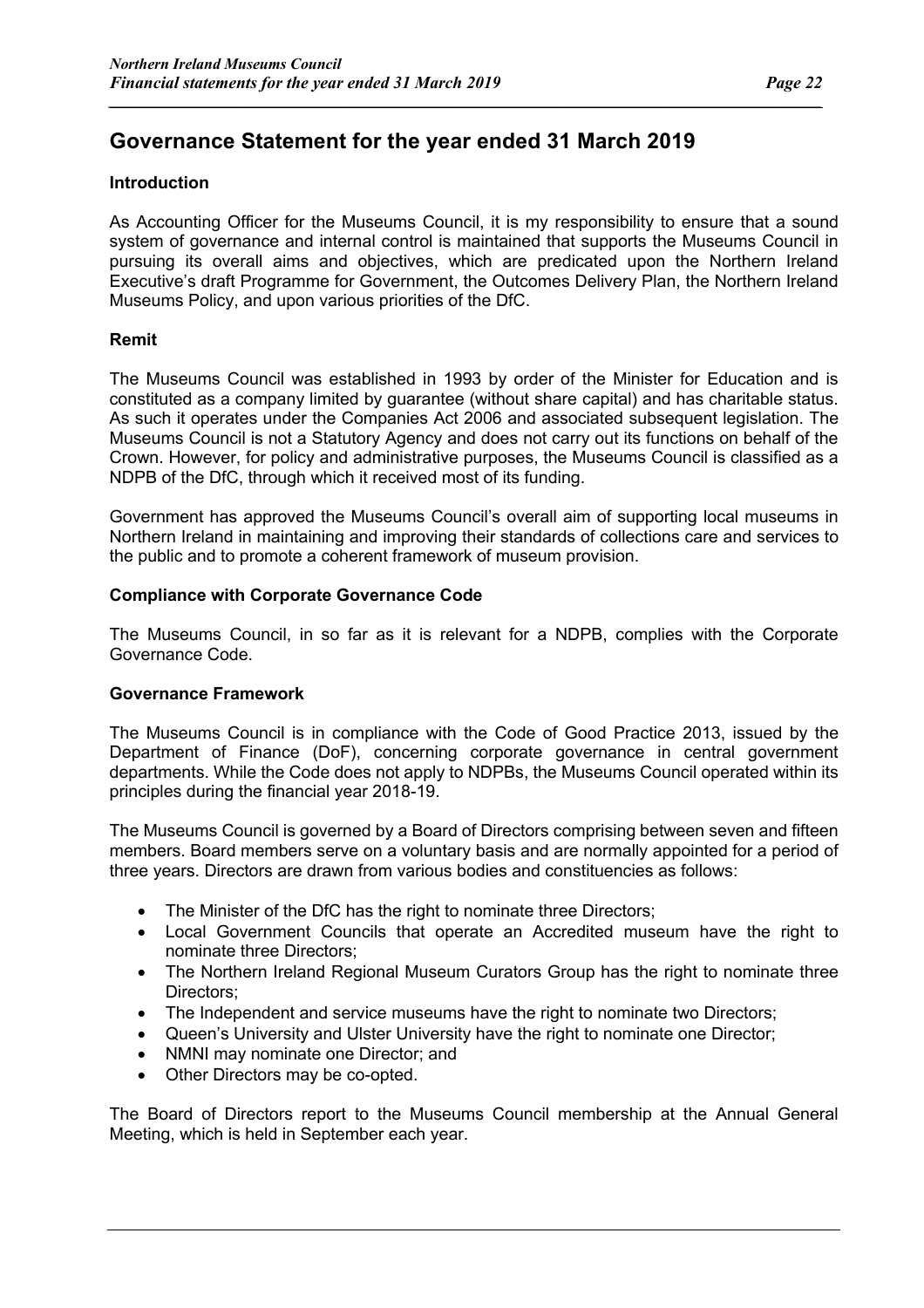# Governance Statement for the year ended 31 March 2019

## Introduction

As Accounting Officer for the Museums Council, it is my responsibility to ensure that a sound system of governance and internal control is maintained that supports the Museums Council in pursuing its overall aims and objectives, which are predicated upon the Northern Ireland Executive's draft Programme for Government, the Outcomes Delivery Plan, the Northern Ireland Museums Policy, and upon various priorities of the DfC.

## Remit

The Museums Council was established in 1993 by order of the Minister for Education and is constituted as a company limited by guarantee (without share capital) and has charitable status. As such it operates under the Companies Act 2006 and associated subsequent legislation. The Museums Council is not a Statutory Agency and does not carry out its functions on behalf of the Crown. However, for policy and administrative purposes, the Museums Council is classified as a NDPB of the DfC, through which it received most of its funding.

Government has approved the Museums Council's overall aim of supporting local museums in Northern Ireland in maintaining and improving their standards of collections care and services to the public and to promote a coherent framework of museum provision.

## Compliance with Corporate Governance Code

The Museums Council, in so far as it is relevant for a NDPB, complies with the Corporate Governance Code.

## Governance Framework

The Museums Council is in compliance with the Code of Good Practice 2013, issued by the Department of Finance (DoF), concerning corporate governance in central government departments. While the Code does not apply to NDPBs, the Museums Council operated within its principles during the financial year 2018-19.

The Museums Council is governed by a Board of Directors comprising between seven and fifteen members. Board members serve on a voluntary basis and are normally appointed for a period of three years. Directors are drawn from various bodies and constituencies as follows:

- The Minister of the DfC has the right to nominate three Directors;
- Local Government Councils that operate an Accredited museum have the right to nominate three Directors;
- The Northern Ireland Regional Museum Curators Group has the right to nominate three Directors;
- The Independent and service museums have the right to nominate two Directors;
- Queen's University and Ulster University have the right to nominate one Director;
- NMNI may nominate one Director; and
- Other Directors may be co-opted.

The Board of Directors report to the Museums Council membership at the Annual General Meeting, which is held in September each year.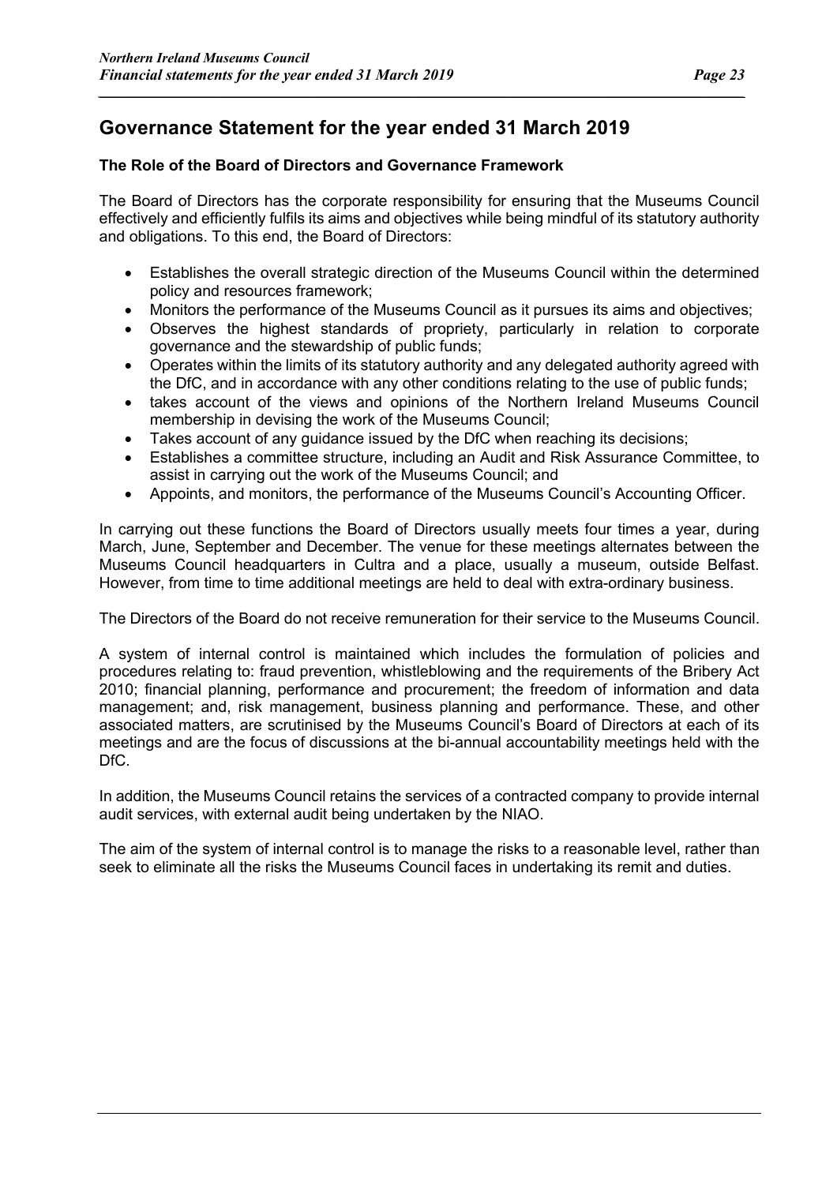# Governance Statement for the year ended 31 March 2019

### The Role of the Board of Directors and Governance Framework

The Board of Directors has the corporate responsibility for ensuring that the Museums Council effectively and efficiently fulfils its aims and objectives while being mindful of its statutory authority and obligations. To this end, the Board of Directors:

- Establishes the overall strategic direction of the Museums Council within the determined policy and resources framework;
- Monitors the performance of the Museums Council as it pursues its aims and objectives;
- Observes the highest standards of propriety, particularly in relation to corporate governance and the stewardship of public funds;
- Operates within the limits of its statutory authority and any delegated authority agreed with the DfC, and in accordance with any other conditions relating to the use of public funds;
- takes account of the views and opinions of the Northern Ireland Museums Council membership in devising the work of the Museums Council;
- Takes account of any guidance issued by the DfC when reaching its decisions;
- Establishes a committee structure, including an Audit and Risk Assurance Committee, to assist in carrying out the work of the Museums Council; and
- Appoints, and monitors, the performance of the Museums Council's Accounting Officer.

In carrying out these functions the Board of Directors usually meets four times a year, during March, June, September and December. The venue for these meetings alternates between the Museums Council headquarters in Cultra and a place, usually a museum, outside Belfast. However, from time to time additional meetings are held to deal with extra-ordinary business.

The Directors of the Board do not receive remuneration for their service to the Museums Council.

A system of internal control is maintained which includes the formulation of policies and procedures relating to: fraud prevention, whistleblowing and the requirements of the Bribery Act 2010; financial planning, performance and procurement; the freedom of information and data management; and, risk management, business planning and performance. These, and other associated matters, are scrutinised by the Museums Council's Board of Directors at each of its meetings and are the focus of discussions at the bi-annual accountability meetings held with the DfC.

In addition, the Museums Council retains the services of a contracted company to provide internal audit services, with external audit being undertaken by the NIAO.

The aim of the system of internal control is to manage the risks to a reasonable level, rather than seek to eliminate all the risks the Museums Council faces in undertaking its remit and duties.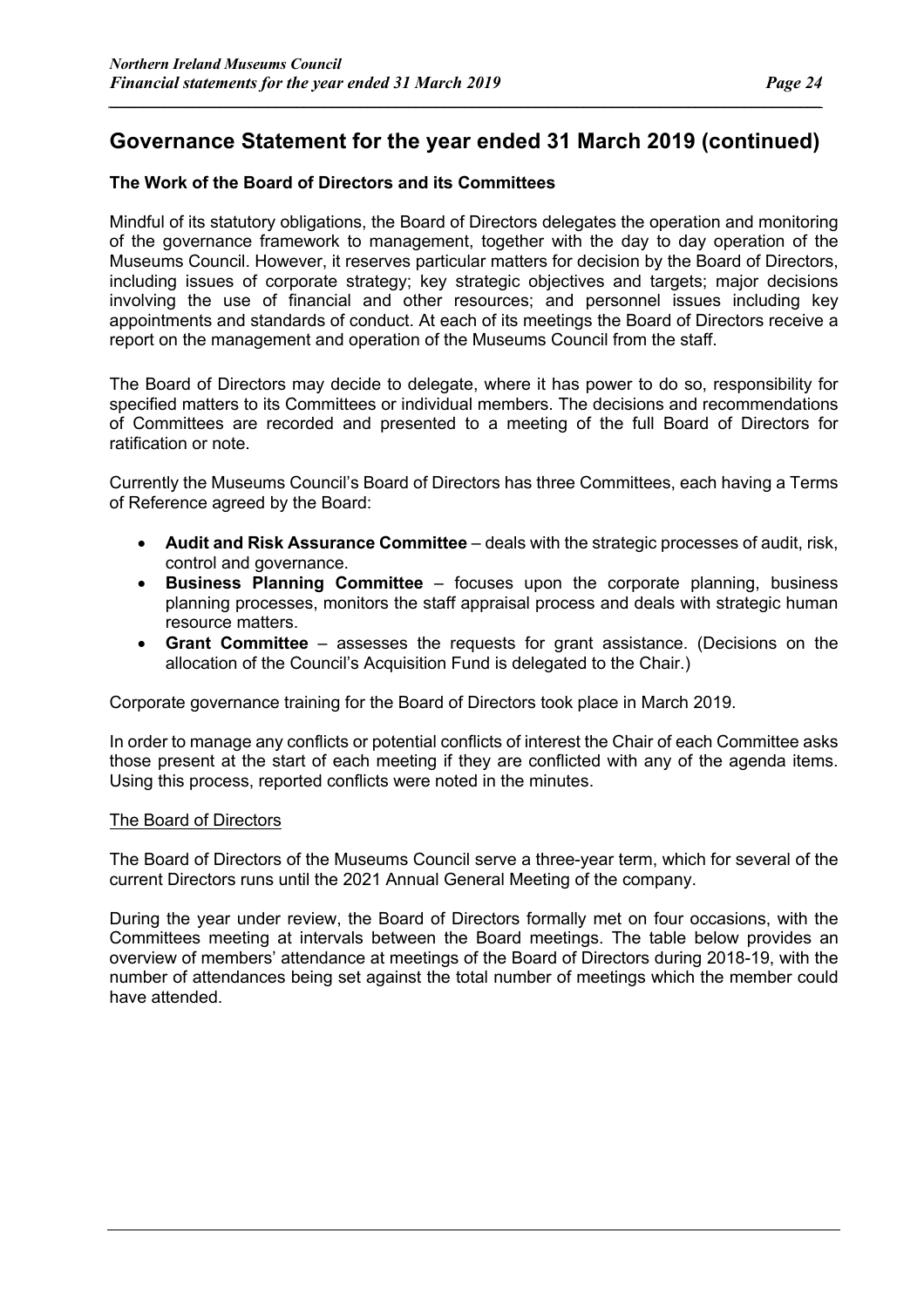## Governance Statement for the year ended 31 March 2019 (continued)

### The Work of the Board of Directors and its Committees

Mindful of its statutory obligations, the Board of Directors delegates the operation and monitoring of the governance framework to management, together with the day to day operation of the Museums Council. However, it reserves particular matters for decision by the Board of Directors, including issues of corporate strategy; key strategic objectives and targets; major decisions involving the use of financial and other resources; and personnel issues including key appointments and standards of conduct. At each of its meetings the Board of Directors receive a report on the management and operation of the Museums Council from the staff.

The Board of Directors may decide to delegate, where it has power to do so, responsibility for specified matters to its Committees or individual members. The decisions and recommendations of Committees are recorded and presented to a meeting of the full Board of Directors for ratification or note.

Currently the Museums Council's Board of Directors has three Committees, each having a Terms of Reference agreed by the Board:

- **Audit and Risk Assurance Committee** – deals with the strategic processes of audit, risk, control and governance.
- **Business Planning Committee** – focuses upon the corporate planning, business planning processes, monitors the staff appraisal process and deals with strategic human resource matters.
- **Grant Committee** – assesses the requests for grant assistance. (Decisions on the allocation of the Council's Acquisition Fund is delegated to the Chair.)

Corporate governance training for the Board of Directors took place in March 2019.

In order to manage any conflicts or potential conflicts of interest the Chair of each Committee asks those present at the start of each meeting if they are conflicted with any of the agenda items. Using this process, reported conflicts were noted in the minutes.

#### The Board of Directors

The Board of Directors of the Museums Council serve a three-year term, which for several of the current Directors runs until the 2021 Annual General Meeting of the company.

During the year under review, the Board of Directors formally met on four occasions, with the Committees meeting at intervals between the Board meetings. The table below provides an overview of members' attendance at meetings of the Board of Directors during 2018-19, with the number of attendances being set against the total number of meetings which the member could have attended.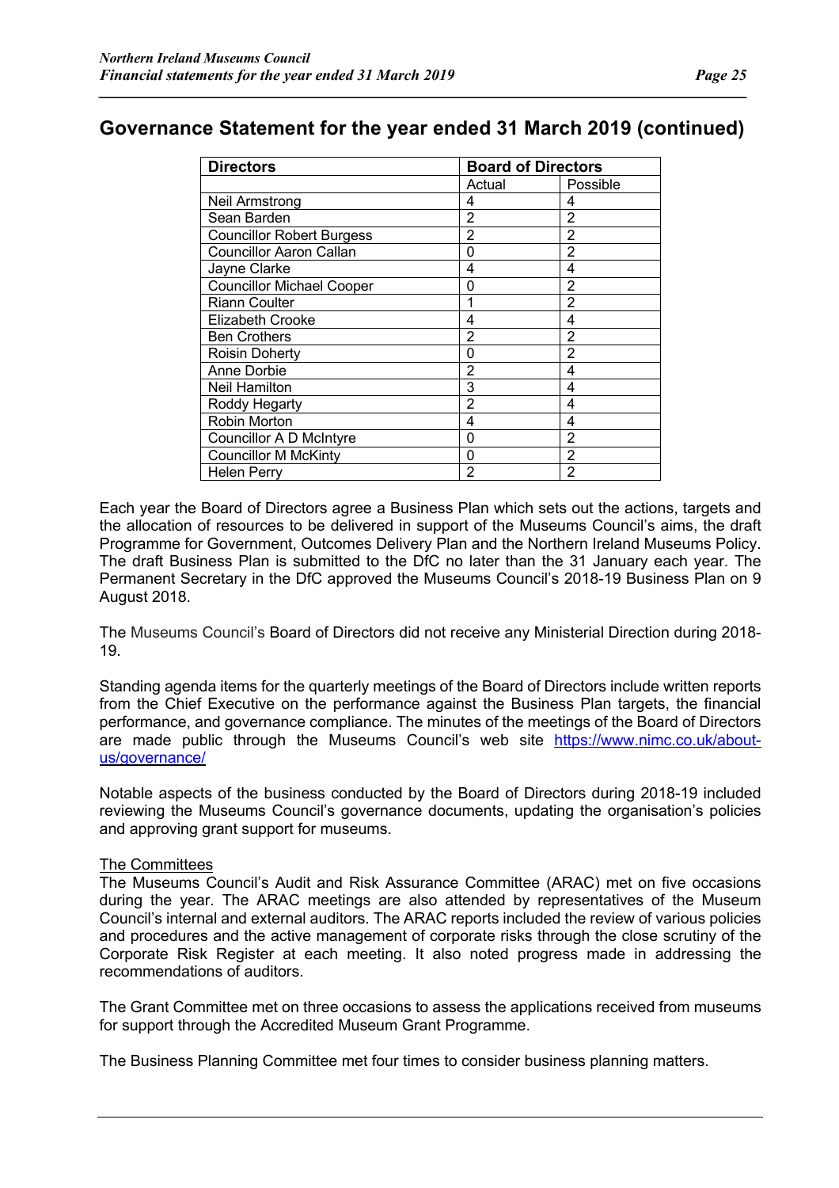## Governance Statement for the year ended 31 March 2019 (continued)

| Directors | Board of Directors | |
|---|---|---|
| | Actual | Possible |
| Neil Armstrong | 4 | 4 |
| Sean Barden | 2 | 2 |
| Councillor Robert Burgess | 2 | 2 |
| Councillor Aaron Callan | 0 | 2 |
| Jayne Clarke | 4 | 4 |
| Councillor Michael Cooper | 0 | 2 |
| Riann Coulter | 1 | 2 |
| Elizabeth Crooke | 4 | 4 |
| Ben Crothers | 2 | 2 |
| Roisin Doherty | 0 | 2 |
| Anne Dorbie | 2 | 4 |
| Neil Hamilton | 3 | 4 |
| Roddy Hegarty | 2 | 4 |
| Robin Morton | 4 | 4 |
| Councillor A D McIntyre | 0 | 2 |
| Councillor M McKinty | 0 | 2 |
| Helen Perry | 2 | 2 |

Each year the Board of Directors agree a Business Plan which sets out the actions, targets and the allocation of resources to be delivered in support of the Museums Council's aims, the draft Programme for Government, Outcomes Delivery Plan and the Northern Ireland Museums Policy. The draft Business Plan is submitted to the DfC no later than the 31 January each year. The Permanent Secretary in the DfC approved the Museums Council's 2018-19 Business Plan on 9 August 2018.

The Museums Council's Board of Directors did not receive any Ministerial Direction during 2018-19.

Standing agenda items for the quarterly meetings of the Board of Directors include written reports from the Chief Executive on the performance against the Business Plan targets, the financial performance, and governance compliance. The minutes of the meetings of the Board of Directors are made public through the Museums Council's web site https://www.nimc.co.uk/about-us/governance/

Notable aspects of the business conducted by the Board of Directors during 2018-19 included reviewing the Museums Council's governance documents, updating the organisation's policies and approving grant support for museums.

The Committees

The Museums Council's Audit and Risk Assurance Committee (ARAC) met on five occasions during the year. The ARAC meetings are also attended by representatives of the Museum Council's internal and external auditors. The ARAC reports included the review of various policies and procedures and the active management of corporate risks through the close scrutiny of the Corporate Risk Register at each meeting. It also noted progress made in addressing the recommendations of auditors.

The Grant Committee met on three occasions to assess the applications received from museums for support through the Accredited Museum Grant Programme.

The Business Planning Committee met four times to consider business planning matters.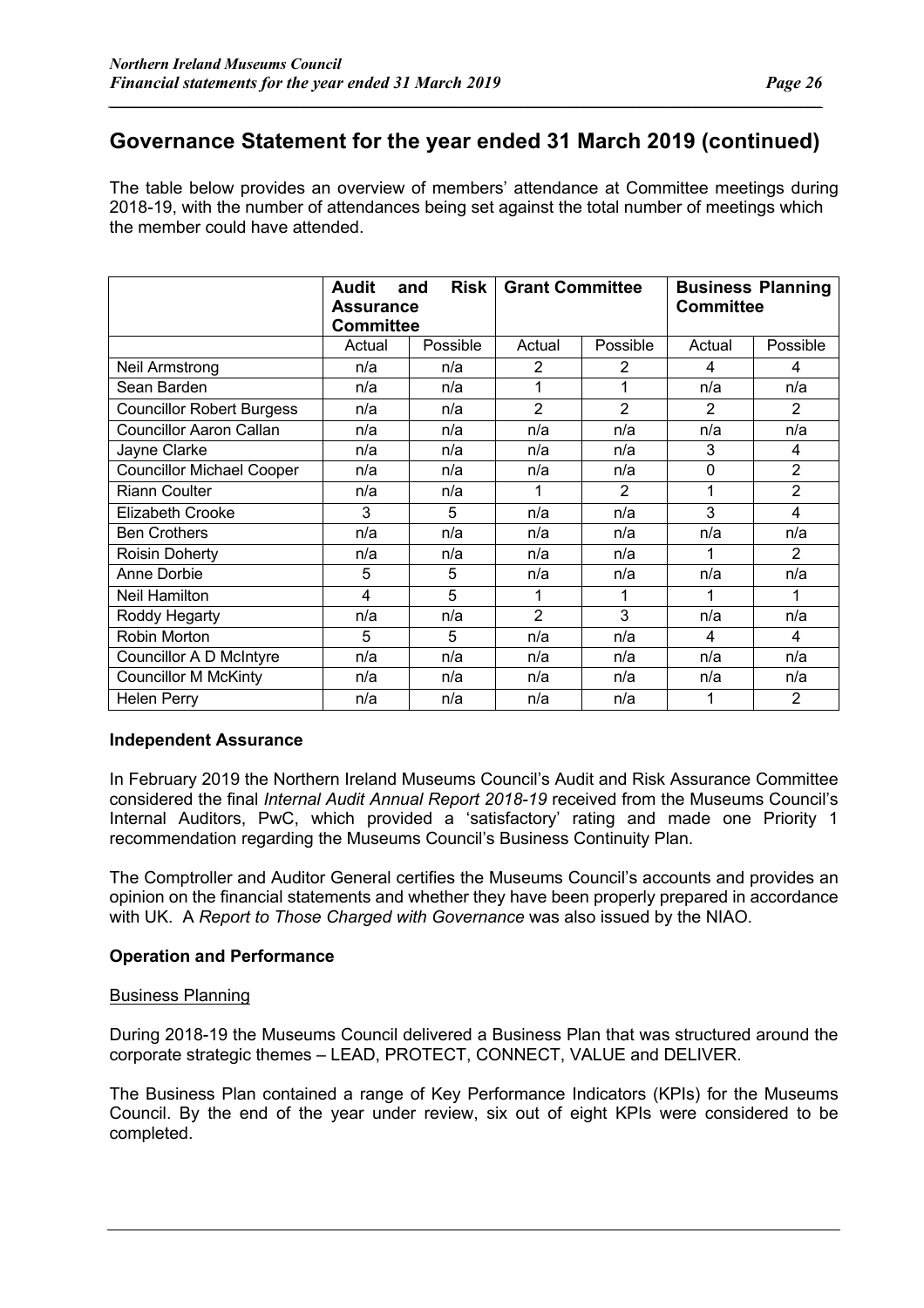## Governance Statement for the year ended 31 March 2019 (continued)

The table below provides an overview of members' attendance at Committee meetings during 2018-19, with the number of attendances being set against the total number of meetings which the member could have attended.

| | **Audit and Risk Assurance Committee** | | **Grant Committee** | | **Business Planning Committee** | |
|---|---|---|---|---|---|---|
| | Actual | Possible | Actual | Possible | Actual | Possible |
| Neil Armstrong | n/a | n/a | 2 | 2 | 4 | 4 |
| Sean Barden | n/a | n/a | 1 | 1 | n/a | n/a |
| Councillor Robert Burgess | n/a | n/a | 2 | 2 | 2 | 2 |
| Councillor Aaron Callan | n/a | n/a | n/a | n/a | n/a | n/a |
| Jayne Clarke | n/a | n/a | n/a | n/a | 3 | 4 |
| Councillor Michael Cooper | n/a | n/a | n/a | n/a | 0 | 2 |
| Riann Coulter | n/a | n/a | 1 | 2 | 1 | 2 |
| Elizabeth Crooke | 3 | 5 | n/a | n/a | 3 | 4 |
| Ben Crothers | n/a | n/a | n/a | n/a | n/a | n/a |
| Roisin Doherty | n/a | n/a | n/a | n/a | 1 | 2 |
| Anne Dorbie | 5 | 5 | n/a | n/a | n/a | n/a |
| Neil Hamilton | 4 | 5 | 1 | 1 | 1 | 1 |
| Roddy Hegarty | n/a | n/a | 2 | 3 | n/a | n/a |
| Robin Morton | 5 | 5 | n/a | n/a | 4 | 4 |
| Councillor A D McIntyre | n/a | n/a | n/a | n/a | n/a | n/a |
| Councillor M McKinty | n/a | n/a | n/a | n/a | n/a | n/a |
| Helen Perry | n/a | n/a | n/a | n/a | 1 | 2 |

**Independent Assurance**

In February 2019 the Northern Ireland Museums Council's Audit and Risk Assurance Committee considered the final *Internal Audit Annual Report 2018-19* received from the Museums Council's Internal Auditors, PwC, which provided a 'satisfactory' rating and made one Priority 1 recommendation regarding the Museums Council's Business Continuity Plan.

The Comptroller and Auditor General certifies the Museums Council's accounts and provides an opinion on the financial statements and whether they have been properly prepared in accordance with UK. A *Report to Those Charged with Governance* was also issued by the NIAO.

**Operation and Performance**

Business Planning

During 2018-19 the Museums Council delivered a Business Plan that was structured around the corporate strategic themes – LEAD, PROTECT, CONNECT, VALUE and DELIVER.

The Business Plan contained a range of Key Performance Indicators (KPIs) for the Museums Council. By the end of the year under review, six out of eight KPIs were considered to be completed.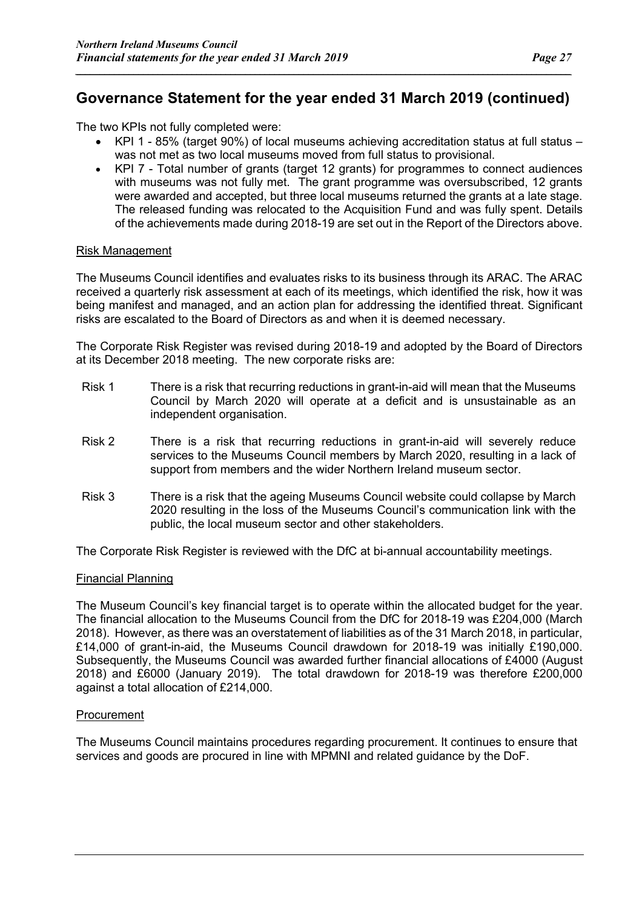## Governance Statement for the year ended 31 March 2019 (continued)

The two KPIs not fully completed were:

- KPI 1 - 85% (target 90%) of local museums achieving accreditation status at full status – was not met as two local museums moved from full status to provisional.
- KPI 7 - Total number of grants (target 12 grants) for programmes to connect audiences with museums was not fully met. The grant programme was oversubscribed, 12 grants were awarded and accepted, but three local museums returned the grants at a late stage. The released funding was relocated to the Acquisition Fund and was fully spent. Details of the achievements made during 2018-19 are set out in the Report of the Directors above.

### Risk Management

The Museums Council identifies and evaluates risks to its business through its ARAC. The ARAC received a quarterly risk assessment at each of its meetings, which identified the risk, how it was being manifest and managed, and an action plan for addressing the identified threat. Significant risks are escalated to the Board of Directors as and when it is deemed necessary.

The Corporate Risk Register was revised during 2018-19 and adopted by the Board of Directors at its December 2018 meeting. The new corporate risks are:

Risk 1 There is a risk that recurring reductions in grant-in-aid will mean that the Museums Council by March 2020 will operate at a deficit and is unsustainable as an independent organisation.

Risk 2 There is a risk that recurring reductions in grant-in-aid will severely reduce services to the Museums Council members by March 2020, resulting in a lack of support from members and the wider Northern Ireland museum sector.

Risk 3 There is a risk that the ageing Museums Council website could collapse by March 2020 resulting in the loss of the Museums Council's communication link with the public, the local museum sector and other stakeholders.

The Corporate Risk Register is reviewed with the DfC at bi-annual accountability meetings.

### Financial Planning

The Museum Council's key financial target is to operate within the allocated budget for the year. The financial allocation to the Museums Council from the DfC for 2018-19 was £204,000 (March 2018). However, as there was an overstatement of liabilities as of the 31 March 2018, in particular, £14,000 of grant-in-aid, the Museums Council drawdown for 2018-19 was initially £190,000. Subsequently, the Museums Council was awarded further financial allocations of £4000 (August 2018) and £6000 (January 2019). The total drawdown for 2018-19 was therefore £200,000 against a total allocation of £214,000.

### Procurement

The Museums Council maintains procedures regarding procurement. It continues to ensure that services and goods are procured in line with MPMNI and related guidance by the DoF.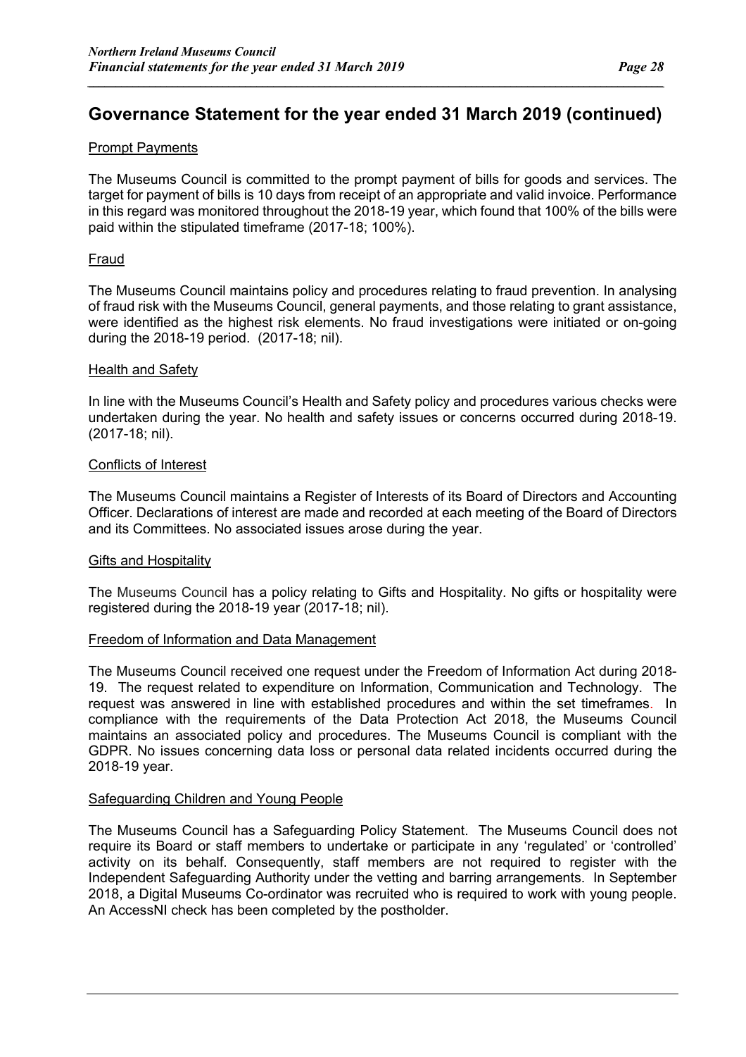## Governance Statement for the year ended 31 March 2019 (continued)

### Prompt Payments

The Museums Council is committed to the prompt payment of bills for goods and services. The target for payment of bills is 10 days from receipt of an appropriate and valid invoice. Performance in this regard was monitored throughout the 2018-19 year, which found that 100% of the bills were paid within the stipulated timeframe (2017-18; 100%).

### Fraud

The Museums Council maintains policy and procedures relating to fraud prevention. In analysing of fraud risk with the Museums Council, general payments, and those relating to grant assistance, were identified as the highest risk elements. No fraud investigations were initiated or on-going during the 2018-19 period. (2017-18; nil).

### Health and Safety

In line with the Museums Council's Health and Safety policy and procedures various checks were undertaken during the year. No health and safety issues or concerns occurred during 2018-19. (2017-18; nil).

### Conflicts of Interest

The Museums Council maintains a Register of Interests of its Board of Directors and Accounting Officer. Declarations of interest are made and recorded at each meeting of the Board of Directors and its Committees. No associated issues arose during the year.

### Gifts and Hospitality

The Museums Council has a policy relating to Gifts and Hospitality. No gifts or hospitality were registered during the 2018-19 year (2017-18; nil).

### Freedom of Information and Data Management

The Museums Council received one request under the Freedom of Information Act during 2018-19. The request related to expenditure on Information, Communication and Technology. The request was answered in line with established procedures and within the set timeframes. In compliance with the requirements of the Data Protection Act 2018, the Museums Council maintains an associated policy and procedures. The Museums Council is compliant with the GDPR. No issues concerning data loss or personal data related incidents occurred during the 2018-19 year.

### Safeguarding Children and Young People

The Museums Council has a Safeguarding Policy Statement. The Museums Council does not require its Board or staff members to undertake or participate in any 'regulated' or 'controlled' activity on its behalf. Consequently, staff members are not required to register with the Independent Safeguarding Authority under the vetting and barring arrangements. In September 2018, a Digital Museums Co-ordinator was recruited who is required to work with young people. An AccessNI check has been completed by the postholder.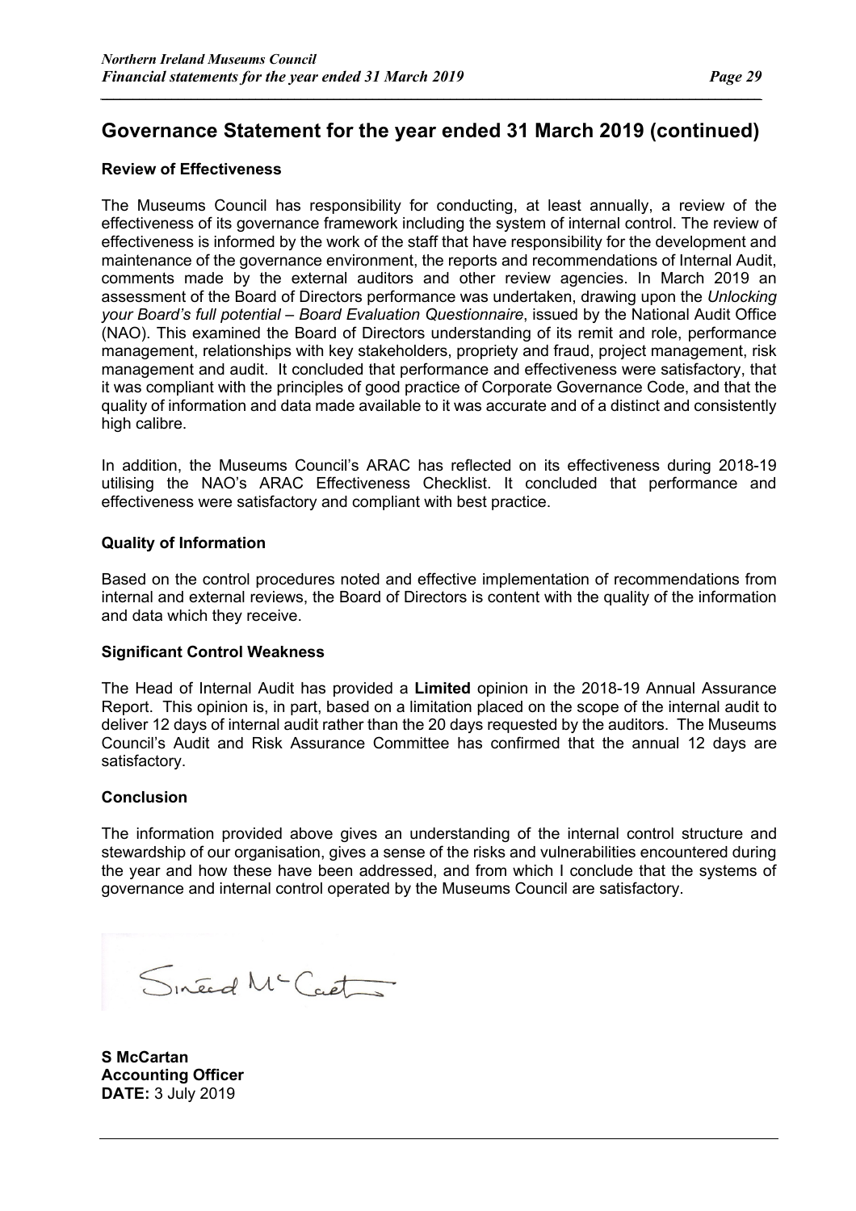## Governance Statement for the year ended 31 March 2019 (continued)

**Review of Effectiveness**

The Museums Council has responsibility for conducting, at least annually, a review of the effectiveness of its governance framework including the system of internal control. The review of effectiveness is informed by the work of the staff that have responsibility for the development and maintenance of the governance environment, the reports and recommendations of Internal Audit, comments made by the external auditors and other review agencies. In March 2019 an assessment of the Board of Directors performance was undertaken, drawing upon the *Unlocking your Board's full potential – Board Evaluation Questionnaire*, issued by the National Audit Office (NAO). This examined the Board of Directors understanding of its remit and role, performance management, relationships with key stakeholders, propriety and fraud, project management, risk management and audit. It concluded that performance and effectiveness were satisfactory, that it was compliant with the principles of good practice of Corporate Governance Code, and that the quality of information and data made available to it was accurate and of a distinct and consistently high calibre.

In addition, the Museums Council's ARAC has reflected on its effectiveness during 2018-19 utilising the NAO's ARAC Effectiveness Checklist. It concluded that performance and effectiveness were satisfactory and compliant with best practice.

**Quality of Information**

Based on the control procedures noted and effective implementation of recommendations from internal and external reviews, the Board of Directors is content with the quality of the information and data which they receive.

**Significant Control Weakness**

The Head of Internal Audit has provided a **Limited** opinion in the 2018-19 Annual Assurance Report. This opinion is, in part, based on a limitation placed on the scope of the internal audit to deliver 12 days of internal audit rather than the 20 days requested by the auditors. The Museums Council's Audit and Risk Assurance Committee has confirmed that the annual 12 days are satisfactory.

**Conclusion**

The information provided above gives an understanding of the internal control structure and stewardship of our organisation, gives a sense of the risks and vulnerabilities encountered during the year and how these have been addressed, and from which I conclude that the systems of governance and internal control operated by the Museums Council are satisfactory.

**S McCartan**
**Accounting Officer**
**DATE:** 3 July 2019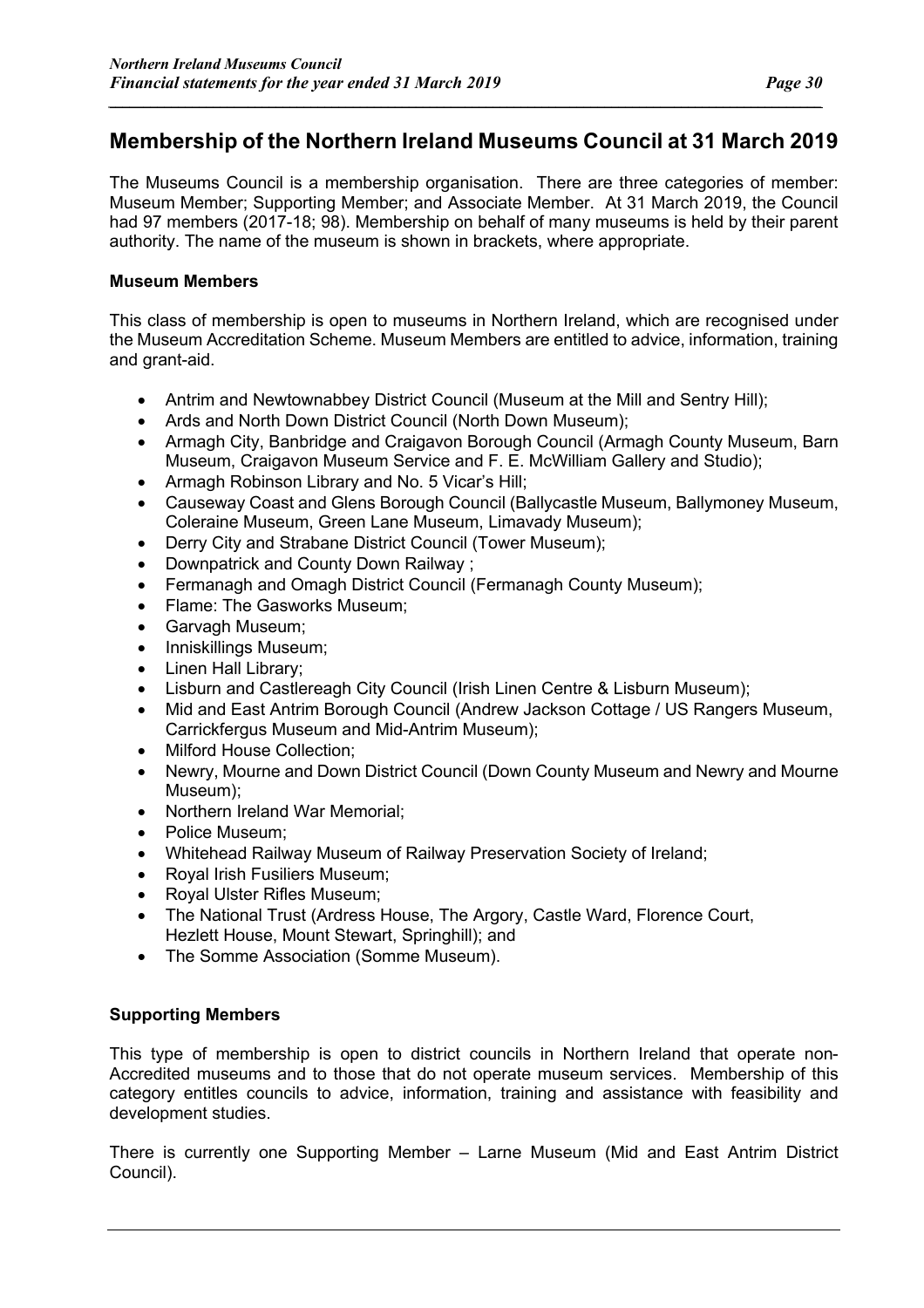## Membership of the Northern Ireland Museums Council at 31 March 2019

The Museums Council is a membership organisation. There are three categories of member: Museum Member; Supporting Member; and Associate Member. At 31 March 2019, the Council had 97 members (2017-18; 98). Membership on behalf of many museums is held by their parent authority. The name of the museum is shown in brackets, where appropriate.

**Museum Members**

This class of membership is open to museums in Northern Ireland, which are recognised under the Museum Accreditation Scheme. Museum Members are entitled to advice, information, training and grant-aid.

- Antrim and Newtownabbey District Council (Museum at the Mill and Sentry Hill);
- Ards and North Down District Council (North Down Museum);
- Armagh City, Banbridge and Craigavon Borough Council (Armagh County Museum, Barn Museum, Craigavon Museum Service and F. E. McWilliam Gallery and Studio);
- Armagh Robinson Library and No. 5 Vicar's Hill;
- Causeway Coast and Glens Borough Council (Ballycastle Museum, Ballymoney Museum, Coleraine Museum, Green Lane Museum, Limavady Museum);
- Derry City and Strabane District Council (Tower Museum);
- Downpatrick and County Down Railway ;
- Fermanagh and Omagh District Council (Fermanagh County Museum);
- Flame: The Gasworks Museum;
- Garvagh Museum;
- Inniskillings Museum;
- Linen Hall Library;
- Lisburn and Castlereagh City Council (Irish Linen Centre & Lisburn Museum);
- Mid and East Antrim Borough Council (Andrew Jackson Cottage / US Rangers Museum, Carrickfergus Museum and Mid-Antrim Museum);
- Milford House Collection;
- Newry, Mourne and Down District Council (Down County Museum and Newry and Mourne Museum);
- Northern Ireland War Memorial;
- Police Museum;
- Whitehead Railway Museum of Railway Preservation Society of Ireland;
- Royal Irish Fusiliers Museum;
- Royal Ulster Rifles Museum;
- The National Trust (Ardress House, The Argory, Castle Ward, Florence Court, Hezlett House, Mount Stewart, Springhill); and
- The Somme Association (Somme Museum).

**Supporting Members**

This type of membership is open to district councils in Northern Ireland that operate non-Accredited museums and to those that do not operate museum services. Membership of this category entitles councils to advice, information, training and assistance with feasibility and development studies.

There is currently one Supporting Member – Larne Museum (Mid and East Antrim District Council).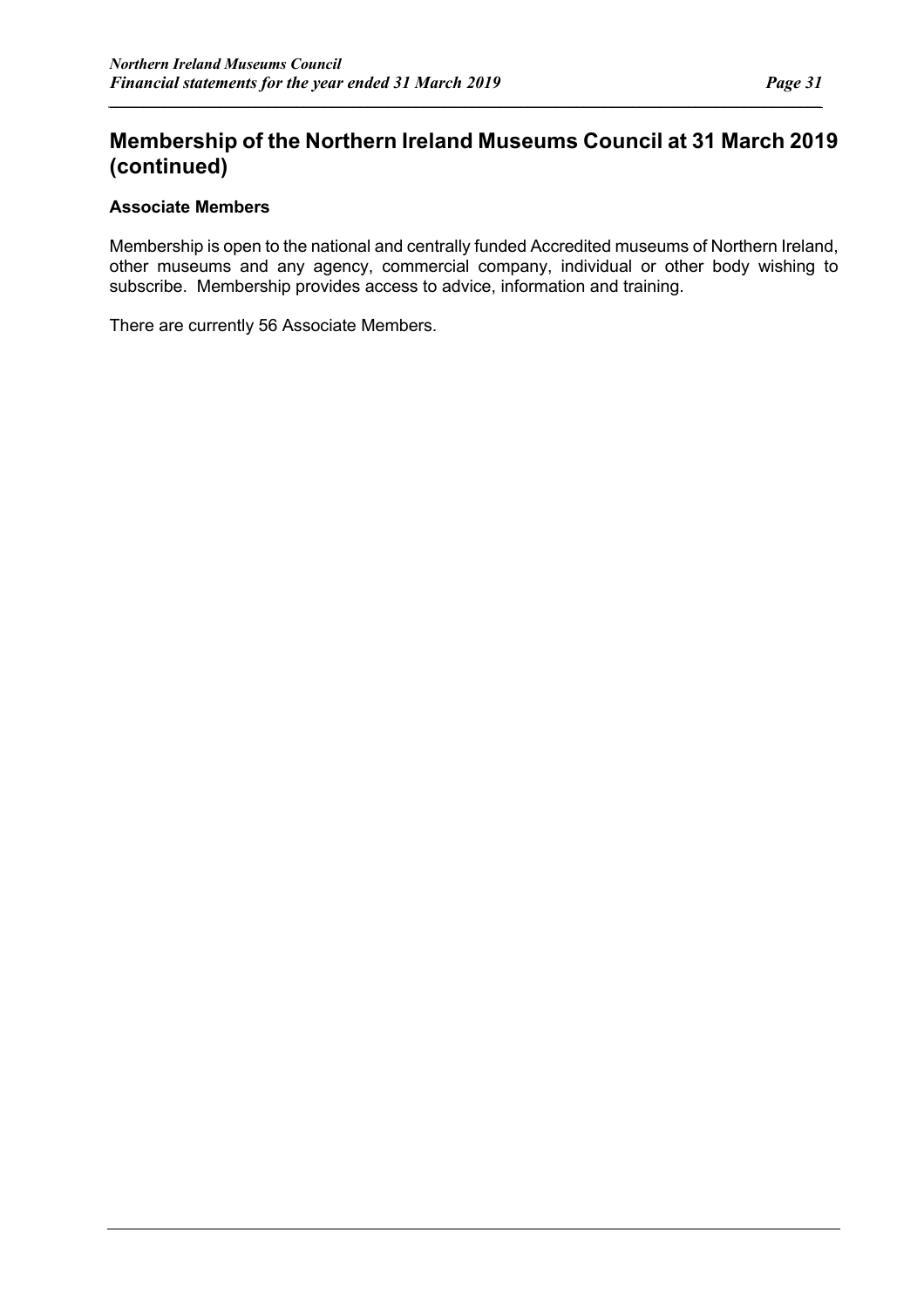## Membership of the Northern Ireland Museums Council at 31 March 2019 (continued)

**Associate Members**

Membership is open to the national and centrally funded Accredited museums of Northern Ireland, other museums and any agency, commercial company, individual or other body wishing to subscribe. Membership provides access to advice, information and training.

There are currently 56 Associate Members.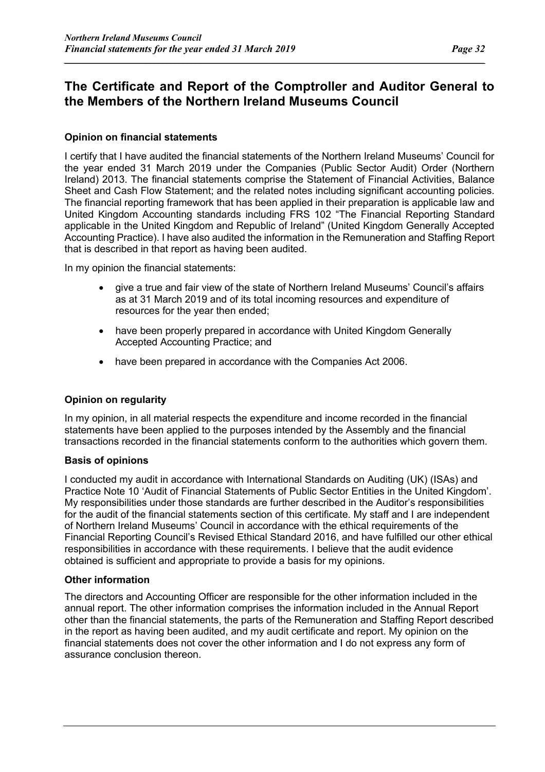# The Certificate and Report of the Comptroller and Auditor General to the Members of the Northern Ireland Museums Council

### Opinion on financial statements

I certify that I have audited the financial statements of the Northern Ireland Museums' Council for the year ended 31 March 2019 under the Companies (Public Sector Audit) Order (Northern Ireland) 2013. The financial statements comprise the Statement of Financial Activities, Balance Sheet and Cash Flow Statement; and the related notes including significant accounting policies. The financial reporting framework that has been applied in their preparation is applicable law and United Kingdom Accounting standards including FRS 102 "The Financial Reporting Standard applicable in the United Kingdom and Republic of Ireland" (United Kingdom Generally Accepted Accounting Practice). I have also audited the information in the Remuneration and Staffing Report that is described in that report as having been audited.

In my opinion the financial statements:

- give a true and fair view of the state of Northern Ireland Museums' Council's affairs as at 31 March 2019 and of its total incoming resources and expenditure of resources for the year then ended;
- have been properly prepared in accordance with United Kingdom Generally Accepted Accounting Practice; and
- have been prepared in accordance with the Companies Act 2006.

### Opinion on regularity

In my opinion, in all material respects the expenditure and income recorded in the financial statements have been applied to the purposes intended by the Assembly and the financial transactions recorded in the financial statements conform to the authorities which govern them.

### Basis of opinions

I conducted my audit in accordance with International Standards on Auditing (UK) (ISAs) and Practice Note 10 'Audit of Financial Statements of Public Sector Entities in the United Kingdom'. My responsibilities under those standards are further described in the Auditor's responsibilities for the audit of the financial statements section of this certificate. My staff and I are independent of Northern Ireland Museums' Council in accordance with the ethical requirements of the Financial Reporting Council's Revised Ethical Standard 2016, and have fulfilled our other ethical responsibilities in accordance with these requirements. I believe that the audit evidence obtained is sufficient and appropriate to provide a basis for my opinions.

### Other information

The directors and Accounting Officer are responsible for the other information included in the annual report. The other information comprises the information included in the Annual Report other than the financial statements, the parts of the Remuneration and Staffing Report described in the report as having been audited, and my audit certificate and report. My opinion on the financial statements does not cover the other information and I do not express any form of assurance conclusion thereon.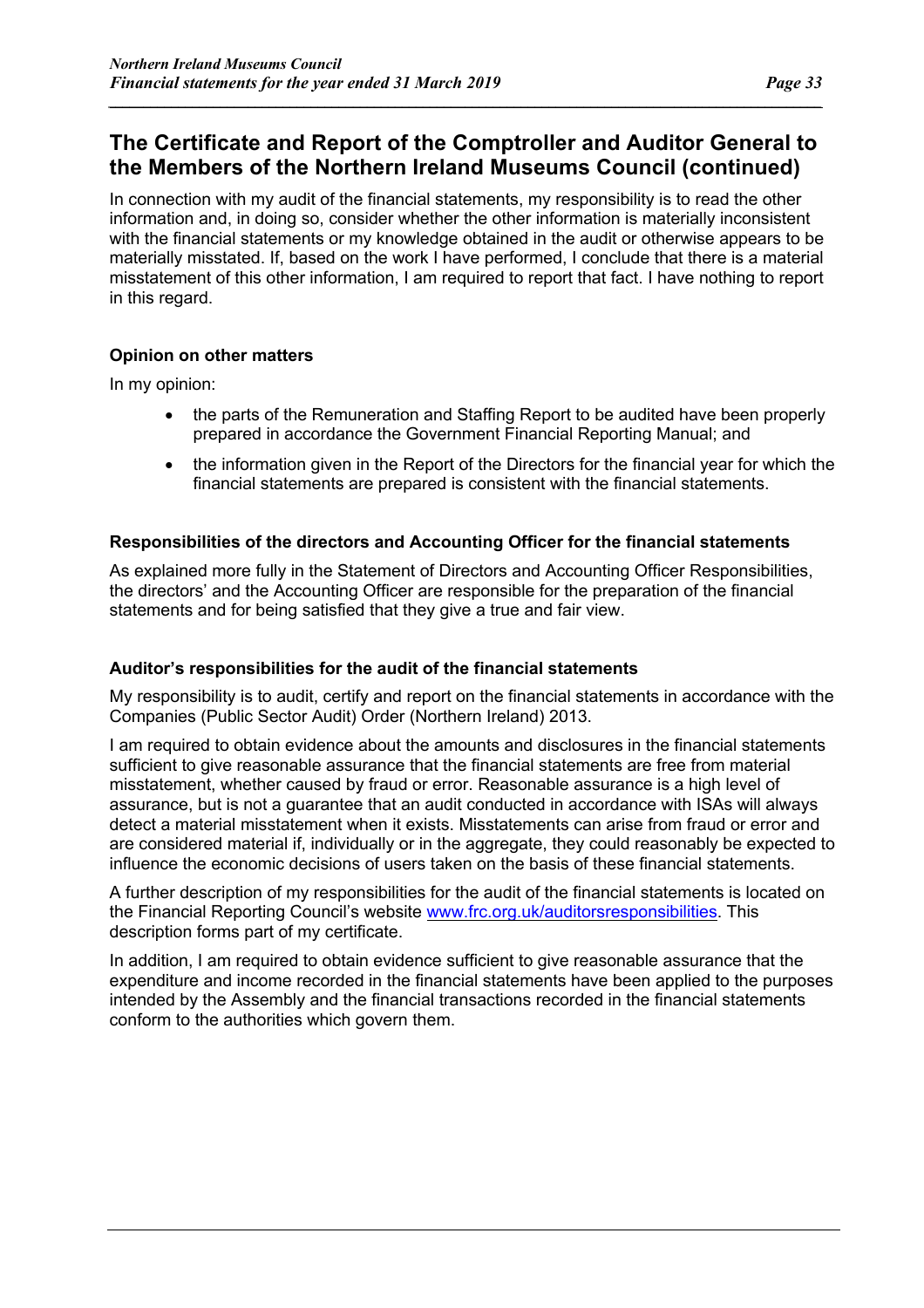## The Certificate and Report of the Comptroller and Auditor General to the Members of the Northern Ireland Museums Council (continued)

In connection with my audit of the financial statements, my responsibility is to read the other information and, in doing so, consider whether the other information is materially inconsistent with the financial statements or my knowledge obtained in the audit or otherwise appears to be materially misstated. If, based on the work I have performed, I conclude that there is a material misstatement of this other information, I am required to report that fact. I have nothing to report in this regard.

### Opinion on other matters

In my opinion:

- the parts of the Remuneration and Staffing Report to be audited have been properly prepared in accordance the Government Financial Reporting Manual; and
- the information given in the Report of the Directors for the financial year for which the financial statements are prepared is consistent with the financial statements.

### Responsibilities of the directors and Accounting Officer for the financial statements

As explained more fully in the Statement of Directors and Accounting Officer Responsibilities, the directors' and the Accounting Officer are responsible for the preparation of the financial statements and for being satisfied that they give a true and fair view.

### Auditor's responsibilities for the audit of the financial statements

My responsibility is to audit, certify and report on the financial statements in accordance with the Companies (Public Sector Audit) Order (Northern Ireland) 2013.

I am required to obtain evidence about the amounts and disclosures in the financial statements sufficient to give reasonable assurance that the financial statements are free from material misstatement, whether caused by fraud or error. Reasonable assurance is a high level of assurance, but is not a guarantee that an audit conducted in accordance with ISAs will always detect a material misstatement when it exists. Misstatements can arise from fraud or error and are considered material if, individually or in the aggregate, they could reasonably be expected to influence the economic decisions of users taken on the basis of these financial statements.

A further description of my responsibilities for the audit of the financial statements is located on the Financial Reporting Council's website www.frc.org.uk/auditorsresponsibilities. This description forms part of my certificate.

In addition, I am required to obtain evidence sufficient to give reasonable assurance that the expenditure and income recorded in the financial statements have been applied to the purposes intended by the Assembly and the financial transactions recorded in the financial statements conform to the authorities which govern them.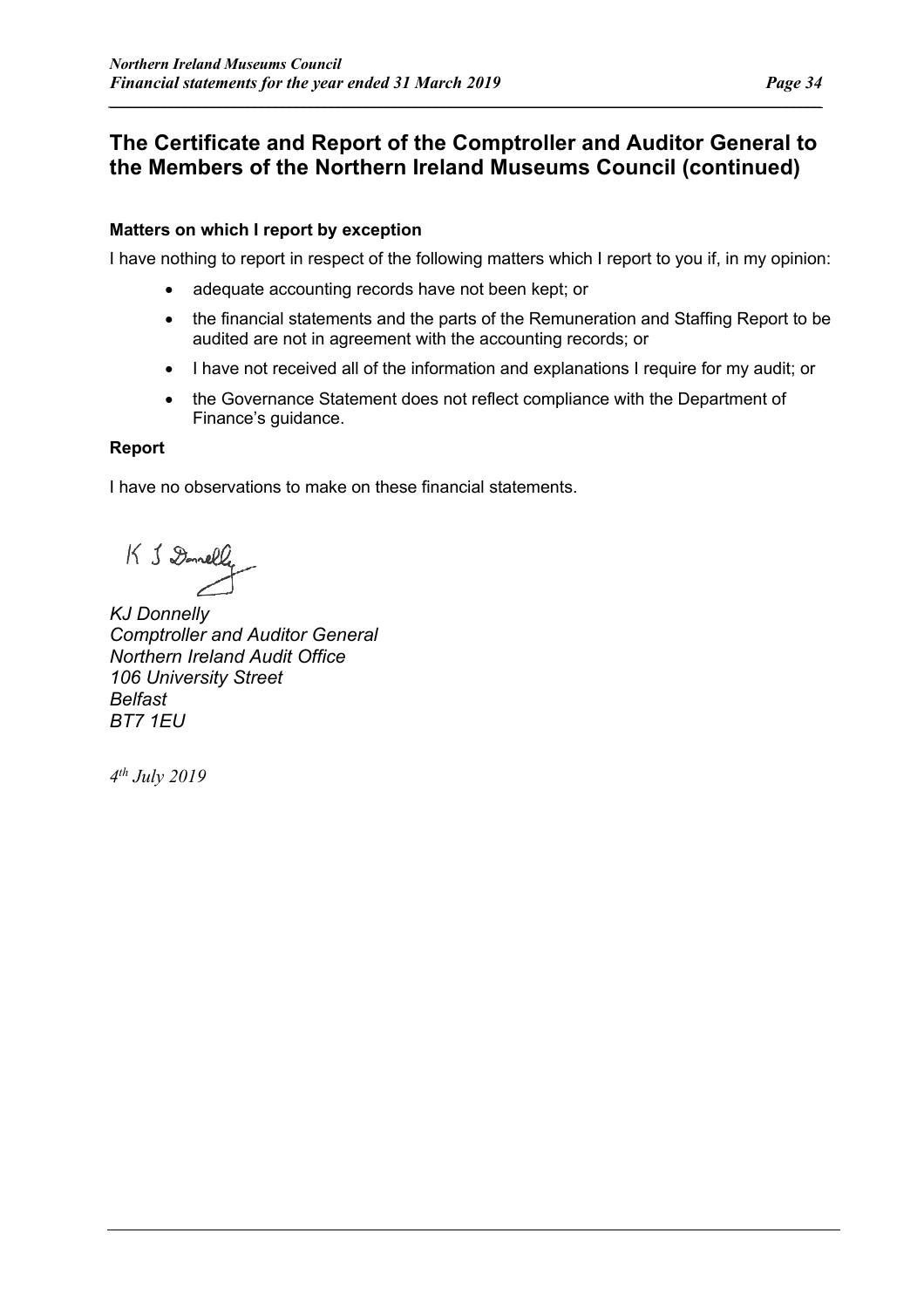## The Certificate and Report of the Comptroller and Auditor General to the Members of the Northern Ireland Museums Council (continued)

**Matters on which I report by exception**

I have nothing to report in respect of the following matters which I report to you if, in my opinion:

- adequate accounting records have not been kept; or
- the financial statements and the parts of the Remuneration and Staffing Report to be audited are not in agreement with the accounting records; or
- I have not received all of the information and explanations I require for my audit; or
- the Governance Statement does not reflect compliance with the Department of Finance's guidance.

**Report**

I have no observations to make on these financial statements.

K J Donnelly

*KJ Donnelly*
*Comptroller and Auditor General*
*Northern Ireland Audit Office*
*106 University Street*
*Belfast*
*BT7 1EU*

*4th July 2019*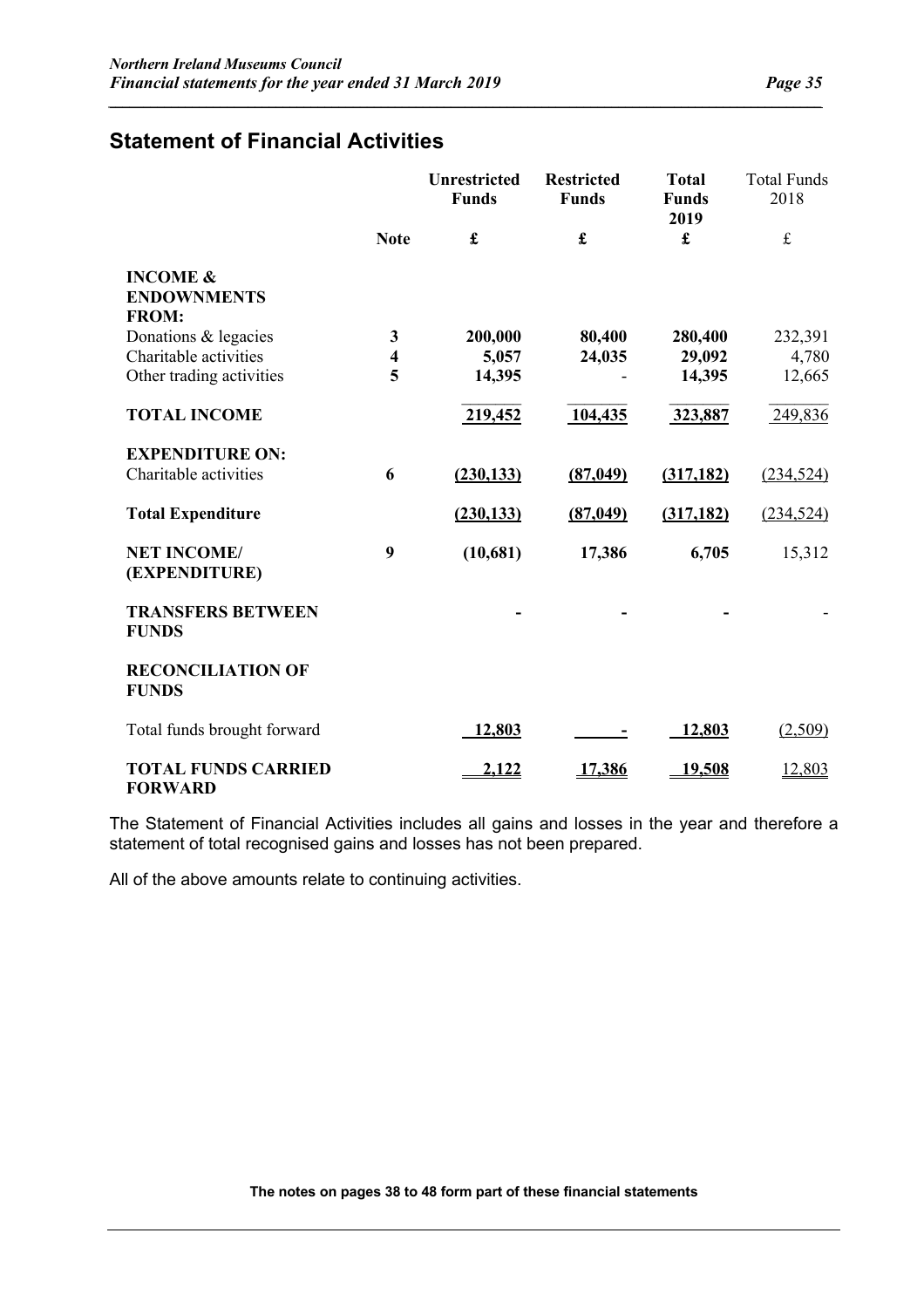## Statement of Financial Activities

| | Note | Unrestricted Funds | Restricted Funds | Total Funds 2019 | Total Funds 2018 |
|---|---|---|---|---|---|
| | | **£** | **£** | **£** | £ |
| **INCOME & ENDOWNMENTS FROM:** | | | | | |
| Donations & legacies | **3** | **200,000** | **80,400** | **280,400** | 232,391 |
| Charitable activities | **4** | **5,057** | **24,035** | **29,092** | 4,780 |
| Other trading activities | **5** | **14,395** | **-** | **14,395** | 12,665 |
| **TOTAL INCOME** | | **219,452** | **104,435** | **323,887** | 249,836 |
| **EXPENDITURE ON:** | | | | | |
| Charitable activities | **6** | **(230,133)** | **(87,049)** | **(317,182)** | (234,524) |
| **Total Expenditure** | | **(230,133)** | **(87,049)** | **(317,182)** | (234,524) |
| **NET INCOME/ (EXPENDITURE)** | **9** | **(10,681)** | **17,386** | **6,705** | 15,312 |
| **TRANSFERS BETWEEN FUNDS** | | **-** | **-** | **-** | - |
| **RECONCILIATION OF FUNDS** | | | | | |
| Total funds brought forward | | **12,803** | **-** | **12,803** | (2,509) |
| **TOTAL FUNDS CARRIED FORWARD** | | **2,122** | **17,386** | **19,508** | 12,803 |

The Statement of Financial Activities includes all gains and losses in the year and therefore a statement of total recognised gains and losses has not been prepared.

All of the above amounts relate to continuing activities.

**The notes on pages 38 to 48 form part of these financial statements**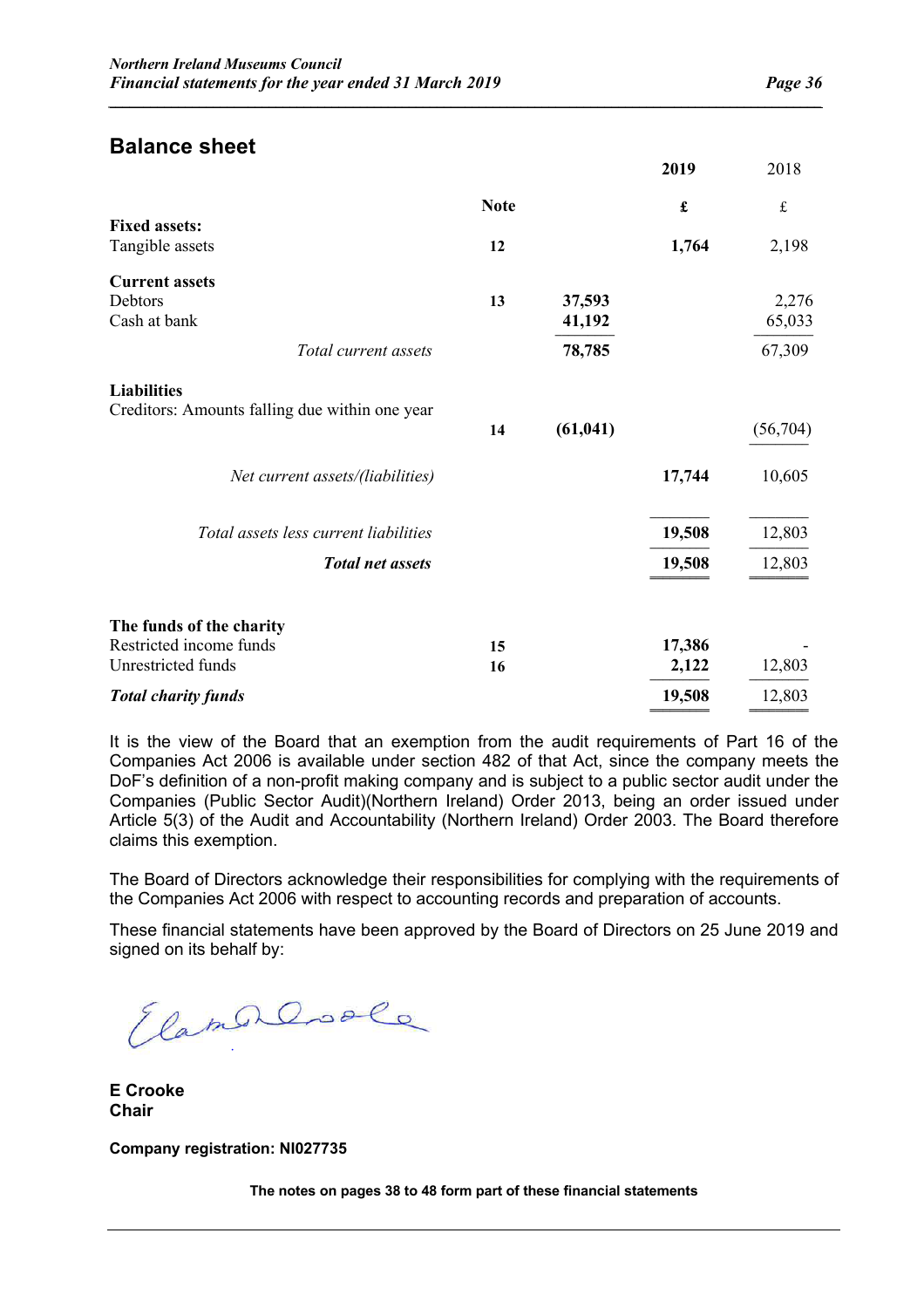## Balance sheet

| | Note | | 2019 | 2018 |
|---|---|---|---|---|
| | | | **£** | £ |
| **Fixed assets:** | | | | |
| Tangible assets | **12** | | **1,764** | 2,198 |
| **Current assets** | | | | |
| Debtors | **13** | **37,593** | | 2,276 |
| Cash at bank | | **41,192** | | 65,033 |
| *Total current assets* | | **78,785** | | 67,309 |
| **Liabilities** | | | | |
| Creditors: Amounts falling due within one year | **14** | **(61,041)** | | (56,704) |
| *Net current assets/(liabilities)* | | | **17,744** | 10,605 |
| *Total assets less current liabilities* | | | **19,508** | 12,803 |
| ***Total net assets*** | | | **19,508** | 12,803 |
| **The funds of the charity** | | | | |
| Restricted income funds | **15** | | **17,386** | - |
| Unrestricted funds | **16** | | **2,122** | 12,803 |
| ***Total charity funds*** | | | **19,508** | 12,803 |

It is the view of the Board that an exemption from the audit requirements of Part 16 of the Companies Act 2006 is available under section 482 of that Act, since the company meets the DoF's definition of a non-profit making company and is subject to a public sector audit under the Companies (Public Sector Audit)(Northern Ireland) Order 2013, being an order issued under Article 5(3) of the Audit and Accountability (Northern Ireland) Order 2003. The Board therefore claims this exemption.

The Board of Directors acknowledge their responsibilities for complying with the requirements of the Companies Act 2006 with respect to accounting records and preparation of accounts.

These financial statements have been approved by the Board of Directors on 25 June 2019 and signed on its behalf by:

**E Crooke**
**Chair**

**Company registration: NI027735**

**The notes on pages 38 to 48 form part of these financial statements**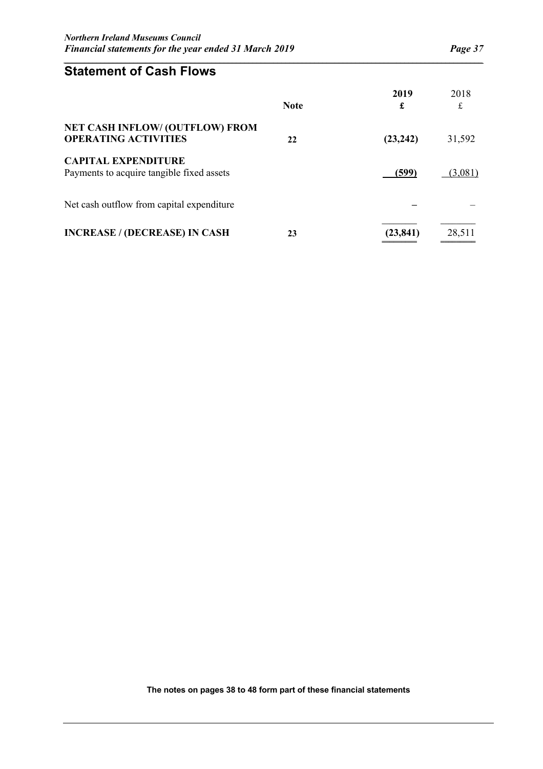## Statement of Cash Flows

| | Note | 2019 £ | 2018 £ |
|---|---|---|---|
| **NET CASH INFLOW/ (OUTFLOW) FROM OPERATING ACTIVITIES** | **22** | **(23,242)** | 31,592 |
| **CAPITAL EXPENDITURE** | | | |
| Payments to acquire tangible fixed assets | | **(599)** | (3,081) |
| Net cash outflow from capital expenditure | | **–** | – |
| **INCREASE / (DECREASE) IN CASH** | **23** | **(23,841)** | 28,511 |

**The notes on pages 38 to 48 form part of these financial statements**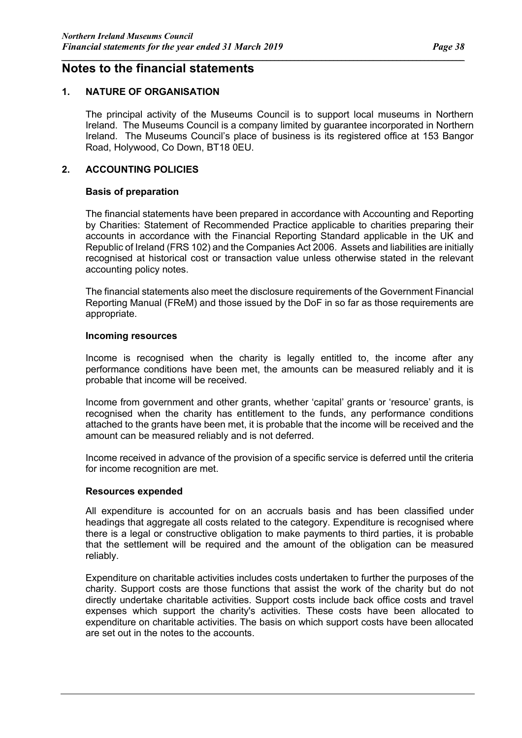# Notes to the financial statements

## 1. NATURE OF ORGANISATION

The principal activity of the Museums Council is to support local museums in Northern Ireland. The Museums Council is a company limited by guarantee incorporated in Northern Ireland. The Museums Council's place of business is its registered office at 153 Bangor Road, Holywood, Co Down, BT18 0EU.

## 2. ACCOUNTING POLICIES

### Basis of preparation

The financial statements have been prepared in accordance with Accounting and Reporting by Charities: Statement of Recommended Practice applicable to charities preparing their accounts in accordance with the Financial Reporting Standard applicable in the UK and Republic of Ireland (FRS 102) and the Companies Act 2006. Assets and liabilities are initially recognised at historical cost or transaction value unless otherwise stated in the relevant accounting policy notes.

The financial statements also meet the disclosure requirements of the Government Financial Reporting Manual (FReM) and those issued by the DoF in so far as those requirements are appropriate.

### Incoming resources

Income is recognised when the charity is legally entitled to, the income after any performance conditions have been met, the amounts can be measured reliably and it is probable that income will be received.

Income from government and other grants, whether 'capital' grants or 'resource' grants, is recognised when the charity has entitlement to the funds, any performance conditions attached to the grants have been met, it is probable that the income will be received and the amount can be measured reliably and is not deferred.

Income received in advance of the provision of a specific service is deferred until the criteria for income recognition are met.

### Resources expended

All expenditure is accounted for on an accruals basis and has been classified under headings that aggregate all costs related to the category. Expenditure is recognised where there is a legal or constructive obligation to make payments to third parties, it is probable that the settlement will be required and the amount of the obligation can be measured reliably.

Expenditure on charitable activities includes costs undertaken to further the purposes of the charity. Support costs are those functions that assist the work of the charity but do not directly undertake charitable activities. Support costs include back office costs and travel expenses which support the charity's activities. These costs have been allocated to expenditure on charitable activities. The basis on which support costs have been allocated are set out in the notes to the accounts.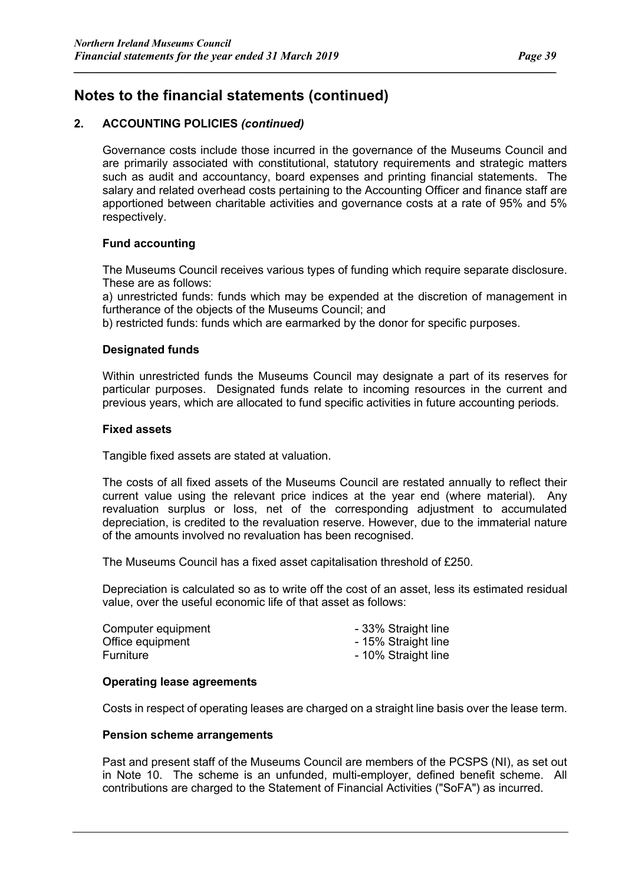# Notes to the financial statements (continued)

## 2. ACCOUNTING POLICIES *(continued)*

Governance costs include those incurred in the governance of the Museums Council and are primarily associated with constitutional, statutory requirements and strategic matters such as audit and accountancy, board expenses and printing financial statements. The salary and related overhead costs pertaining to the Accounting Officer and finance staff are apportioned between charitable activities and governance costs at a rate of 95% and 5% respectively.

### Fund accounting

The Museums Council receives various types of funding which require separate disclosure. These are as follows:

a) unrestricted funds: funds which may be expended at the discretion of management in furtherance of the objects of the Museums Council; and

b) restricted funds: funds which are earmarked by the donor for specific purposes.

### Designated funds

Within unrestricted funds the Museums Council may designate a part of its reserves for particular purposes. Designated funds relate to incoming resources in the current and previous years, which are allocated to fund specific activities in future accounting periods.

### Fixed assets

Tangible fixed assets are stated at valuation.

The costs of all fixed assets of the Museums Council are restated annually to reflect their current value using the relevant price indices at the year end (where material). Any revaluation surplus or loss, net of the corresponding adjustment to accumulated depreciation, is credited to the revaluation reserve. However, due to the immaterial nature of the amounts involved no revaluation has been recognised.

The Museums Council has a fixed asset capitalisation threshold of £250.

Depreciation is calculated so as to write off the cost of an asset, less its estimated residual value, over the useful economic life of that asset as follows:

| | |
|---|---|
| Computer equipment | - 33% Straight line |
| Office equipment | - 15% Straight line |
| Furniture | - 10% Straight line |

### Operating lease agreements

Costs in respect of operating leases are charged on a straight line basis over the lease term.

### Pension scheme arrangements

Past and present staff of the Museums Council are members of the PCSPS (NI), as set out in Note 10. The scheme is an unfunded, multi-employer, defined benefit scheme. All contributions are charged to the Statement of Financial Activities ("SoFA") as incurred.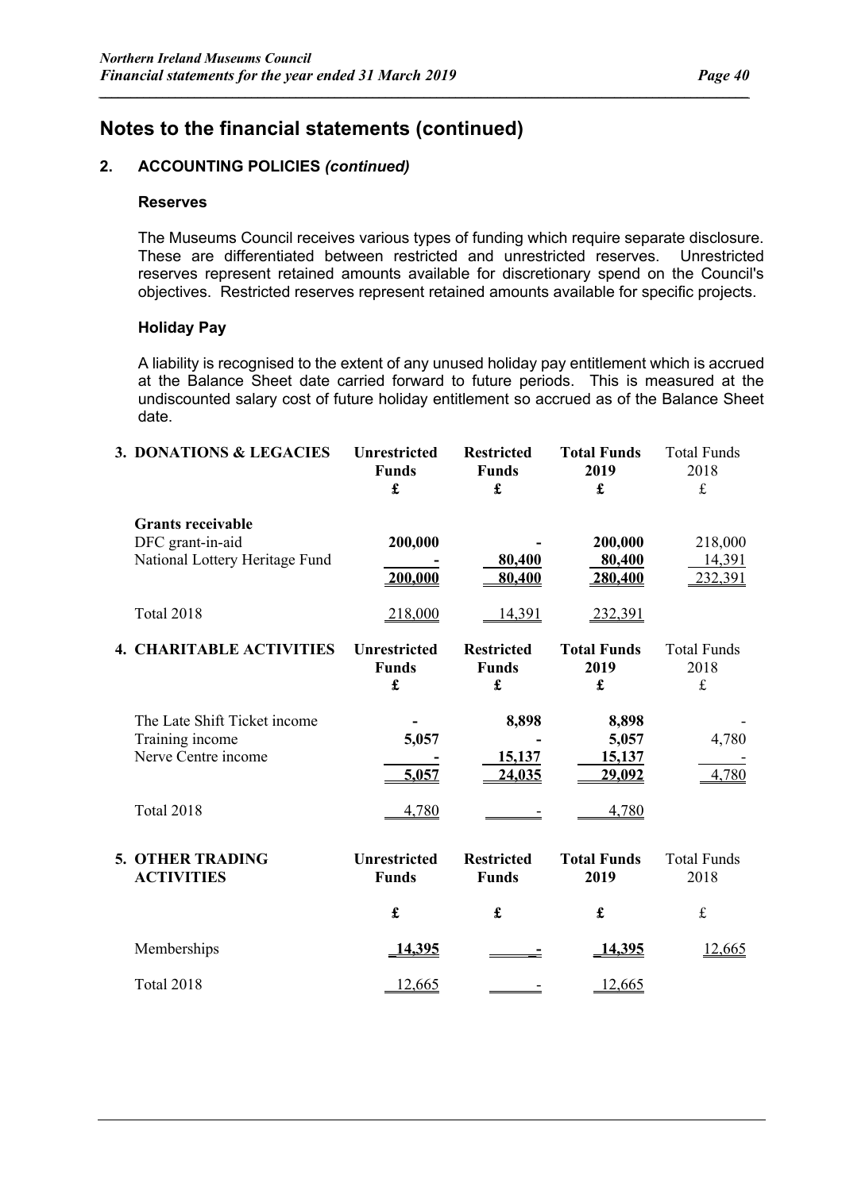# Notes to the financial statements (continued)

## 2. ACCOUNTING POLICIES *(continued)*

### Reserves

The Museums Council receives various types of funding which require separate disclosure. These are differentiated between restricted and unrestricted reserves. Unrestricted reserves represent retained amounts available for discretionary spend on the Council's objectives. Restricted reserves represent retained amounts available for specific projects.

### Holiday Pay

A liability is recognised to the extent of any unused holiday pay entitlement which is accrued at the Balance Sheet date carried forward to future periods. This is measured at the undiscounted salary cost of future holiday entitlement so accrued as of the Balance Sheet date.

| **3. DONATIONS & LEGACIES** | **Unrestricted Funds £** | **Restricted Funds £** | **Total Funds 2019 £** | Total Funds 2018 £ |
|---|---|---|---|---|
| **Grants receivable** | | | | |
| DFC grant-in-aid | **200,000** | **-** | **200,000** | 218,000 |
| National Lottery Heritage Fund | **-** | **80,400** | **80,400** | 14,391 |
| | **200,000** | **80,400** | **280,400** | 232,391 |
| Total 2018 | 218,000 | 14,391 | 232,391 | |

| **4. CHARITABLE ACTIVITIES** | **Unrestricted Funds £** | **Restricted Funds £** | **Total Funds 2019 £** | Total Funds 2018 £ |
|---|---|---|---|---|
| The Late Shift Ticket income | **-** | **8,898** | **8,898** | - |
| Training income | **5,057** | **-** | **5,057** | 4,780 |
| Nerve Centre income | **-** | **15,137** | **15,137** | - |
| | **5,057** | **24,035** | **29,092** | 4,780 |
| Total 2018 | 4,780 | - | 4,780 | |

| **5. OTHER TRADING ACTIVITIES** | **Unrestricted Funds £** | **Restricted Funds £** | **Total Funds 2019 £** | Total Funds 2018 £ |
|---|---|---|---|---|
| Memberships | **14,395** | **-** | **14,395** | 12,665 |
| Total 2018 | 12,665 | - | 12,665 | |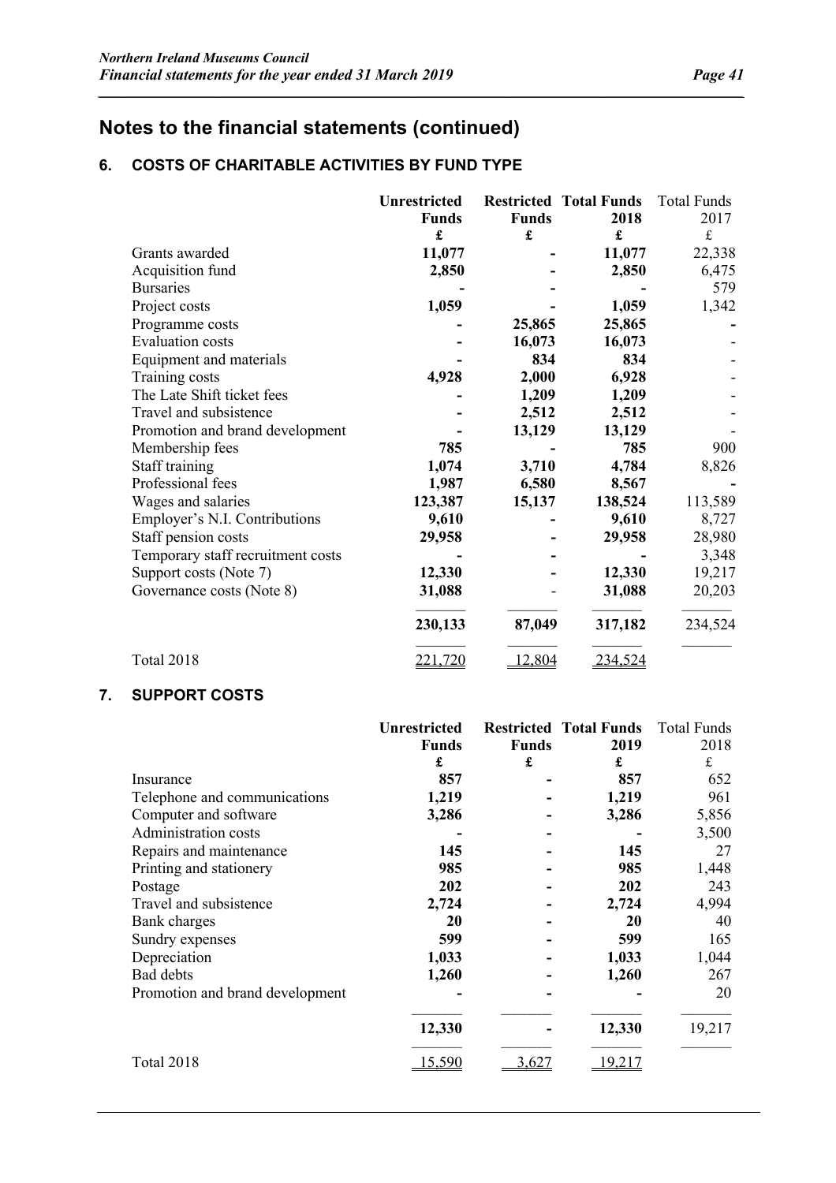# Notes to the financial statements (continued)

## 6. COSTS OF CHARITABLE ACTIVITIES BY FUND TYPE

| | **Unrestricted Funds** | **Restricted Funds** | **Total Funds 2018** | Total Funds 2017 |
|---|---|---|---|---|
| | **£** | **£** | **£** | £ |
| Grants awarded | **11,077** | **-** | **11,077** | 22,338 |
| Acquisition fund | **2,850** | **-** | **2,850** | 6,475 |
| Bursaries | **-** | **-** | **-** | 579 |
| Project costs | **1,059** | **-** | **1,059** | 1,342 |
| Programme costs | **-** | **25,865** | **25,865** | **-** |
| Evaluation costs | **-** | **16,073** | **16,073** | - |
| Equipment and materials | **-** | **834** | **834** | - |
| Training costs | **4,928** | **2,000** | **6,928** | - |
| The Late Shift ticket fees | **-** | **1,209** | **1,209** | - |
| Travel and subsistence | **-** | **2,512** | **2,512** | - |
| Promotion and brand development | **-** | **13,129** | **13,129** | - |
| Membership fees | **785** | **-** | **785** | 900 |
| Staff training | **1,074** | **3,710** | **4,784** | 8,826 |
| Professional fees | **1,987** | **6,580** | **8,567** | **-** |
| Wages and salaries | **123,387** | **15,137** | **138,524** | 113,589 |
| Employer's N.I. Contributions | **9,610** | **-** | **9,610** | 8,727 |
| Staff pension costs | **29,958** | **-** | **29,958** | 28,980 |
| Temporary staff recruitment costs | **-** | **-** | **-** | 3,348 |
| Support costs (Note 7) | **12,330** | **-** | **12,330** | 19,217 |
| Governance costs (Note 8) | **31,088** | - | **31,088** | 20,203 |
| | **230,133** | **87,049** | **317,182** | 234,524 |
| Total 2018 | 221,720 | 12,804 | 234,524 | |

## 7. SUPPORT COSTS

| | **Unrestricted Funds** | **Restricted Funds** | **Total Funds 2019** | Total Funds 2018 |
|---|---|---|---|---|
| | **£** | **£** | **£** | £ |
| Insurance | **857** | **-** | **857** | 652 |
| Telephone and communications | **1,219** | **-** | **1,219** | 961 |
| Computer and software | **3,286** | **-** | **3,286** | 5,856 |
| Administration costs | **-** | **-** | **-** | 3,500 |
| Repairs and maintenance | **145** | **-** | **145** | 27 |
| Printing and stationery | **985** | **-** | **985** | 1,448 |
| Postage | **202** | **-** | **202** | 243 |
| Travel and subsistence | **2,724** | **-** | **2,724** | 4,994 |
| Bank charges | **20** | **-** | **20** | 40 |
| Sundry expenses | **599** | **-** | **599** | 165 |
| Depreciation | **1,033** | **-** | **1,033** | 1,044 |
| Bad debts | **1,260** | **-** | **1,260** | 267 |
| Promotion and brand development | **-** | **-** | **-** | 20 |
| | **12,330** | **-** | **12,330** | 19,217 |
| Total 2018 | 15,590 | 3,627 | 19,217 | |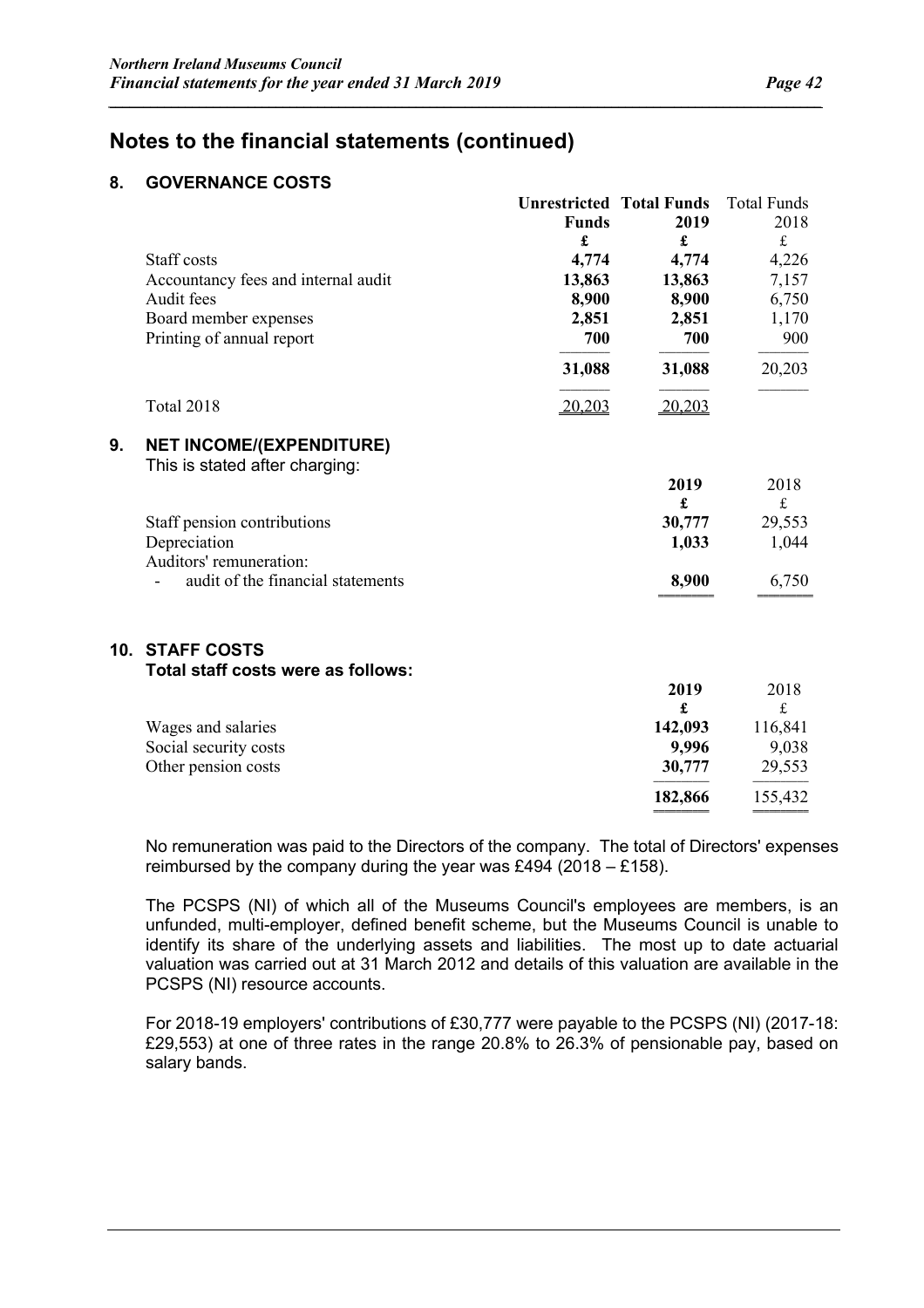## Notes to the financial statements (continued)

### 8. GOVERNANCE COSTS

| | Unrestricted Funds | Total Funds 2019 | Total Funds 2018 |
|---|---|---|---|
| | £ | £ | £ |
| Staff costs | **4,774** | **4,774** | 4,226 |
| Accountancy fees and internal audit | **13,863** | **13,863** | 7,157 |
| Audit fees | **8,900** | **8,900** | 6,750 |
| Board member expenses | **2,851** | **2,851** | 1,170 |
| Printing of annual report | **700** | **700** | 900 |
| | **31,088** | **31,088** | 20,203 |
| Total 2018 | 20,203 | 20,203 | |

### 9. NET INCOME/(EXPENDITURE)

This is stated after charging:

| | 2019 | 2018 |
|---|---|---|
| | £ | £ |
| Staff pension contributions | **30,777** | 29,553 |
| Depreciation | **1,033** | 1,044 |
| Auditors' remuneration: | | |
| - audit of the financial statements | **8,900** | 6,750 |

### 10. STAFF COSTS

**Total staff costs were as follows:**

| | 2019 | 2018 |
|---|---|---|
| | £ | £ |
| Wages and salaries | **142,093** | 116,841 |
| Social security costs | **9,996** | 9,038 |
| Other pension costs | **30,777** | 29,553 |
| | **182,866** | 155,432 |

No remuneration was paid to the Directors of the company. The total of Directors' expenses reimbursed by the company during the year was £494 (2018 – £158).

The PCSPS (NI) of which all of the Museums Council's employees are members, is an unfunded, multi-employer, defined benefit scheme, but the Museums Council is unable to identify its share of the underlying assets and liabilities. The most up to date actuarial valuation was carried out at 31 March 2012 and details of this valuation are available in the PCSPS (NI) resource accounts.

For 2018-19 employers' contributions of £30,777 were payable to the PCSPS (NI) (2017-18: £29,553) at one of three rates in the range 20.8% to 26.3% of pensionable pay, based on salary bands.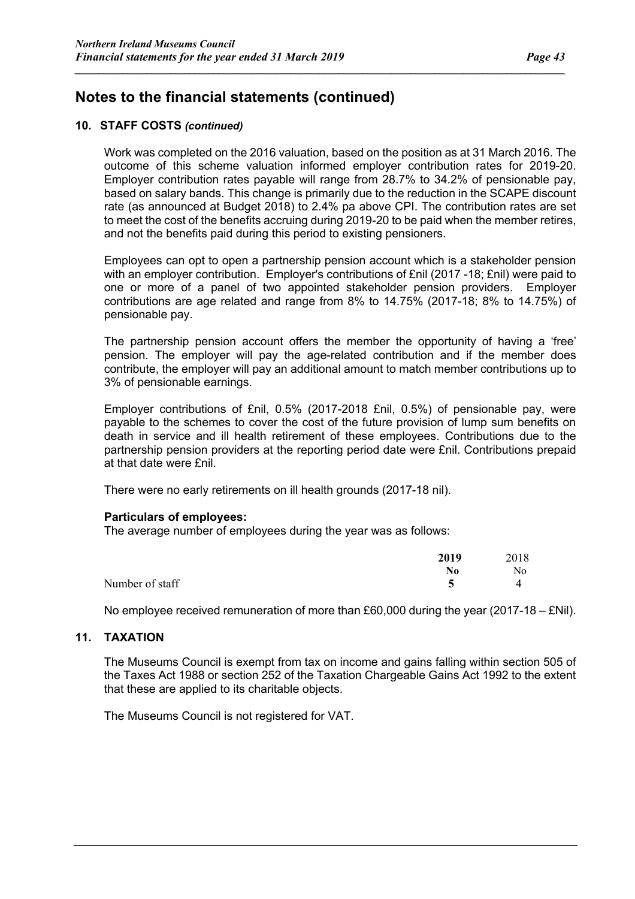## Notes to the financial statements (continued)

### 10. STAFF COSTS *(continued)*

Work was completed on the 2016 valuation, based on the position as at 31 March 2016. The outcome of this scheme valuation informed employer contribution rates for 2019-20. Employer contribution rates payable will range from 28.7% to 34.2% of pensionable pay, based on salary bands. This change is primarily due to the reduction in the SCAPE discount rate (as announced at Budget 2018) to 2.4% pa above CPI. The contribution rates are set to meet the cost of the benefits accruing during 2019-20 to be paid when the member retires, and not the benefits paid during this period to existing pensioners.

Employees can opt to open a partnership pension account which is a stakeholder pension with an employer contribution. Employer's contributions of £nil (2017 -18; £nil) were paid to one or more of a panel of two appointed stakeholder pension providers. Employer contributions are age related and range from 8% to 14.75% (2017-18; 8% to 14.75%) of pensionable pay.

The partnership pension account offers the member the opportunity of having a 'free' pension. The employer will pay the age-related contribution and if the member does contribute, the employer will pay an additional amount to match member contributions up to 3% of pensionable earnings.

Employer contributions of £nil, 0.5% (2017-2018 £nil, 0.5%) of pensionable pay, were payable to the schemes to cover the cost of the future provision of lump sum benefits on death in service and ill health retirement of these employees. Contributions due to the partnership pension providers at the reporting period date were £nil. Contributions prepaid at that date were £nil.

There were no early retirements on ill health grounds (2017-18 nil).

**Particulars of employees:**
The average number of employees during the year was as follows:

| | **2019** | 2018 |
|---|---|---|
| | **No** | No |
| Number of staff | **5** | 4 |

No employee received remuneration of more than £60,000 during the year (2017-18 – £Nil).

### 11. TAXATION

The Museums Council is exempt from tax on income and gains falling within section 505 of the Taxes Act 1988 or section 252 of the Taxation Chargeable Gains Act 1992 to the extent that these are applied to its charitable objects.

The Museums Council is not registered for VAT.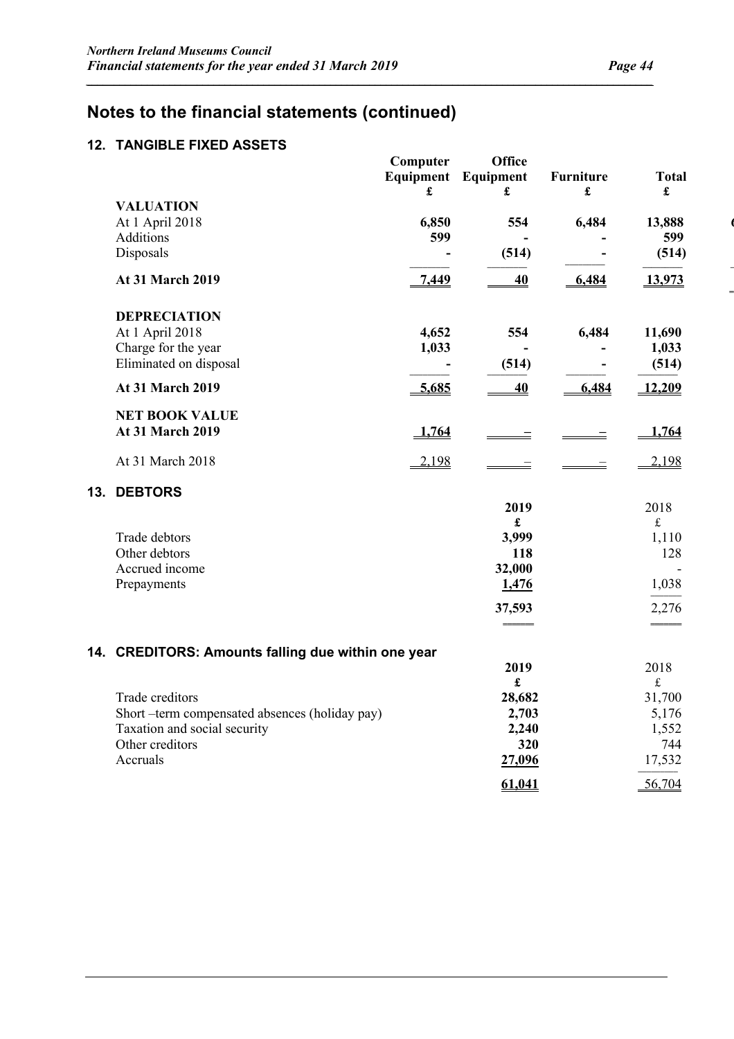# Notes to the financial statements (continued)

## 12. TANGIBLE FIXED ASSETS

| | Computer Equipment £ | Office Equipment £ | Furniture £ | Total £ |
|---|---|---|---|---|
| **VALUATION** | | | | |
| At 1 April 2018 | **6,850** | **554** | **6,484** | **13,888** |
| Additions | **599** | **-** | **-** | **599** |
| Disposals | **-** | **(514)** | **-** | **(514)** |
| **At 31 March 2019** | **7,449** | **40** | **6,484** | **13,973** |
| **DEPRECIATION** | | | | |
| At 1 April 2018 | **4,652** | **554** | **6,484** | **11,690** |
| Charge for the year | **1,033** | **-** | **-** | **1,033** |
| Eliminated on disposal | **-** | **(514)** | **-** | **(514)** |
| **At 31 March 2019** | **5,685** | **40** | **6,484** | **12,209** |
| **NET BOOK VALUE** | | | | |
| **At 31 March 2019** | **1,764** | **-** | **-** | **1,764** |
| At 31 March 2018 | 2,198 | - | - | 2,198 |

## 13. DEBTORS

| | 2019 £ | 2018 £ |
|---|---|---|
| Trade debtors | **3,999** | 1,110 |
| Other debtors | **118** | 128 |
| Accrued income | **32,000** | - |
| Prepayments | **1,476** | 1,038 |
| | **37,593** | 2,276 |

## 14. CREDITORS: Amounts falling due within one year

| | 2019 £ | 2018 £ |
|---|---|---|
| Trade creditors | **28,682** | 31,700 |
| Short –term compensated absences (holiday pay) | **2,703** | 5,176 |
| Taxation and social security | **2,240** | 1,552 |
| Other creditors | **320** | 744 |
| Accruals | **27,096** | 17,532 |
| | **61,041** | 56,704 |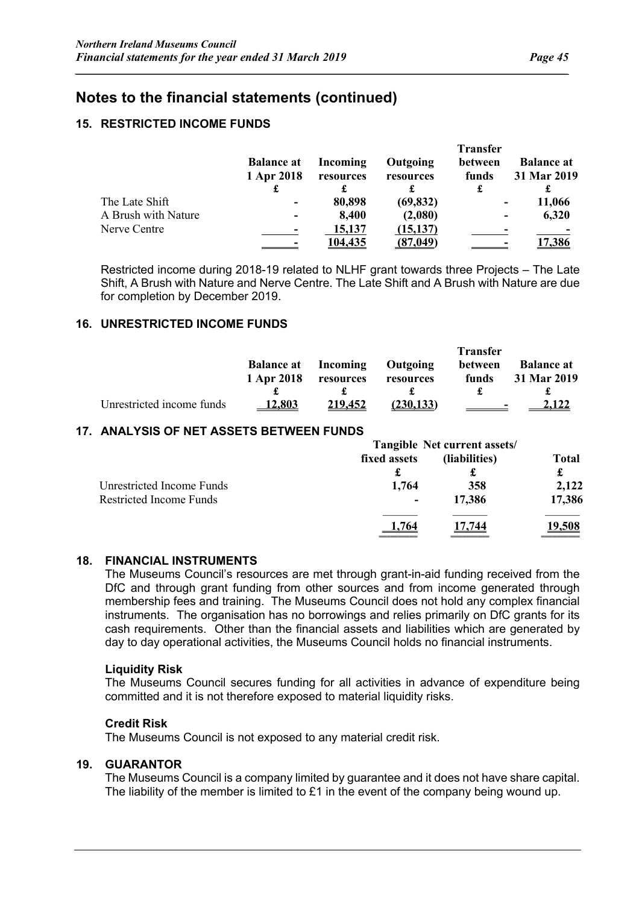## Notes to the financial statements (continued)

### 15. RESTRICTED INCOME FUNDS

| | Balance at 1 Apr 2018 | Incoming resources | Outgoing resources | Transfer between funds | Balance at 31 Mar 2019 |
|---|---|---|---|---|---|
| | £ | £ | £ | £ | £ |
| The Late Shift | - | 80,898 | (69,832) | - | 11,066 |
| A Brush with Nature | - | 8,400 | (2,080) | - | 6,320 |
| Nerve Centre | - | 15,137 | (15,137) | - | - |
| | - | 104,435 | (87,049) | - | 17,386 |

Restricted income during 2018-19 related to NLHF grant towards three Projects – The Late Shift, A Brush with Nature and Nerve Centre. The Late Shift and A Brush with Nature are due for completion by December 2019.

### 16. UNRESTRICTED INCOME FUNDS

| | Balance at 1 Apr 2018 | Incoming resources | Outgoing resources | Transfer between funds | Balance at 31 Mar 2019 |
|---|---|---|---|---|---|
| | £ | £ | £ | £ | £ |
| Unrestricted income funds | 12,803 | 219,452 | (230,133) | - | 2,122 |

### 17. ANALYSIS OF NET ASSETS BETWEEN FUNDS

| | Tangible fixed assets | Net current assets/ (liabilities) | Total |
|---|---|---|---|
| | £ | £ | £ |
| Unrestricted Income Funds | 1,764 | 358 | 2,122 |
| Restricted Income Funds | - | 17,386 | 17,386 |
| | 1,764 | 17,744 | 19,508 |

### 18. FINANCIAL INSTRUMENTS

The Museums Council's resources are met through grant-in-aid funding received from the DfC and through grant funding from other sources and from income generated through membership fees and training. The Museums Council does not hold any complex financial instruments. The organisation has no borrowings and relies primarily on DfC grants for its cash requirements. Other than the financial assets and liabilities which are generated by day to day operational activities, the Museums Council holds no financial instruments.

**Liquidity Risk**

The Museums Council secures funding for all activities in advance of expenditure being committed and it is not therefore exposed to material liquidity risks.

**Credit Risk**

The Museums Council is not exposed to any material credit risk.

### 19. GUARANTOR

The Museums Council is a company limited by guarantee and it does not have share capital. The liability of the member is limited to £1 in the event of the company being wound up.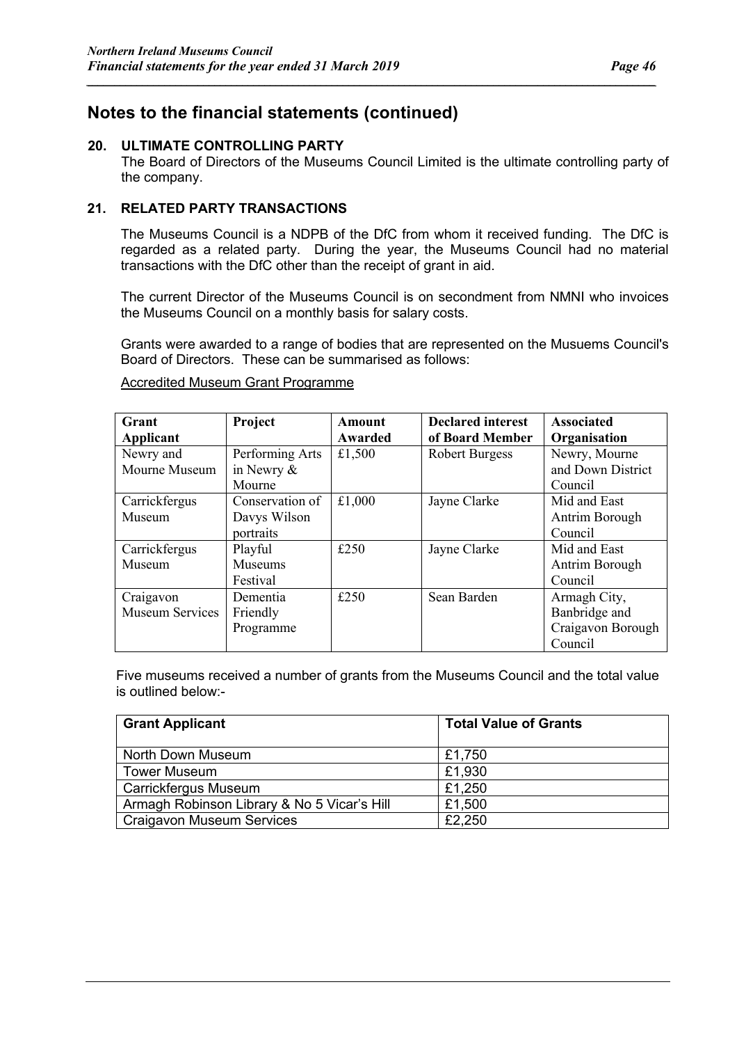## Notes to the financial statements (continued)

### 20. ULTIMATE CONTROLLING PARTY

The Board of Directors of the Museums Council Limited is the ultimate controlling party of the company.

### 21. RELATED PARTY TRANSACTIONS

The Museums Council is a NDPB of the DfC from whom it received funding. The DfC is regarded as a related party. During the year, the Museums Council had no material transactions with the DfC other than the receipt of grant in aid.

The current Director of the Museums Council is on secondment from NMNI who invoices the Museums Council on a monthly basis for salary costs.

Grants were awarded to a range of bodies that are represented on the Musuems Council's Board of Directors. These can be summarised as follows:

Accredited Museum Grant Programme

| Grant Applicant | Project | Amount Awarded | Declared interest of Board Member | Associated Organisation |
|---|---|---|---|---|
| Newry and Mourne Museum | Performing Arts in Newry & Mourne | £1,500 | Robert Burgess | Newry, Mourne and Down District Council |
| Carrickfergus Museum | Conservation of Davys Wilson portraits | £1,000 | Jayne Clarke | Mid and East Antrim Borough Council |
| Carrickfergus Museum | Playful Museums Festival | £250 | Jayne Clarke | Mid and East Antrim Borough Council |
| Craigavon Museum Services | Dementia Friendly Programme | £250 | Sean Barden | Armagh City, Banbridge and Craigavon Borough Council |

Five museums received a number of grants from the Museums Council and the total value is outlined below:-

| Grant Applicant | Total Value of Grants |
|---|---|
| North Down Museum | £1,750 |
| Tower Museum | £1,930 |
| Carrickfergus Museum | £1,250 |
| Armagh Robinson Library & No 5 Vicar's Hill | £1,500 |
| Craigavon Museum Services | £2,250 |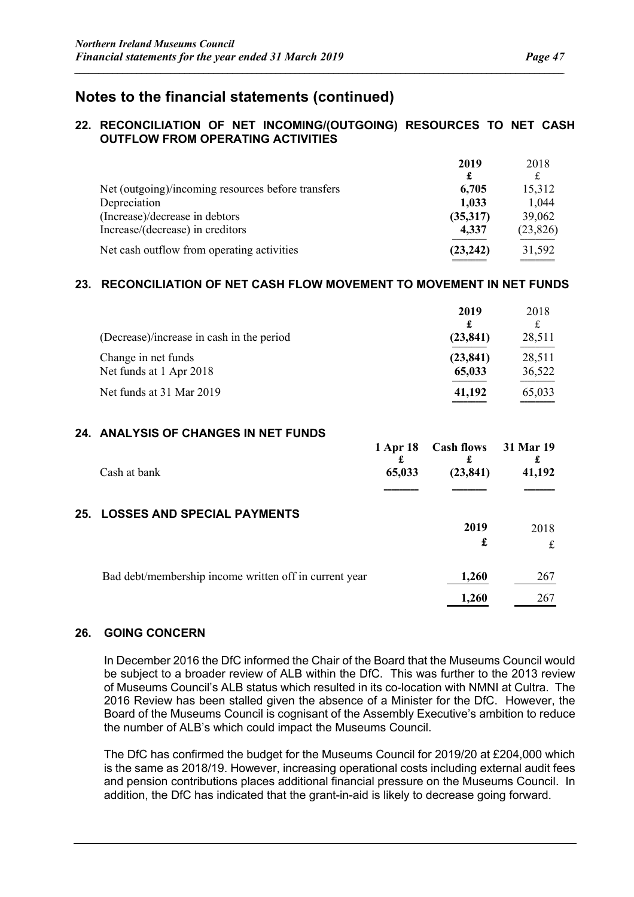# Notes to the financial statements (continued)

## 22. RECONCILIATION OF NET INCOMING/(OUTGOING) RESOURCES TO NET CASH OUTFLOW FROM OPERATING ACTIVITIES

| | 2019 | 2018 |
|---|---|---|
| | £ | £ |
| Net (outgoing)/incoming resources before transfers | 6,705 | 15,312 |
| Depreciation | 1,033 | 1,044 |
| (Increase)/decrease in debtors | (35,317) | 39,062 |
| Increase/(decrease) in creditors | 4,337 | (23,826) |
| Net cash outflow from operating activities | (23,242) | 31,592 |

## 23. RECONCILIATION OF NET CASH FLOW MOVEMENT TO MOVEMENT IN NET FUNDS

| | 2019 | 2018 |
|---|---|---|
| | £ | £ |
| (Decrease)/increase in cash in the period | (23,841) | 28,511 |
| Change in net funds | (23,841) | 28,511 |
| Net funds at 1 Apr 2018 | 65,033 | 36,522 |
| Net funds at 31 Mar 2019 | 41,192 | 65,033 |

## 24. ANALYSIS OF CHANGES IN NET FUNDS

| | 1 Apr 18 | Cash flows | 31 Mar 19 |
|---|---|---|---|
| | £ | £ | £ |
| Cash at bank | 65,033 | (23,841) | 41,192 |

## 25. LOSSES AND SPECIAL PAYMENTS

| | 2019 | 2018 |
|---|---|---|
| | £ | £ |
| Bad debt/membership income written off in current year | 1,260 | 267 |
| | 1,260 | 267 |

## 26. GOING CONCERN

In December 2016 the DfC informed the Chair of the Board that the Museums Council would be subject to a broader review of ALB within the DfC. This was further to the 2013 review of Museums Council's ALB status which resulted in its co-location with NMNI at Cultra. The 2016 Review has been stalled given the absence of a Minister for the DfC. However, the Board of the Museums Council is cognisant of the Assembly Executive's ambition to reduce the number of ALB's which could impact the Museums Council.

The DfC has confirmed the budget for the Museums Council for 2019/20 at £204,000 which is the same as 2018/19. However, increasing operational costs including external audit fees and pension contributions places additional financial pressure on the Museums Council. In addition, the DfC has indicated that the grant-in-aid is likely to decrease going forward.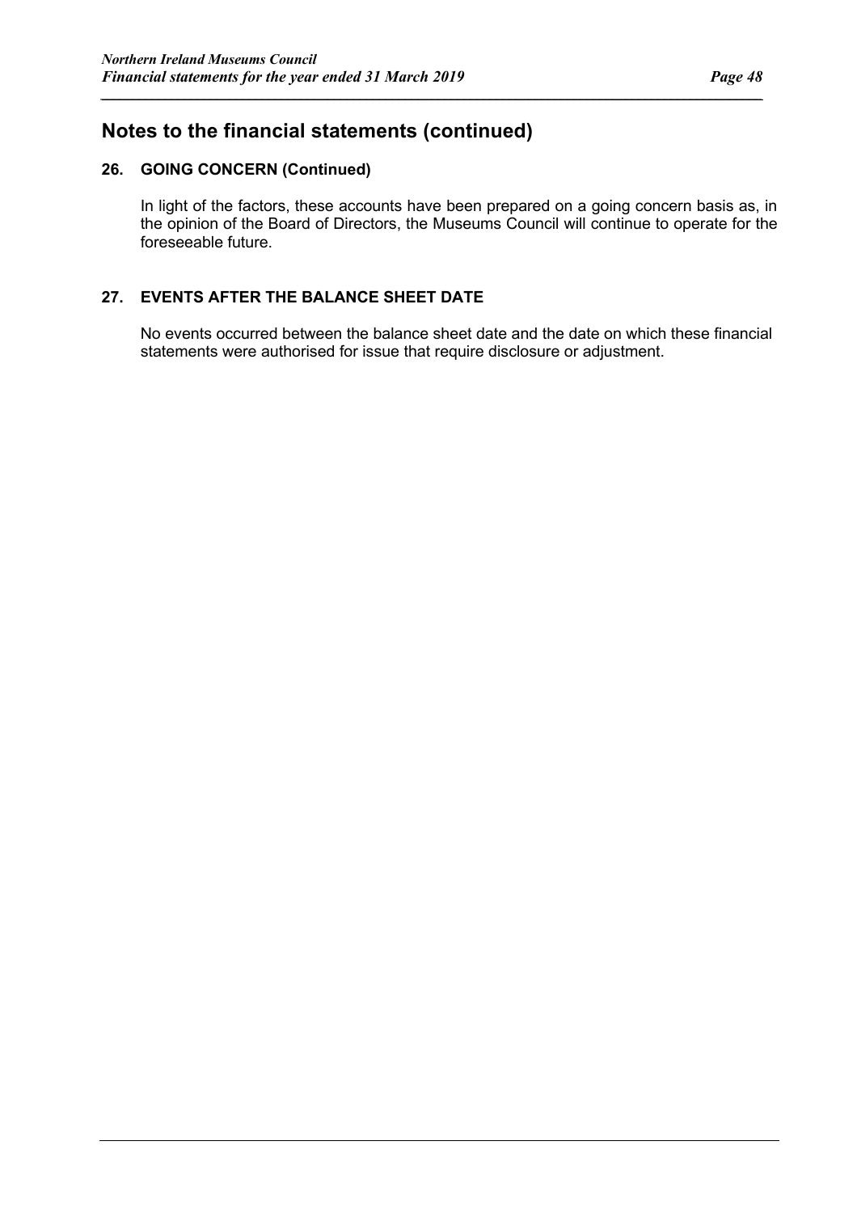## Notes to the financial statements (continued)

### 26. GOING CONCERN (Continued)

In light of the factors, these accounts have been prepared on a going concern basis as, in the opinion of the Board of Directors, the Museums Council will continue to operate for the foreseeable future.

### 27. EVENTS AFTER THE BALANCE SHEET DATE

No events occurred between the balance sheet date and the date on which these financial statements were authorised for issue that require disclosure or adjustment.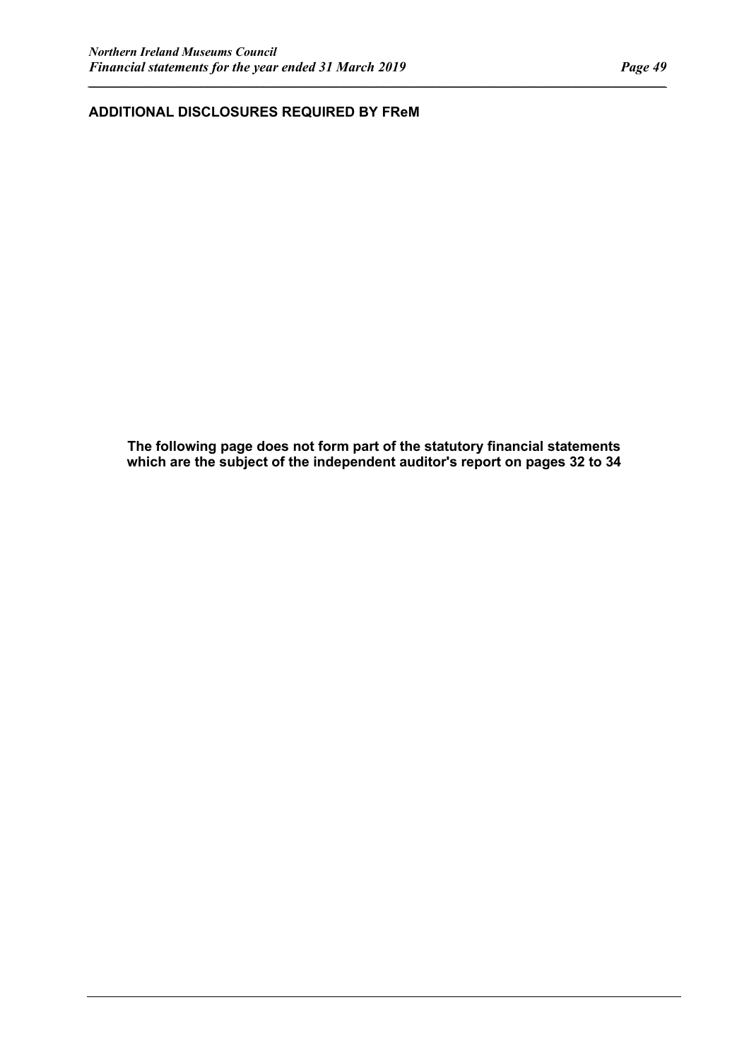## ADDITIONAL DISCLOSURES REQUIRED BY FReM

**The following page does not form part of the statutory financial statements which are the subject of the independent auditor's report on pages 32 to 34**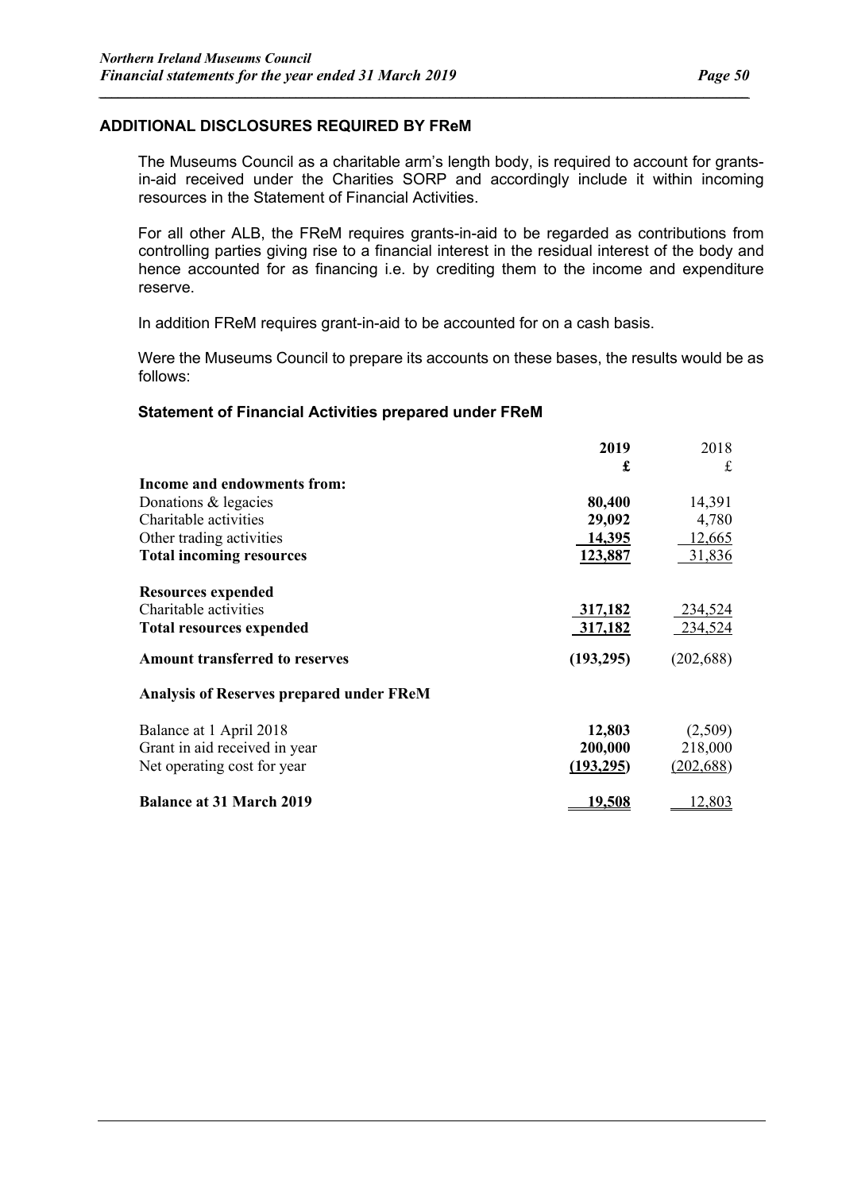## ADDITIONAL DISCLOSURES REQUIRED BY FReM

The Museums Council as a charitable arm's length body, is required to account for grants-in-aid received under the Charities SORP and accordingly include it within incoming resources in the Statement of Financial Activities.

For all other ALB, the FReM requires grants-in-aid to be regarded as contributions from controlling parties giving rise to a financial interest in the residual interest of the body and hence accounted for as financing i.e. by crediting them to the income and expenditure reserve.

In addition FReM requires grant-in-aid to be accounted for on a cash basis.

Were the Museums Council to prepare its accounts on these bases, the results would be as follows:

### Statement of Financial Activities prepared under FReM

| | **2019** | 2018 |
|---|---|---|
| | **£** | £ |
| **Income and endowments from:** | | |
| Donations & legacies | **80,400** | 14,391 |
| Charitable activities | **29,092** | 4,780 |
| Other trading activities | **14,395** | 12,665 |
| **Total incoming resources** | **123,887** | 31,836 |
| | | |
| **Resources expended** | | |
| Charitable activities | **317,182** | 234,524 |
| **Total resources expended** | **317,182** | 234,524 |
| | | |
| **Amount transferred to reserves** | **(193,295)** | (202,688) |
| | | |
| **Analysis of Reserves prepared under FReM** | | |
| | | |
| Balance at 1 April 2018 | **12,803** | (2,509) |
| Grant in aid received in year | **200,000** | 218,000 |
| Net operating cost for year | **(193,295)** | (202,688) |
| | | |
| **Balance at 31 March 2019** | **19,508** | 12,803 |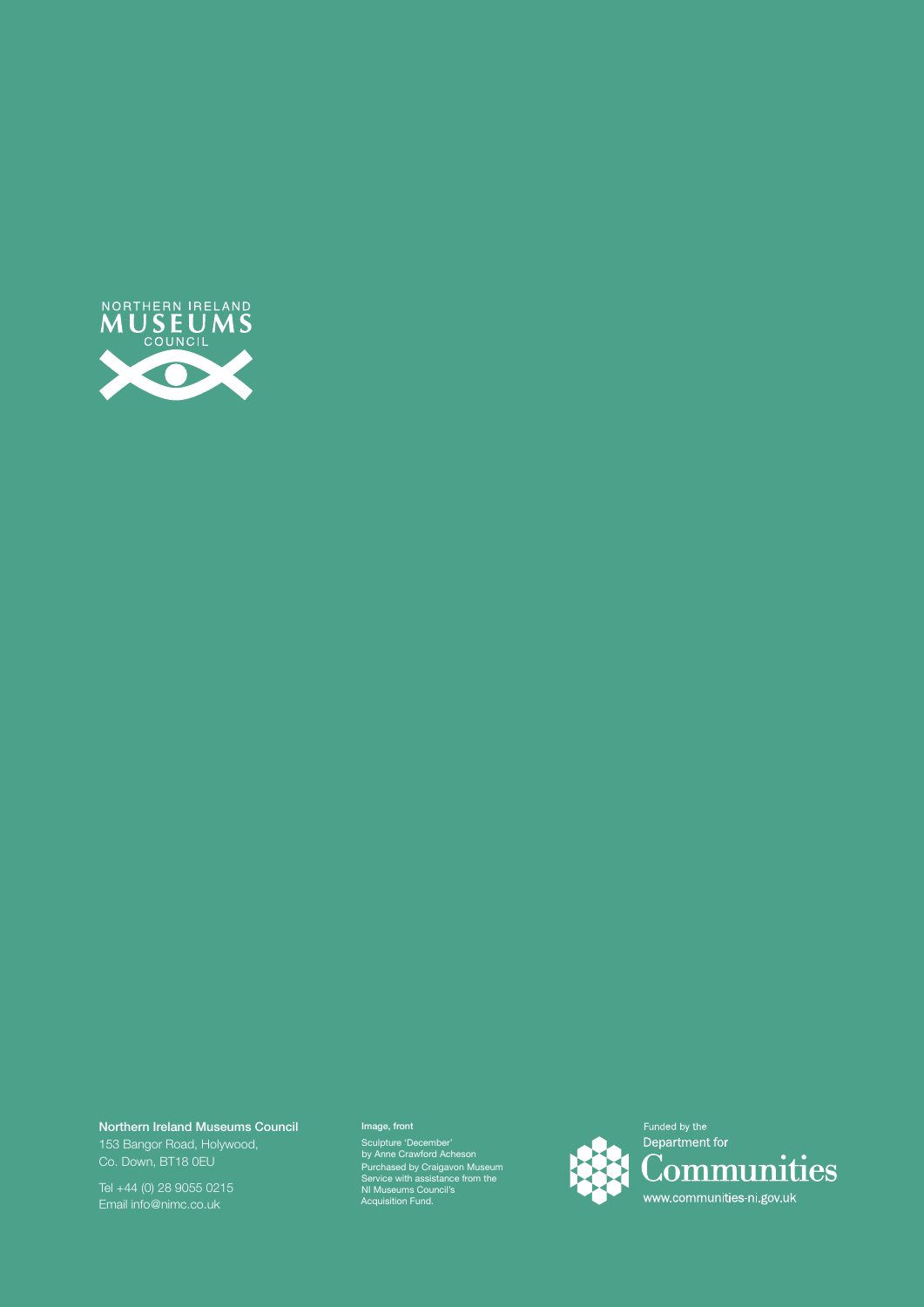NORTHERN IRELAND
MUSEUMS
COUNCIL

**Northern Ireland Museums Council**
153 Bangor Road, Holywood,
Co. Down, BT18 0EU

Tel +44 (0) 28 9055 0215
Email info@nimc.co.uk

**Image, front**

Sculpture 'December'
by Anne Crawford Acheson
Purchased by Craigavon Museum
Service with assistance from the
NI Museums Council's
Acquisition Fund.

Funded by the
Department for
Communities
www.communities-ni.gov.uk